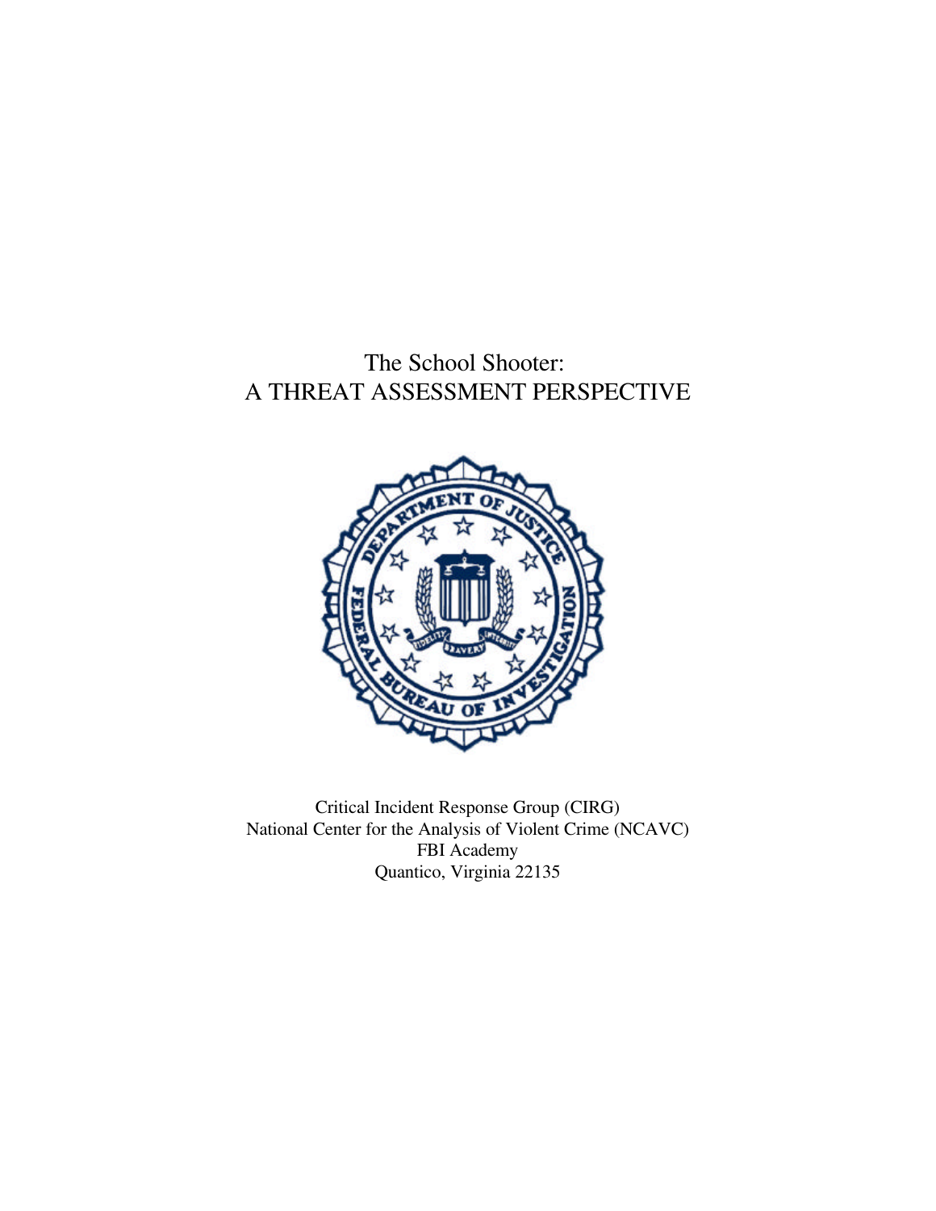# The School Shooter:
# A THREAT ASSESSMENT PERSPECTIVE

Critical Incident Response Group (CIRG)
National Center for the Analysis of Violent Crime (NCAVC)
FBI Academy
Quantico, Virginia 22135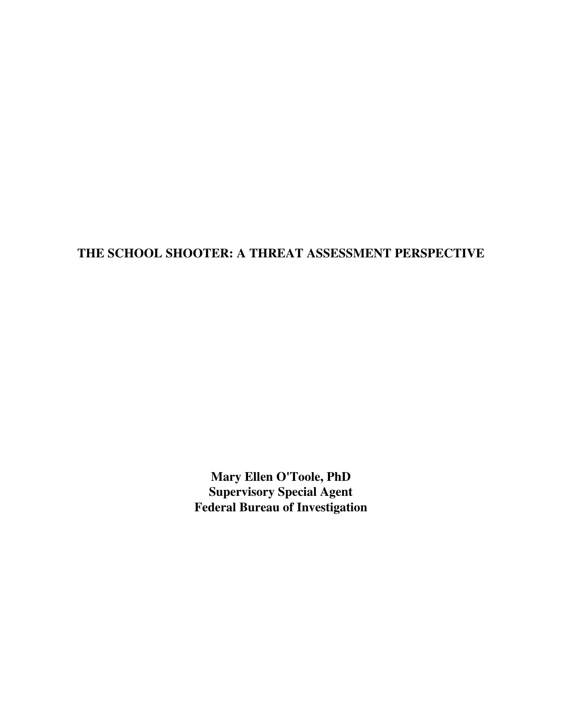# THE SCHOOL SHOOTER: A THREAT ASSESSMENT PERSPECTIVE

**Mary Ellen O'Toole, PhD**
**Supervisory Special Agent**
**Federal Bureau of Investigation**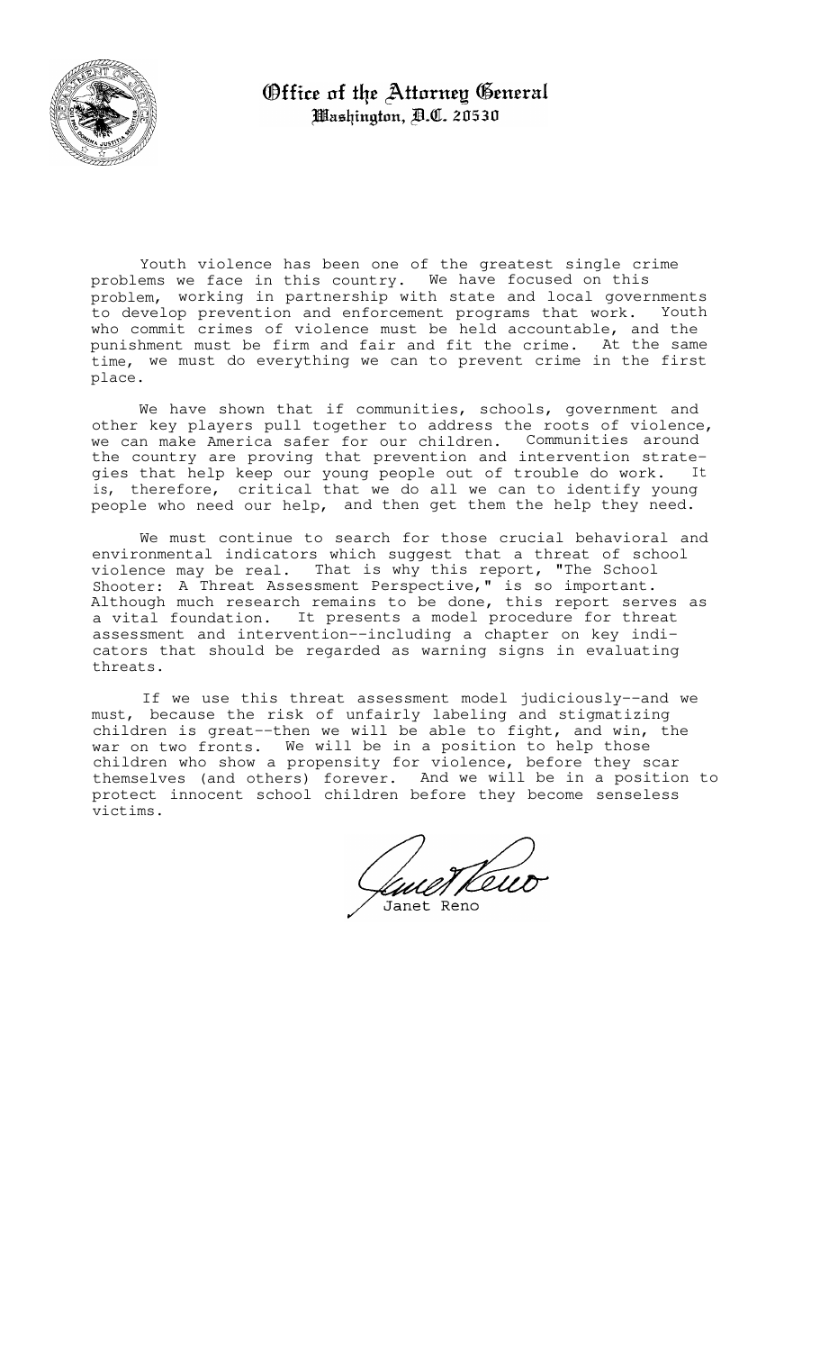**Office of the Attorney General**
**Washington, D.C. 20530**

Youth violence has been one of the greatest single crime problems we face in this country. We have focused on this problem, working in partnership with state and local governments to develop prevention and enforcement programs that work. Youth who commit crimes of violence must be held accountable, and the punishment must be firm and fair and fit the crime. At the same time, we must do everything we can to prevent crime in the first place.

We have shown that if communities, schools, government and other key players pull together to address the roots of violence, we can make America safer for our children. Communities around the country are proving that prevention and intervention strategies that help keep our young people out of trouble do work. It is, therefore, critical that we do all we can to identify young people who need our help, and then get them the help they need.

We must continue to search for those crucial behavioral and environmental indicators which suggest that a threat of school violence may be real. That is why this report, "The School Shooter: A Threat Assessment Perspective," is so important. Although much research remains to be done, this report serves as a vital foundation. It presents a model procedure for threat assessment and intervention--including a chapter on key indicators that should be regarded as warning signs in evaluating threats.

If we use this threat assessment model judiciously--and we must, because the risk of unfairly labeling and stigmatizing children is great--then we will be able to fight, and win, the war on two fronts. We will be in a position to help those children who show a propensity for violence, before they scar themselves (and others) forever. And we will be in a position to protect innocent school children before they become senseless victims.

Janet Reno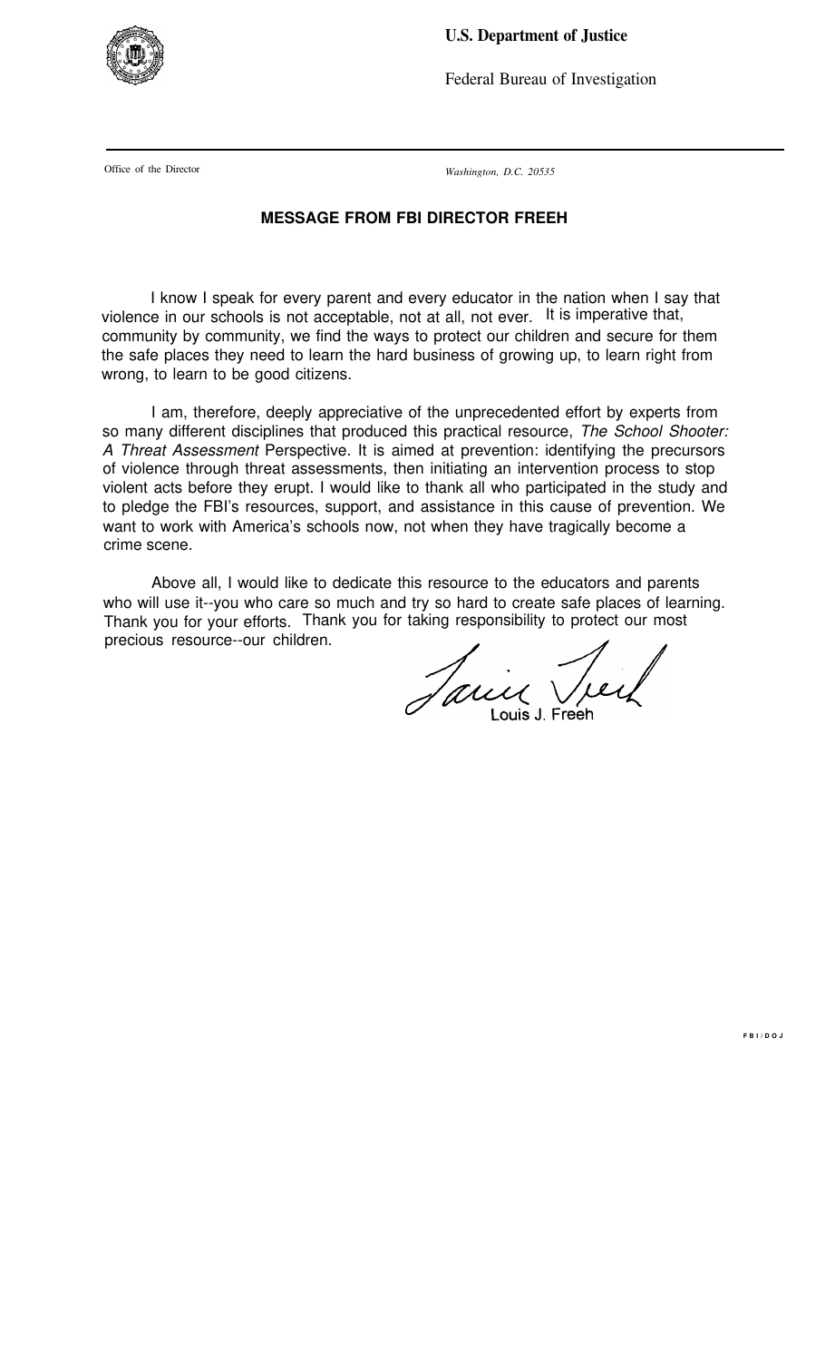**U.S. Department of Justice**

Federal Bureau of Investigation

Office of the Director

*Washington, D.C. 20535*

## MESSAGE FROM FBI DIRECTOR FREEH

I know I speak for every parent and every educator in the nation when I say that violence in our schools is not acceptable, not at all, not ever. It is imperative that, community by community, we find the ways to protect our children and secure for them the safe places they need to learn the hard business of growing up, to learn right from wrong, to learn to be good citizens.

I am, therefore, deeply appreciative of the unprecedented effort by experts from so many different disciplines that produced this practical resource, *The School Shooter: A Threat Assessment* Perspective. It is aimed at prevention: identifying the precursors of violence through threat assessments, then initiating an intervention process to stop violent acts before they erupt. I would like to thank all who participated in the study and to pledge the FBI's resources, support, and assistance in this cause of prevention. We want to work with America's schools now, not when they have tragically become a crime scene.

Above all, I would like to dedicate this resource to the educators and parents who will use it--you who care so much and try so hard to create safe places of learning. Thank you for your efforts. Thank you for taking responsibility to protect our most precious resource--our children.

Louis J. Freeh

FBI/DOJ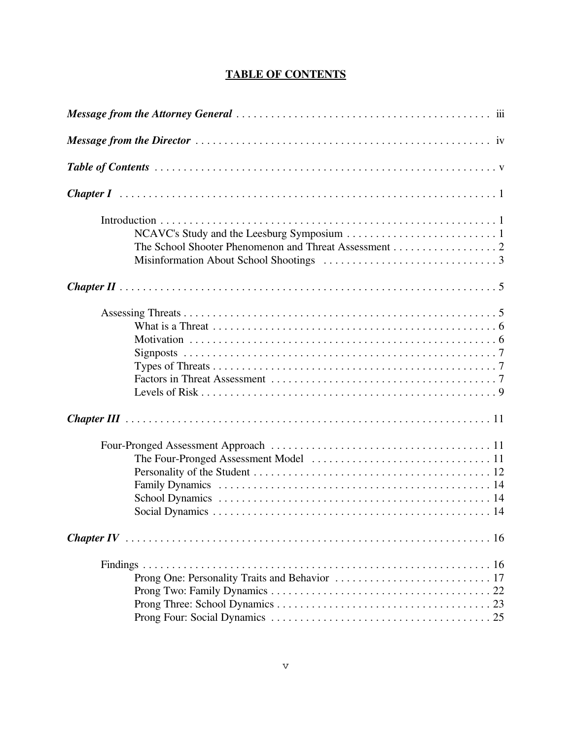# TABLE OF CONTENTS

***Message from the Attorney General*** . . . . . . . . . . . . . . . . . . . . . . . . . . . . . . . . . . . . . . . . . . . . iii

***Message from the Director*** . . . . . . . . . . . . . . . . . . . . . . . . . . . . . . . . . . . . . . . . . . . . . . . . . . . iv

***Table of Contents*** . . . . . . . . . . . . . . . . . . . . . . . . . . . . . . . . . . . . . . . . . . . . . . . . . . . . . . . . . v

***Chapter I*** . . . . . . . . . . . . . . . . . . . . . . . . . . . . . . . . . . . . . . . . . . . . . . . . . . . . . . . . . . . . . . 1

- Introduction . . . . . . . . . . . . . . . . . . . . . . . . . . . . . . . . . . . . . . . . . . . . . . . . . . . . . . . . . . 1
  - NCAVC's Study and the Leesburg Symposium . . . . . . . . . . . . . . . . . . . . . . . . . . 1
  - The School Shooter Phenomenon and Threat Assessment . . . . . . . . . . . . . . . . . . 2
  - Misinformation About School Shootings . . . . . . . . . . . . . . . . . . . . . . . . . . . . . . 3

***Chapter II*** . . . . . . . . . . . . . . . . . . . . . . . . . . . . . . . . . . . . . . . . . . . . . . . . . . . . . . . . . . . . . . 5

- Assessing Threats . . . . . . . . . . . . . . . . . . . . . . . . . . . . . . . . . . . . . . . . . . . . . . . . . . . . . 5
  - What is a Threat . . . . . . . . . . . . . . . . . . . . . . . . . . . . . . . . . . . . . . . . . . . . . . . . . . 6
  - Motivation . . . . . . . . . . . . . . . . . . . . . . . . . . . . . . . . . . . . . . . . . . . . . . . . . . . . . 6
  - Signposts . . . . . . . . . . . . . . . . . . . . . . . . . . . . . . . . . . . . . . . . . . . . . . . . . . . . . 7
  - Types of Threats . . . . . . . . . . . . . . . . . . . . . . . . . . . . . . . . . . . . . . . . . . . . . . . . . 7
  - Factors in Threat Assessment . . . . . . . . . . . . . . . . . . . . . . . . . . . . . . . . . . . . . . . 7
  - Levels of Risk . . . . . . . . . . . . . . . . . . . . . . . . . . . . . . . . . . . . . . . . . . . . . . . . . . . 9

***Chapter III*** . . . . . . . . . . . . . . . . . . . . . . . . . . . . . . . . . . . . . . . . . . . . . . . . . . . . . . . . . . . . . 11

- Four-Pronged Assessment Approach . . . . . . . . . . . . . . . . . . . . . . . . . . . . . . . . . . . . . 11
  - The Four-Pronged Assessment Model . . . . . . . . . . . . . . . . . . . . . . . . . . . . . . . . 11
  - Personality of the Student . . . . . . . . . . . . . . . . . . . . . . . . . . . . . . . . . . . . . . . . . 12
  - Family Dynamics . . . . . . . . . . . . . . . . . . . . . . . . . . . . . . . . . . . . . . . . . . . . . . . 14
  - School Dynamics . . . . . . . . . . . . . . . . . . . . . . . . . . . . . . . . . . . . . . . . . . . . . . . 14
  - Social Dynamics . . . . . . . . . . . . . . . . . . . . . . . . . . . . . . . . . . . . . . . . . . . . . . . . 14

***Chapter IV*** . . . . . . . . . . . . . . . . . . . . . . . . . . . . . . . . . . . . . . . . . . . . . . . . . . . . . . . . . . . . . 16

- Findings . . . . . . . . . . . . . . . . . . . . . . . . . . . . . . . . . . . . . . . . . . . . . . . . . . . . . . . . . . . 16
  - Prong One: Personality Traits and Behavior . . . . . . . . . . . . . . . . . . . . . . . . . . . 17
  - Prong Two: Family Dynamics . . . . . . . . . . . . . . . . . . . . . . . . . . . . . . . . . . . . . . 22
  - Prong Three: School Dynamics . . . . . . . . . . . . . . . . . . . . . . . . . . . . . . . . . . . . . 23
  - Prong Four: Social Dynamics . . . . . . . . . . . . . . . . . . . . . . . . . . . . . . . . . . . . . . 25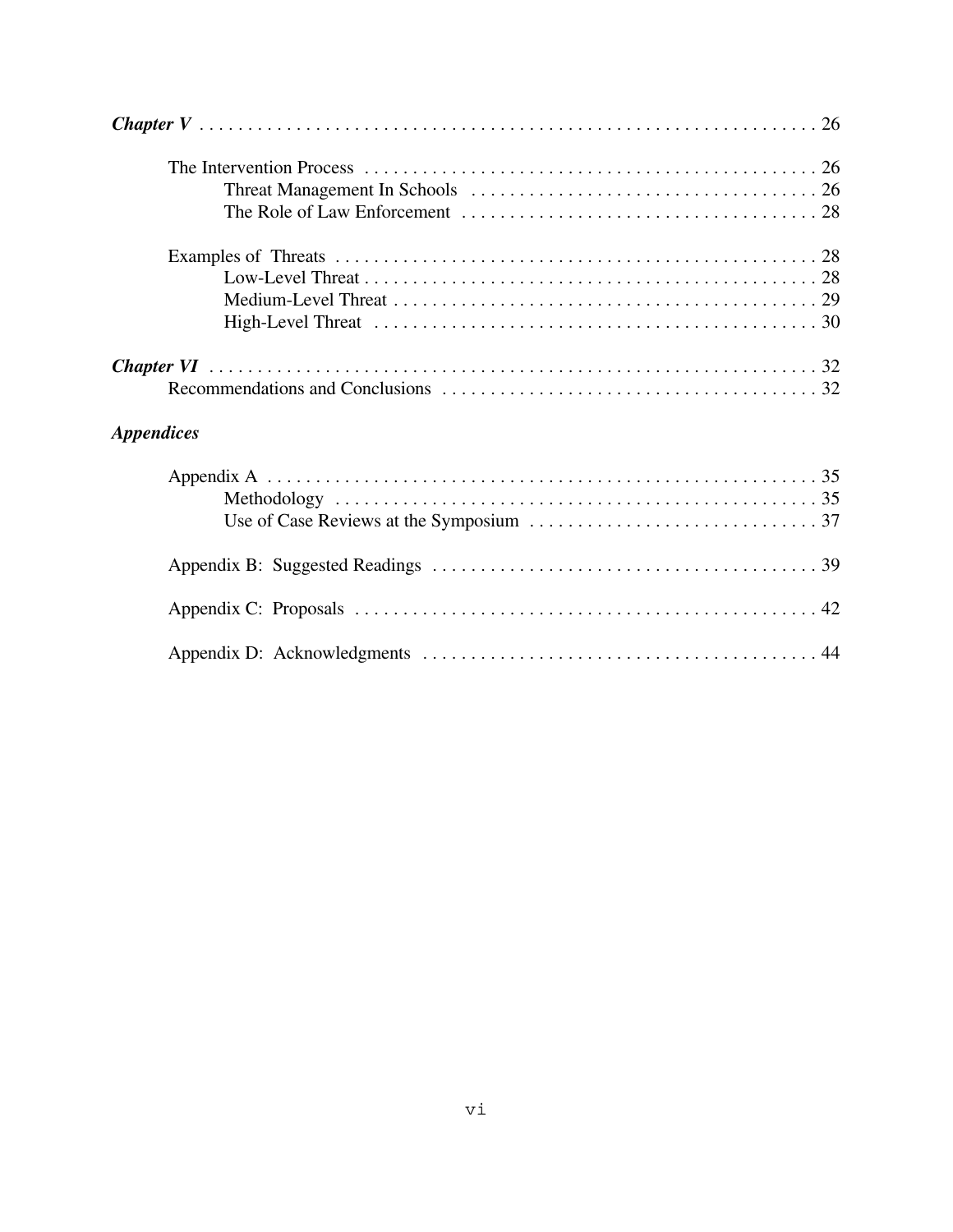***Chapter V*** . . . . . . . . . . . . . . . . . . . . . . . . . . . . . . . . . . . . . . . . . . . . . . . . . . . . . . . . . . . . . . 26

The Intervention Process . . . . . . . . . . . . . . . . . . . . . . . . . . . . . . . . . . . . . . . . . . . . . . . 26
Threat Management In Schools . . . . . . . . . . . . . . . . . . . . . . . . . . . . . . . . . . . . 26
The Role of Law Enforcement . . . . . . . . . . . . . . . . . . . . . . . . . . . . . . . . . . . . 28

Examples of Threats . . . . . . . . . . . . . . . . . . . . . . . . . . . . . . . . . . . . . . . . . . . . . . . . . . 28
Low-Level Threat . . . . . . . . . . . . . . . . . . . . . . . . . . . . . . . . . . . . . . . . . . . . . . . 28
Medium-Level Threat . . . . . . . . . . . . . . . . . . . . . . . . . . . . . . . . . . . . . . . . . . . . 29
High-Level Threat . . . . . . . . . . . . . . . . . . . . . . . . . . . . . . . . . . . . . . . . . . . . . . 30

***Chapter VI*** . . . . . . . . . . . . . . . . . . . . . . . . . . . . . . . . . . . . . . . . . . . . . . . . . . . . . . . . . . . . . 32
Recommendations and Conclusions . . . . . . . . . . . . . . . . . . . . . . . . . . . . . . . . . . . . . . 32

***Appendices***

Appendix A . . . . . . . . . . . . . . . . . . . . . . . . . . . . . . . . . . . . . . . . . . . . . . . . . . . . . . . . 35
Methodology . . . . . . . . . . . . . . . . . . . . . . . . . . . . . . . . . . . . . . . . . . . . . . . . . . 35
Use of Case Reviews at the Symposium . . . . . . . . . . . . . . . . . . . . . . . . . . . . . . 37

Appendix B: Suggested Readings . . . . . . . . . . . . . . . . . . . . . . . . . . . . . . . . . . . . . . . 39

Appendix C: Proposals . . . . . . . . . . . . . . . . . . . . . . . . . . . . . . . . . . . . . . . . . . . . . . . . 42

Appendix D: Acknowledgments . . . . . . . . . . . . . . . . . . . . . . . . . . . . . . . . . . . . . . . . 44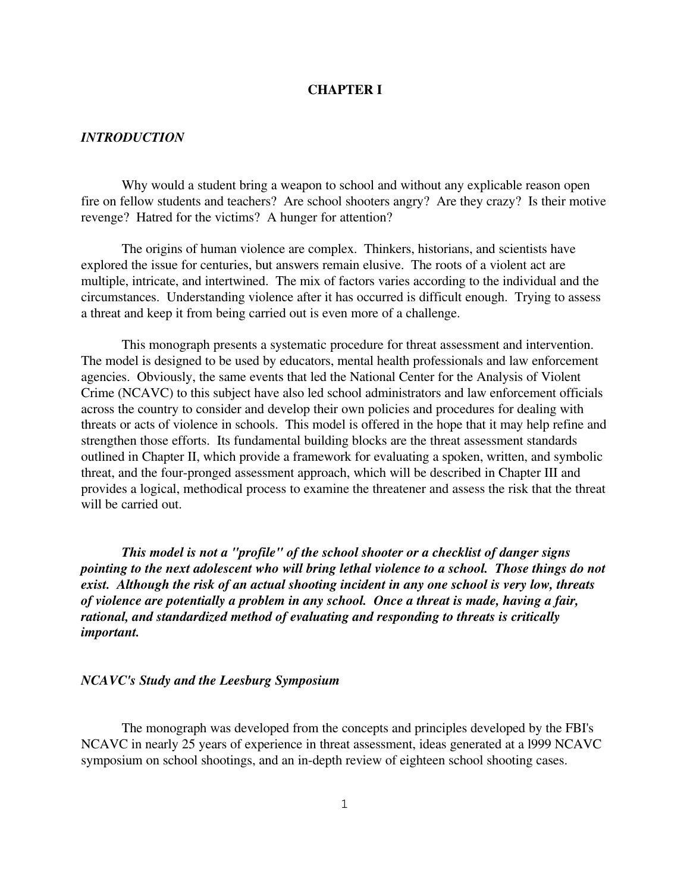# CHAPTER I

## *INTRODUCTION*

Why would a student bring a weapon to school and without any explicable reason open fire on fellow students and teachers? Are school shooters angry? Are they crazy? Is their motive revenge? Hatred for the victims? A hunger for attention?

The origins of human violence are complex. Thinkers, historians, and scientists have explored the issue for centuries, but answers remain elusive. The roots of a violent act are multiple, intricate, and intertwined. The mix of factors varies according to the individual and the circumstances. Understanding violence after it has occurred is difficult enough. Trying to assess a threat and keep it from being carried out is even more of a challenge.

This monograph presents a systematic procedure for threat assessment and intervention. The model is designed to be used by educators, mental health professionals and law enforcement agencies. Obviously, the same events that led the National Center for the Analysis of Violent Crime (NCAVC) to this subject have also led school administrators and law enforcement officials across the country to consider and develop their own policies and procedures for dealing with threats or acts of violence in schools. This model is offered in the hope that it may help refine and strengthen those efforts. Its fundamental building blocks are the threat assessment standards outlined in Chapter II, which provide a framework for evaluating a spoken, written, and symbolic threat, and the four-pronged assessment approach, which will be described in Chapter III and provides a logical, methodical process to examine the threatener and assess the risk that the threat will be carried out.

***This model is not a "profile" of the school shooter or a checklist of danger signs pointing to the next adolescent who will bring lethal violence to a school. Those things do not exist. Although the risk of an actual shooting incident in any one school is very low, threats of violence are potentially a problem in any school. Once a threat is made, having a fair, rational, and standardized method of evaluating and responding to threats is critically important.***

## *NCAVC's Study and the Leesburg Symposium*

The monograph was developed from the concepts and principles developed by the FBI's NCAVC in nearly 25 years of experience in threat assessment, ideas generated at a l999 NCAVC symposium on school shootings, and an in-depth review of eighteen school shooting cases.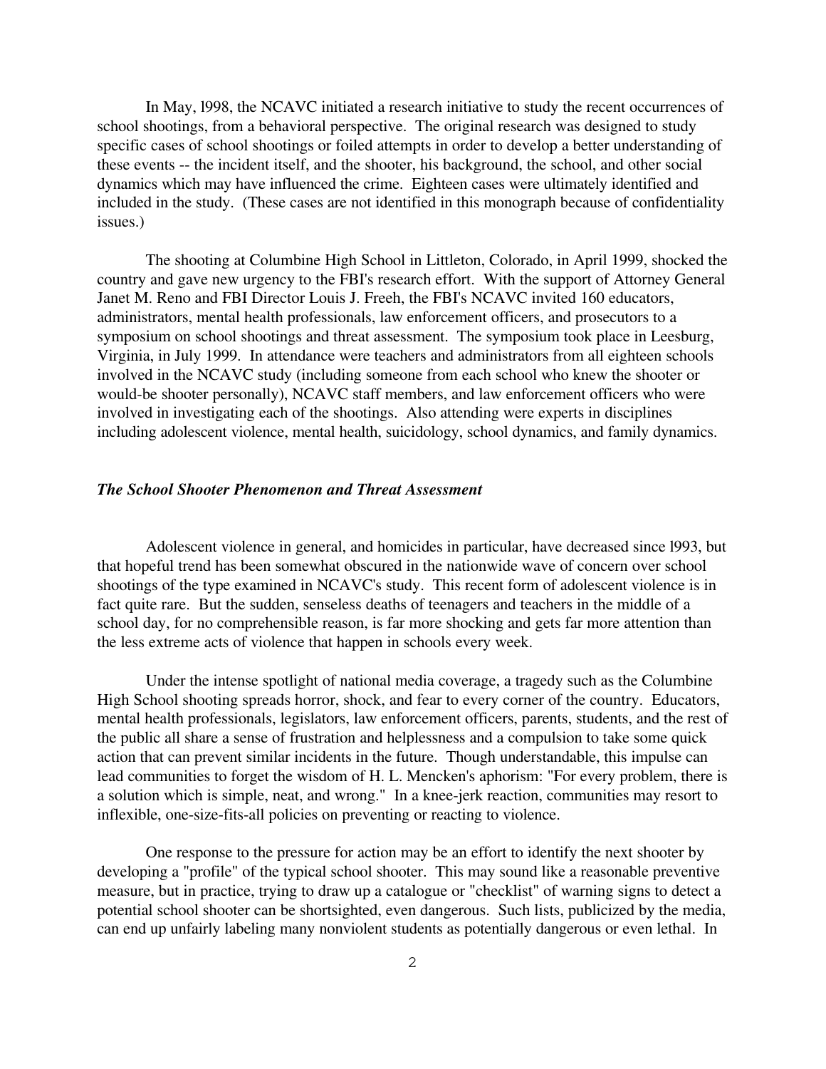In May, l998, the NCAVC initiated a research initiative to study the recent occurrences of school shootings, from a behavioral perspective. The original research was designed to study specific cases of school shootings or foiled attempts in order to develop a better understanding of these events -- the incident itself, and the shooter, his background, the school, and other social dynamics which may have influenced the crime. Eighteen cases were ultimately identified and included in the study. (These cases are not identified in this monograph because of confidentiality issues.)

The shooting at Columbine High School in Littleton, Colorado, in April 1999, shocked the country and gave new urgency to the FBI's research effort. With the support of Attorney General Janet M. Reno and FBI Director Louis J. Freeh, the FBI's NCAVC invited 160 educators, administrators, mental health professionals, law enforcement officers, and prosecutors to a symposium on school shootings and threat assessment. The symposium took place in Leesburg, Virginia, in July 1999. In attendance were teachers and administrators from all eighteen schools involved in the NCAVC study (including someone from each school who knew the shooter or would-be shooter personally), NCAVC staff members, and law enforcement officers who were involved in investigating each of the shootings. Also attending were experts in disciplines including adolescent violence, mental health, suicidology, school dynamics, and family dynamics.

### *The School Shooter Phenomenon and Threat Assessment*

Adolescent violence in general, and homicides in particular, have decreased since l993, but that hopeful trend has been somewhat obscured in the nationwide wave of concern over school shootings of the type examined in NCAVC's study. This recent form of adolescent violence is in fact quite rare. But the sudden, senseless deaths of teenagers and teachers in the middle of a school day, for no comprehensible reason, is far more shocking and gets far more attention than the less extreme acts of violence that happen in schools every week.

Under the intense spotlight of national media coverage, a tragedy such as the Columbine High School shooting spreads horror, shock, and fear to every corner of the country. Educators, mental health professionals, legislators, law enforcement officers, parents, students, and the rest of the public all share a sense of frustration and helplessness and a compulsion to take some quick action that can prevent similar incidents in the future. Though understandable, this impulse can lead communities to forget the wisdom of H. L. Mencken's aphorism: "For every problem, there is a solution which is simple, neat, and wrong." In a knee-jerk reaction, communities may resort to inflexible, one-size-fits-all policies on preventing or reacting to violence.

One response to the pressure for action may be an effort to identify the next shooter by developing a "profile" of the typical school shooter. This may sound like a reasonable preventive measure, but in practice, trying to draw up a catalogue or "checklist" of warning signs to detect a potential school shooter can be shortsighted, even dangerous. Such lists, publicized by the media, can end up unfairly labeling many nonviolent students as potentially dangerous or even lethal. In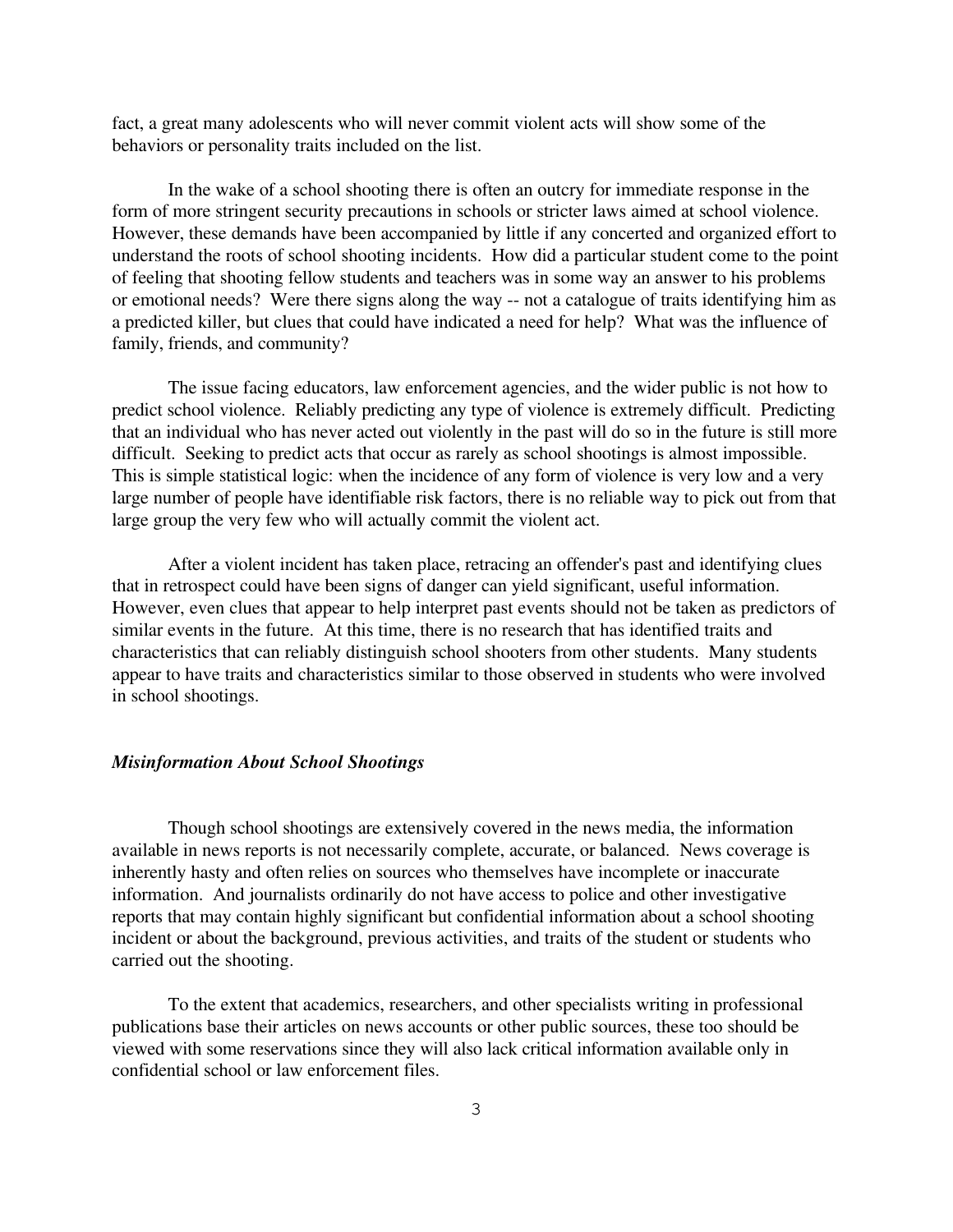fact, a great many adolescents who will never commit violent acts will show some of the behaviors or personality traits included on the list.

In the wake of a school shooting there is often an outcry for immediate response in the form of more stringent security precautions in schools or stricter laws aimed at school violence. However, these demands have been accompanied by little if any concerted and organized effort to understand the roots of school shooting incidents. How did a particular student come to the point of feeling that shooting fellow students and teachers was in some way an answer to his problems or emotional needs? Were there signs along the way -- not a catalogue of traits identifying him as a predicted killer, but clues that could have indicated a need for help? What was the influence of family, friends, and community?

The issue facing educators, law enforcement agencies, and the wider public is not how to predict school violence. Reliably predicting any type of violence is extremely difficult. Predicting that an individual who has never acted out violently in the past will do so in the future is still more difficult. Seeking to predict acts that occur as rarely as school shootings is almost impossible. This is simple statistical logic: when the incidence of any form of violence is very low and a very large number of people have identifiable risk factors, there is no reliable way to pick out from that large group the very few who will actually commit the violent act.

After a violent incident has taken place, retracing an offender's past and identifying clues that in retrospect could have been signs of danger can yield significant, useful information. However, even clues that appear to help interpret past events should not be taken as predictors of similar events in the future. At this time, there is no research that has identified traits and characteristics that can reliably distinguish school shooters from other students. Many students appear to have traits and characteristics similar to those observed in students who were involved in school shootings.

### *Misinformation About School Shootings*

Though school shootings are extensively covered in the news media, the information available in news reports is not necessarily complete, accurate, or balanced. News coverage is inherently hasty and often relies on sources who themselves have incomplete or inaccurate information. And journalists ordinarily do not have access to police and other investigative reports that may contain highly significant but confidential information about a school shooting incident or about the background, previous activities, and traits of the student or students who carried out the shooting.

To the extent that academics, researchers, and other specialists writing in professional publications base their articles on news accounts or other public sources, these too should be viewed with some reservations since they will also lack critical information available only in confidential school or law enforcement files.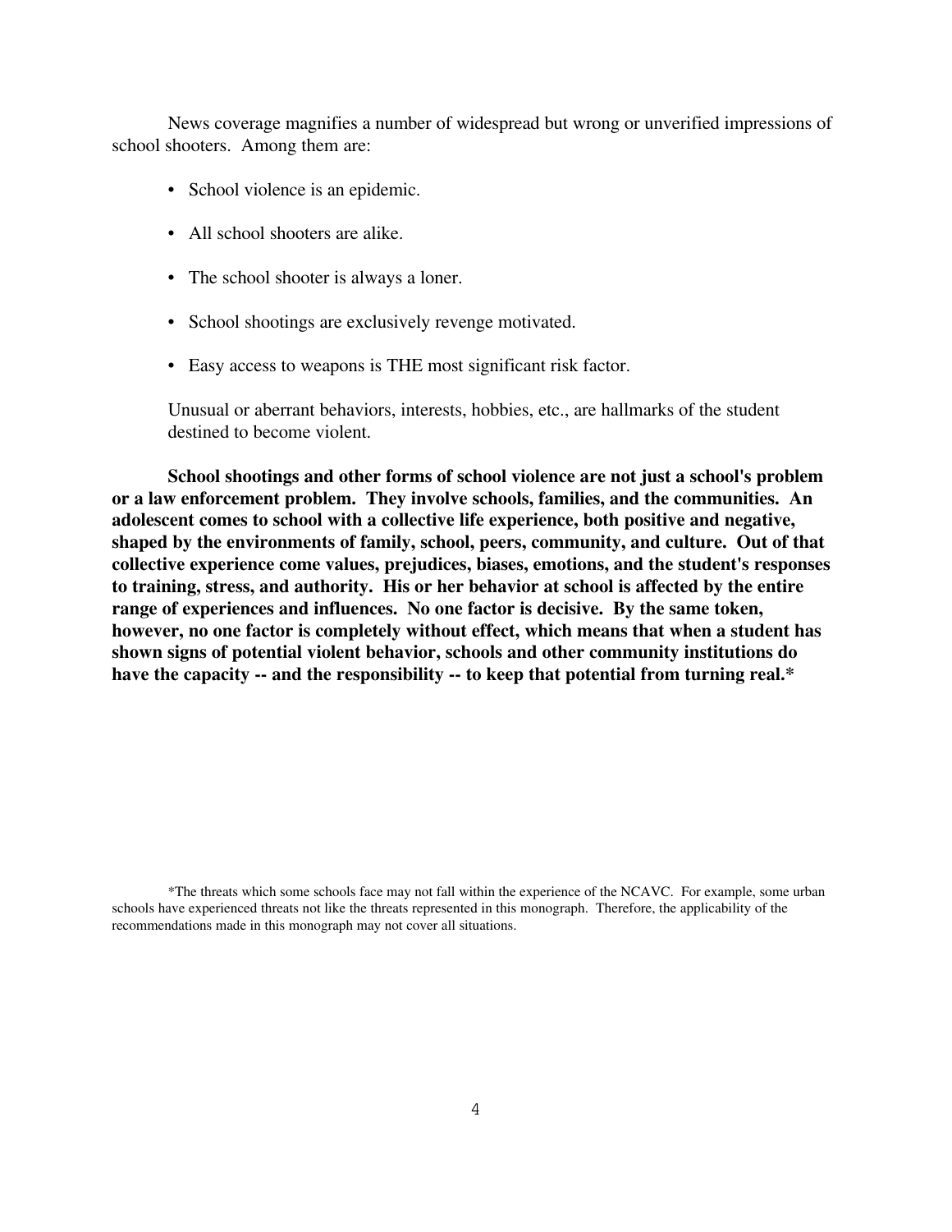News coverage magnifies a number of widespread but wrong or unverified impressions of school shooters. Among them are:

- School violence is an epidemic.
- All school shooters are alike.
- The school shooter is always a loner.
- School shootings are exclusively revenge motivated.
- Easy access to weapons is THE most significant risk factor.

Unusual or aberrant behaviors, interests, hobbies, etc., are hallmarks of the student destined to become violent.

**School shootings and other forms of school violence are not just a school's problem or a law enforcement problem. They involve schools, families, and the communities. An adolescent comes to school with a collective life experience, both positive and negative, shaped by the environments of family, school, peers, community, and culture. Out of that collective experience come values, prejudices, biases, emotions, and the student's responses to training, stress, and authority. His or her behavior at school is affected by the entire range of experiences and influences. No one factor is decisive. By the same token, however, no one factor is completely without effect, which means that when a student has shown signs of potential violent behavior, schools and other community institutions do have the capacity -- and the responsibility -- to keep that potential from turning real.***

*The threats which some schools face may not fall within the experience of the NCAVC. For example, some urban schools have experienced threats not like the threats represented in this monograph. Therefore, the applicability of the recommendations made in this monograph may not cover all situations.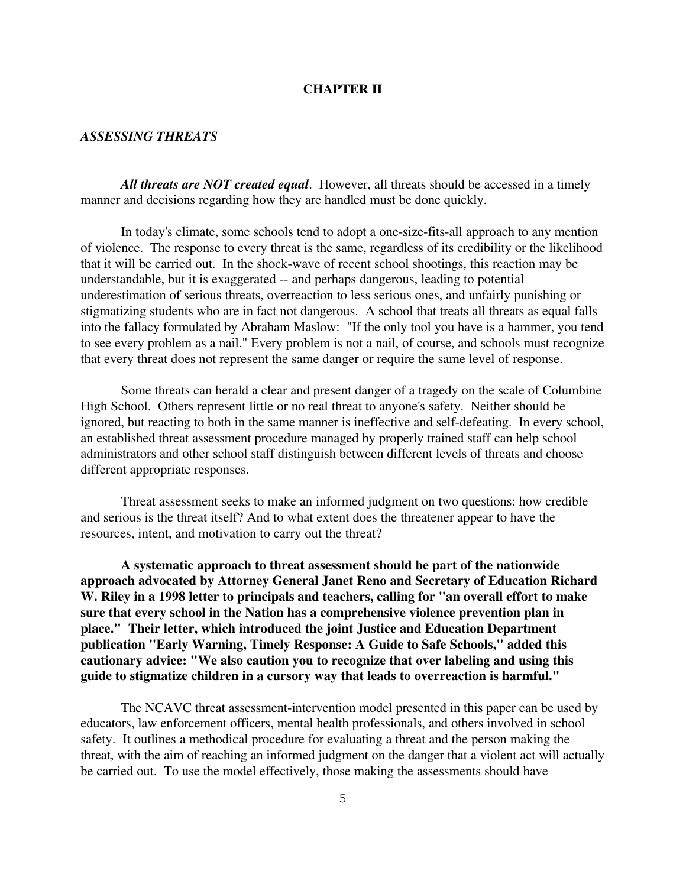## CHAPTER II

### *ASSESSING THREATS*

***All threats are NOT created equal***. However, all threats should be accessed in a timely manner and decisions regarding how they are handled must be done quickly.

In today's climate, some schools tend to adopt a one-size-fits-all approach to any mention of violence. The response to every threat is the same, regardless of its credibility or the likelihood that it will be carried out. In the shock-wave of recent school shootings, this reaction may be understandable, but it is exaggerated -- and perhaps dangerous, leading to potential underestimation of serious threats, overreaction to less serious ones, and unfairly punishing or stigmatizing students who are in fact not dangerous. A school that treats all threats as equal falls into the fallacy formulated by Abraham Maslow: "If the only tool you have is a hammer, you tend to see every problem as a nail." Every problem is not a nail, of course, and schools must recognize that every threat does not represent the same danger or require the same level of response.

Some threats can herald a clear and present danger of a tragedy on the scale of Columbine High School. Others represent little or no real threat to anyone's safety. Neither should be ignored, but reacting to both in the same manner is ineffective and self-defeating. In every school, an established threat assessment procedure managed by properly trained staff can help school administrators and other school staff distinguish between different levels of threats and choose different appropriate responses.

Threat assessment seeks to make an informed judgment on two questions: how credible and serious is the threat itself? And to what extent does the threatener appear to have the resources, intent, and motivation to carry out the threat?

**A systematic approach to threat assessment should be part of the nationwide approach advocated by Attorney General Janet Reno and Secretary of Education Richard W. Riley in a 1998 letter to principals and teachers, calling for "an overall effort to make sure that every school in the Nation has a comprehensive violence prevention plan in place." Their letter, which introduced the joint Justice and Education Department publication "Early Warning, Timely Response: A Guide to Safe Schools," added this cautionary advice: "We also caution you to recognize that over labeling and using this guide to stigmatize children in a cursory way that leads to overreaction is harmful."**

The NCAVC threat assessment-intervention model presented in this paper can be used by educators, law enforcement officers, mental health professionals, and others involved in school safety. It outlines a methodical procedure for evaluating a threat and the person making the threat, with the aim of reaching an informed judgment on the danger that a violent act will actually be carried out. To use the model effectively, those making the assessments should have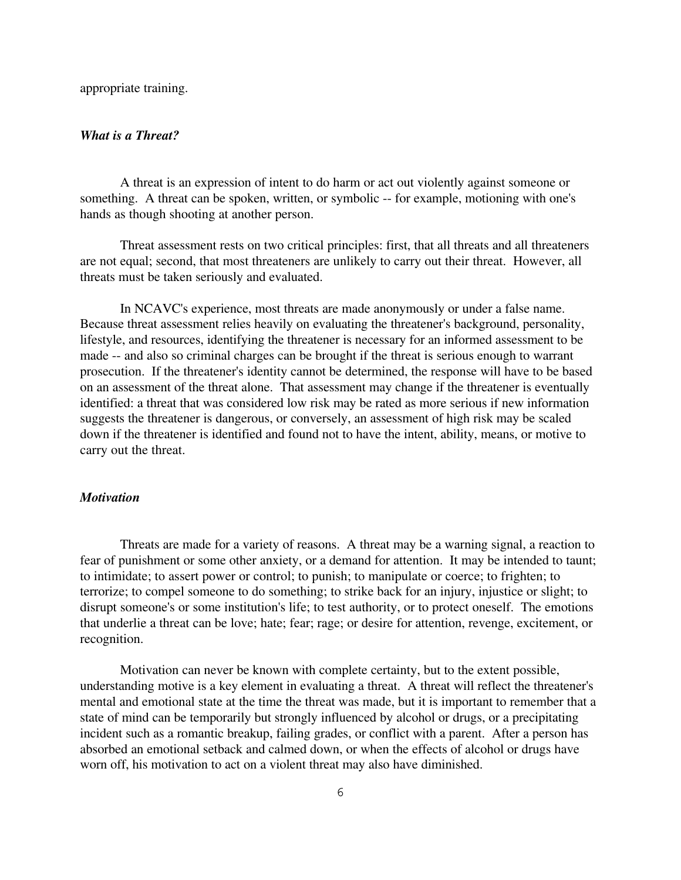appropriate training.

### *What is a Threat?*

A threat is an expression of intent to do harm or act out violently against someone or something. A threat can be spoken, written, or symbolic -- for example, motioning with one's hands as though shooting at another person.

Threat assessment rests on two critical principles: first, that all threats and all threateners are not equal; second, that most threateners are unlikely to carry out their threat. However, all threats must be taken seriously and evaluated.

In NCAVC's experience, most threats are made anonymously or under a false name. Because threat assessment relies heavily on evaluating the threatener's background, personality, lifestyle, and resources, identifying the threatener is necessary for an informed assessment to be made -- and also so criminal charges can be brought if the threat is serious enough to warrant prosecution. If the threatener's identity cannot be determined, the response will have to be based on an assessment of the threat alone. That assessment may change if the threatener is eventually identified: a threat that was considered low risk may be rated as more serious if new information suggests the threatener is dangerous, or conversely, an assessment of high risk may be scaled down if the threatener is identified and found not to have the intent, ability, means, or motive to carry out the threat.

### *Motivation*

Threats are made for a variety of reasons. A threat may be a warning signal, a reaction to fear of punishment or some other anxiety, or a demand for attention. It may be intended to taunt; to intimidate; to assert power or control; to punish; to manipulate or coerce; to frighten; to terrorize; to compel someone to do something; to strike back for an injury, injustice or slight; to disrupt someone's or some institution's life; to test authority, or to protect oneself. The emotions that underlie a threat can be love; hate; fear; rage; or desire for attention, revenge, excitement, or recognition.

Motivation can never be known with complete certainty, but to the extent possible, understanding motive is a key element in evaluating a threat. A threat will reflect the threatener's mental and emotional state at the time the threat was made, but it is important to remember that a state of mind can be temporarily but strongly influenced by alcohol or drugs, or a precipitating incident such as a romantic breakup, failing grades, or conflict with a parent. After a person has absorbed an emotional setback and calmed down, or when the effects of alcohol or drugs have worn off, his motivation to act on a violent threat may also have diminished.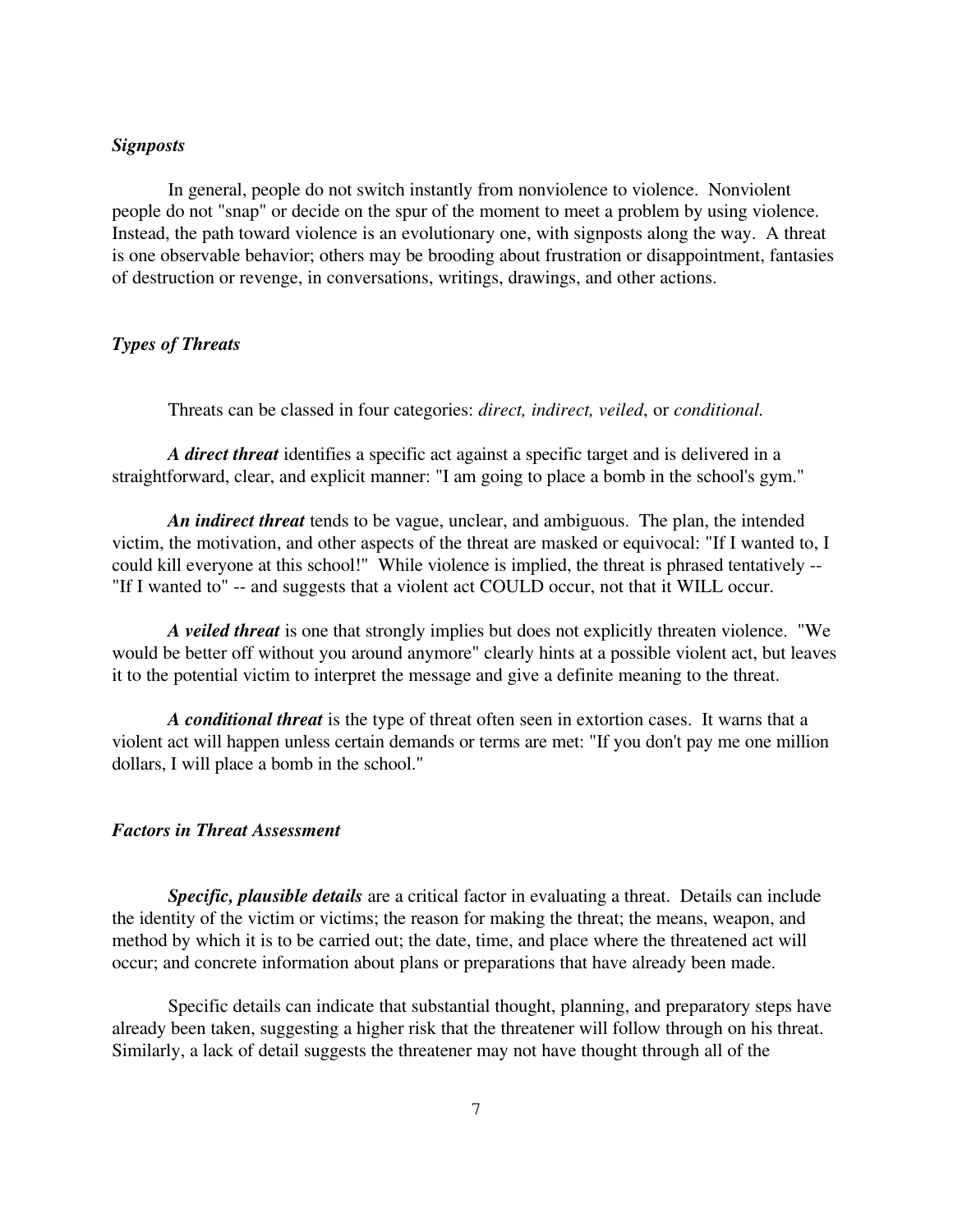### *Signposts*

In general, people do not switch instantly from nonviolence to violence. Nonviolent people do not "snap" or decide on the spur of the moment to meet a problem by using violence. Instead, the path toward violence is an evolutionary one, with signposts along the way. A threat is one observable behavior; others may be brooding about frustration or disappointment, fantasies of destruction or revenge, in conversations, writings, drawings, and other actions.

### *Types of Threats*

Threats can be classed in four categories: *direct, indirect, veiled*, or *conditional.*

***A direct threat*** identifies a specific act against a specific target and is delivered in a straightforward, clear, and explicit manner: "I am going to place a bomb in the school's gym."

***An indirect threat*** tends to be vague, unclear, and ambiguous. The plan, the intended victim, the motivation, and other aspects of the threat are masked or equivocal: "If I wanted to, I could kill everyone at this school!" While violence is implied, the threat is phrased tentatively -- "If I wanted to" -- and suggests that a violent act COULD occur, not that it WILL occur.

***A veiled threat*** is one that strongly implies but does not explicitly threaten violence. "We would be better off without you around anymore" clearly hints at a possible violent act, but leaves it to the potential victim to interpret the message and give a definite meaning to the threat.

***A conditional threat*** is the type of threat often seen in extortion cases. It warns that a violent act will happen unless certain demands or terms are met: "If you don't pay me one million dollars, I will place a bomb in the school."

### *Factors in Threat Assessment*

***Specific, plausible details*** are a critical factor in evaluating a threat. Details can include the identity of the victim or victims; the reason for making the threat; the means, weapon, and method by which it is to be carried out; the date, time, and place where the threatened act will occur; and concrete information about plans or preparations that have already been made.

Specific details can indicate that substantial thought, planning, and preparatory steps have already been taken, suggesting a higher risk that the threatener will follow through on his threat. Similarly, a lack of detail suggests the threatener may not have thought through all of the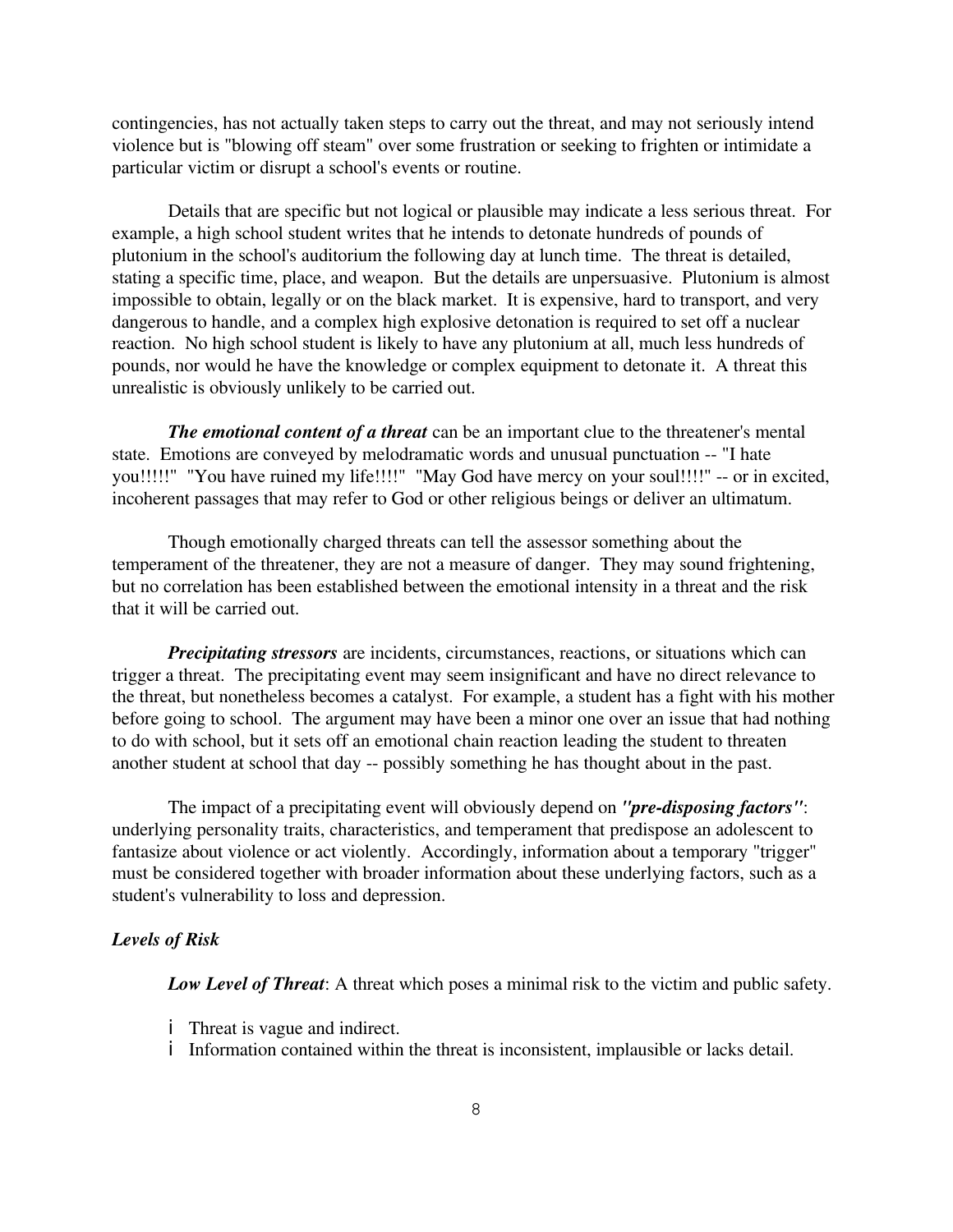contingencies, has not actually taken steps to carry out the threat, and may not seriously intend violence but is "blowing off steam" over some frustration or seeking to frighten or intimidate a particular victim or disrupt a school's events or routine.

Details that are specific but not logical or plausible may indicate a less serious threat. For example, a high school student writes that he intends to detonate hundreds of pounds of plutonium in the school's auditorium the following day at lunch time. The threat is detailed, stating a specific time, place, and weapon. But the details are unpersuasive. Plutonium is almost impossible to obtain, legally or on the black market. It is expensive, hard to transport, and very dangerous to handle, and a complex high explosive detonation is required to set off a nuclear reaction. No high school student is likely to have any plutonium at all, much less hundreds of pounds, nor would he have the knowledge or complex equipment to detonate it. A threat this unrealistic is obviously unlikely to be carried out.

***The emotional content of a threat*** can be an important clue to the threatener's mental state. Emotions are conveyed by melodramatic words and unusual punctuation -- "I hate you!!!!!" "You have ruined my life!!!!" "May God have mercy on your soul!!!!" -- or in excited, incoherent passages that may refer to God or other religious beings or deliver an ultimatum.

Though emotionally charged threats can tell the assessor something about the temperament of the threatener, they are not a measure of danger. They may sound frightening, but no correlation has been established between the emotional intensity in a threat and the risk that it will be carried out.

***Precipitating stressors*** are incidents, circumstances, reactions, or situations which can trigger a threat. The precipitating event may seem insignificant and have no direct relevance to the threat, but nonetheless becomes a catalyst. For example, a student has a fight with his mother before going to school. The argument may have been a minor one over an issue that had nothing to do with school, but it sets off an emotional chain reaction leading the student to threaten another student at school that day -- possibly something he has thought about in the past.

The impact of a precipitating event will obviously depend on ***"pre-disposing factors"***: underlying personality traits, characteristics, and temperament that predispose an adolescent to fantasize about violence or act violently. Accordingly, information about a temporary "trigger" must be considered together with broader information about these underlying factors, such as a student's vulnerability to loss and depression.

### *Levels of Risk*

***Low Level of Threat***: A threat which poses a minimal risk to the victim and public safety.

- Threat is vague and indirect.
- Information contained within the threat is inconsistent, implausible or lacks detail.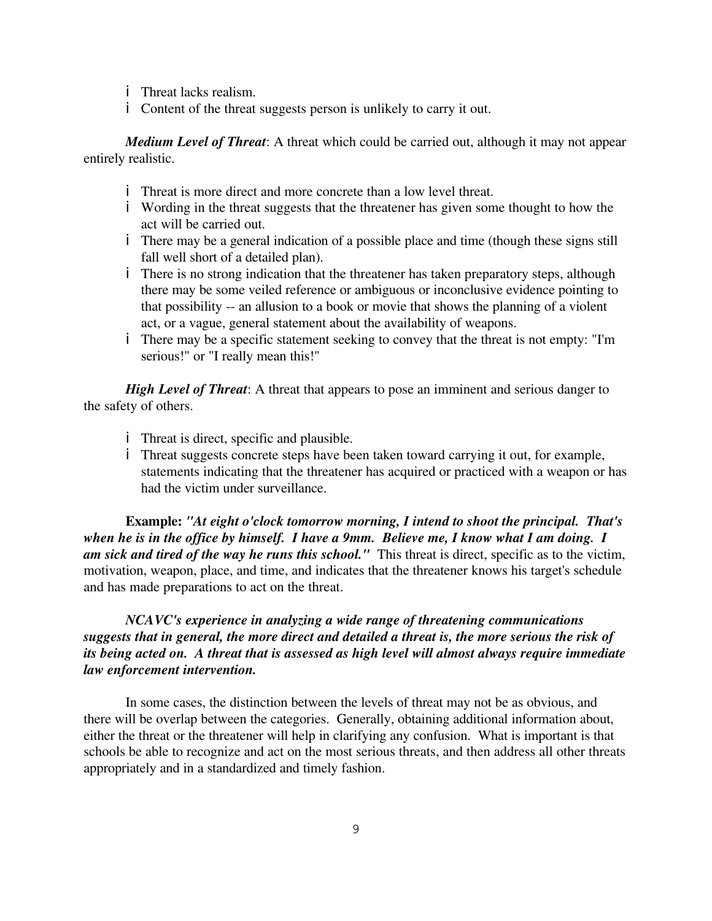- Threat lacks realism.
- Content of the threat suggests person is unlikely to carry it out.

***Medium Level of Threat***: A threat which could be carried out, although it may not appear entirely realistic.

- Threat is more direct and more concrete than a low level threat.
- Wording in the threat suggests that the threatener has given some thought to how the act will be carried out.
- There may be a general indication of a possible place and time (though these signs still fall well short of a detailed plan).
- There is no strong indication that the threatener has taken preparatory steps, although there may be some veiled reference or ambiguous or inconclusive evidence pointing to that possibility -- an allusion to a book or movie that shows the planning of a violent act, or a vague, general statement about the availability of weapons.
- There may be a specific statement seeking to convey that the threat is not empty: "I'm serious!" or "I really mean this!"

***High Level of Threat***: A threat that appears to pose an imminent and serious danger to the safety of others.

- Threat is direct, specific and plausible.
- Threat suggests concrete steps have been taken toward carrying it out, for example, statements indicating that the threatener has acquired or practiced with a weapon or has had the victim under surveillance.

**Example:** ***"At eight o'clock tomorrow morning, I intend to shoot the principal. That's when he is in the office by himself. I have a 9mm. Believe me, I know what I am doing. I am sick and tired of the way he runs this school."*** This threat is direct, specific as to the victim, motivation, weapon, place, and time, and indicates that the threatener knows his target's schedule and has made preparations to act on the threat.

***NCAVC's experience in analyzing a wide range of threatening communications suggests that in general, the more direct and detailed a threat is, the more serious the risk of its being acted on. A threat that is assessed as high level will almost always require immediate law enforcement intervention.***

In some cases, the distinction between the levels of threat may not be as obvious, and there will be overlap between the categories. Generally, obtaining additional information about, either the threat or the threatener will help in clarifying any confusion. What is important is that schools be able to recognize and act on the most serious threats, and then address all other threats appropriately and in a standardized and timely fashion.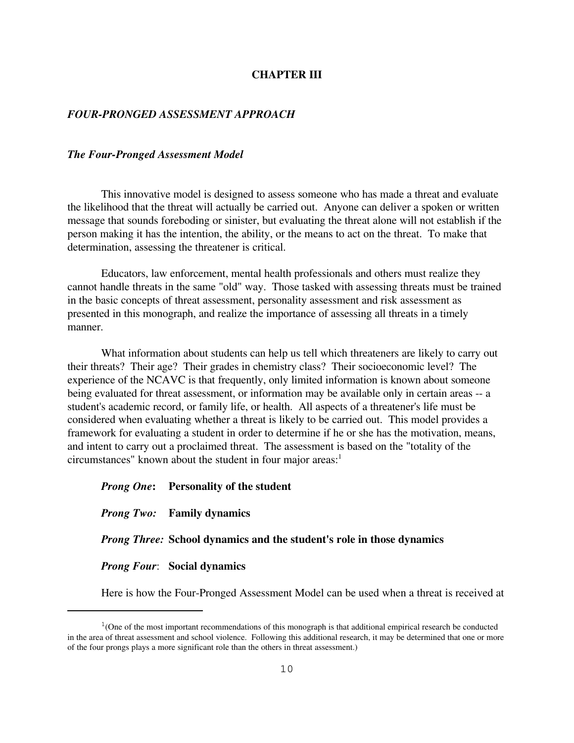## CHAPTER III

### *FOUR-PRONGED ASSESSMENT APPROACH*

### *The Four-Pronged Assessment Model*

This innovative model is designed to assess someone who has made a threat and evaluate the likelihood that the threat will actually be carried out. Anyone can deliver a spoken or written message that sounds foreboding or sinister, but evaluating the threat alone will not establish if the person making it has the intention, the ability, or the means to act on the threat. To make that determination, assessing the threatener is critical.

Educators, law enforcement, mental health professionals and others must realize they cannot handle threats in the same "old" way. Those tasked with assessing threats must be trained in the basic concepts of threat assessment, personality assessment and risk assessment as presented in this monograph, and realize the importance of assessing all threats in a timely manner.

What information about students can help us tell which threateners are likely to carry out their threats? Their age? Their grades in chemistry class? Their socioeconomic level? The experience of the NCAVC is that frequently, only limited information is known about someone being evaluated for threat assessment, or information may be available only in certain areas -- a student's academic record, or family life, or health. All aspects of a threatener's life must be considered when evaluating whether a threat is likely to be carried out. This model provides a framework for evaluating a student in order to determine if he or she has the motivation, means, and intent to carry out a proclaimed threat. The assessment is based on the "totality of the circumstances" known about the student in four major areas:[1]

***Prong One*: Personality of the student**

***Prong Two:* Family dynamics**

***Prong Three:* School dynamics and the student's role in those dynamics**

***Prong Four*: Social dynamics**

Here is how the Four-Pronged Assessment Model can be used when a threat is received at

[1](One of the most important recommendations of this monograph is that additional empirical research be conducted in the area of threat assessment and school violence. Following this additional research, it may be determined that one or more of the four prongs plays a more significant role than the others in threat assessment.)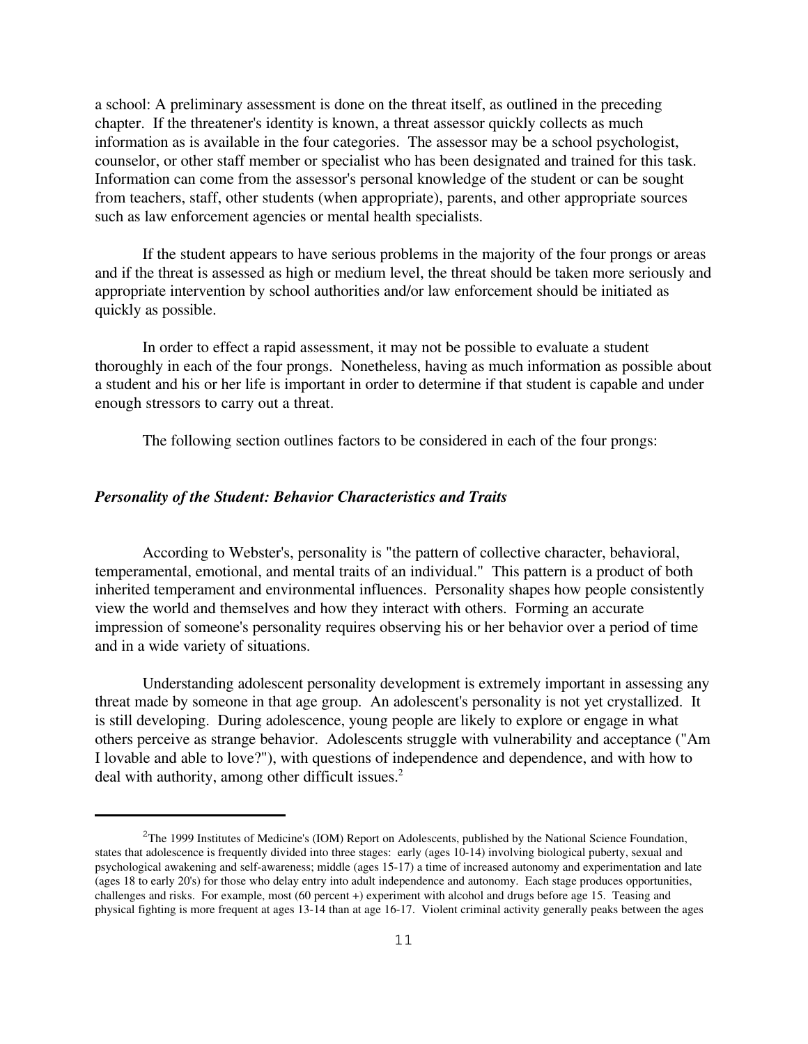a school: A preliminary assessment is done on the threat itself, as outlined in the preceding chapter. If the threatener's identity is known, a threat assessor quickly collects as much information as is available in the four categories. The assessor may be a school psychologist, counselor, or other staff member or specialist who has been designated and trained for this task. Information can come from the assessor's personal knowledge of the student or can be sought from teachers, staff, other students (when appropriate), parents, and other appropriate sources such as law enforcement agencies or mental health specialists.

If the student appears to have serious problems in the majority of the four prongs or areas and if the threat is assessed as high or medium level, the threat should be taken more seriously and appropriate intervention by school authorities and/or law enforcement should be initiated as quickly as possible.

In order to effect a rapid assessment, it may not be possible to evaluate a student thoroughly in each of the four prongs. Nonetheless, having as much information as possible about a student and his or her life is important in order to determine if that student is capable and under enough stressors to carry out a threat.

The following section outlines factors to be considered in each of the four prongs:

### *Personality of the Student: Behavior Characteristics and Traits*

According to Webster's, personality is "the pattern of collective character, behavioral, temperamental, emotional, and mental traits of an individual." This pattern is a product of both inherited temperament and environmental influences. Personality shapes how people consistently view the world and themselves and how they interact with others. Forming an accurate impression of someone's personality requires observing his or her behavior over a period of time and in a wide variety of situations.

Understanding adolescent personality development is extremely important in assessing any threat made by someone in that age group. An adolescent's personality is not yet crystallized. It is still developing. During adolescence, young people are likely to explore or engage in what others perceive as strange behavior. Adolescents struggle with vulnerability and acceptance ("Am I lovable and able to love?"), with questions of independence and dependence, and with how to deal with authority, among other difficult issues.[2]

---

[2]The 1999 Institutes of Medicine's (IOM) Report on Adolescents, published by the National Science Foundation, states that adolescence is frequently divided into three stages: early (ages 10-14) involving biological puberty, sexual and psychological awakening and self-awareness; middle (ages 15-17) a time of increased autonomy and experimentation and late (ages 18 to early 20's) for those who delay entry into adult independence and autonomy. Each stage produces opportunities, challenges and risks. For example, most (60 percent +) experiment with alcohol and drugs before age 15. Teasing and physical fighting is more frequent at ages 13-14 than at age 16-17. Violent criminal activity generally peaks between the ages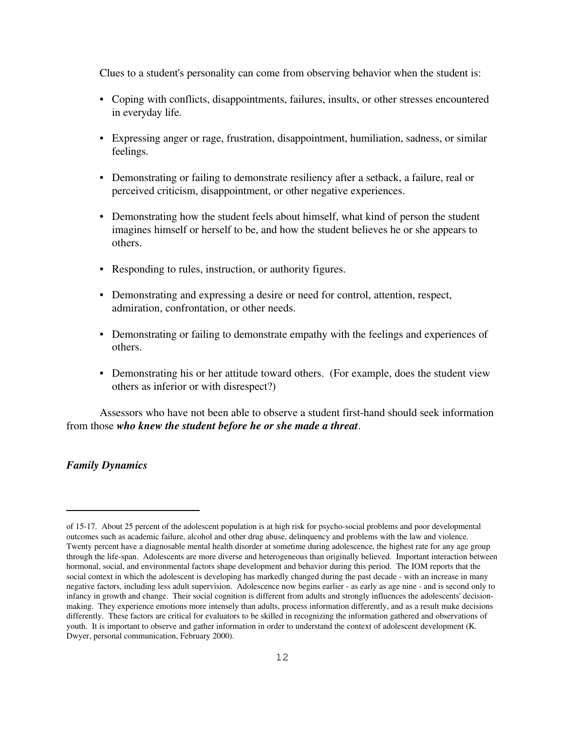Clues to a student's personality can come from observing behavior when the student is:

- Coping with conflicts, disappointments, failures, insults, or other stresses encountered in everyday life.
- Expressing anger or rage, frustration, disappointment, humiliation, sadness, or similar feelings.
- Demonstrating or failing to demonstrate resiliency after a setback, a failure, real or perceived criticism, disappointment, or other negative experiences.
- Demonstrating how the student feels about himself, what kind of person the student imagines himself or herself to be, and how the student believes he or she appears to others.
- Responding to rules, instruction, or authority figures.
- Demonstrating and expressing a desire or need for control, attention, respect, admiration, confrontation, or other needs.
- Demonstrating or failing to demonstrate empathy with the feelings and experiences of others.
- Demonstrating his or her attitude toward others. (For example, does the student view others as inferior or with disrespect?)

Assessors who have not been able to observe a student first-hand should seek information from those ***who knew the student before he or she made a threat***.

***Family Dynamics***

---

of 15-17. About 25 percent of the adolescent population is at high risk for psycho-social problems and poor developmental outcomes such as academic failure, alcohol and other drug abuse, delinquency and problems with the law and violence. Twenty percent have a diagnosable mental health disorder at sometime during adolescence, the highest rate for any age group through the life-span. Adolescents are more diverse and heterogeneous than originally believed. Important interaction between hormonal, social, and environmental factors shape development and behavior during this period. The IOM reports that the social context in which the adolescent is developing has markedly changed during the past decade - with an increase in many negative factors, including less adult supervision. Adolescence now begins earlier - as early as age nine - and is second only to infancy in growth and change. Their social cognition is different from adults and strongly influences the adolescents' decision-making. They experience emotions more intensely than adults, process information differently, and as a result make decisions differently. These factors are critical for evaluators to be skilled in recognizing the information gathered and observations of youth. It is important to observe and gather information in order to understand the context of adolescent development (K. Dwyer, personal communication, February 2000).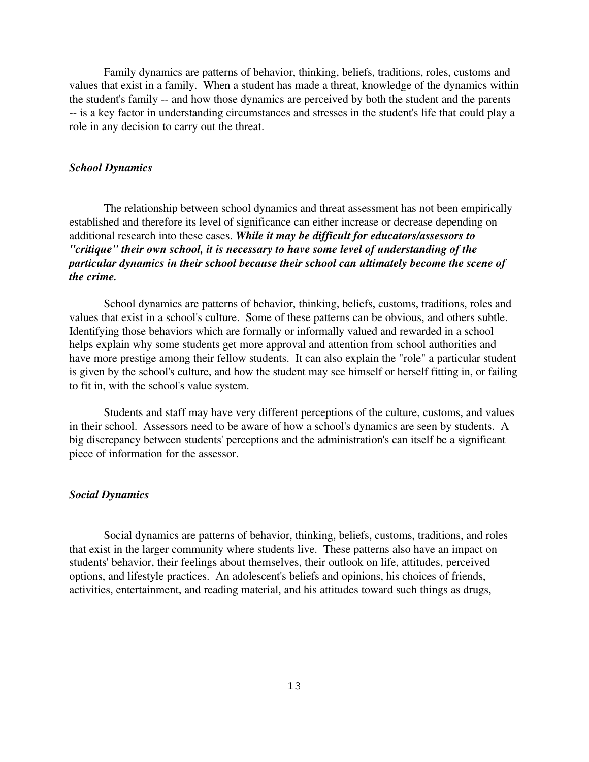Family dynamics are patterns of behavior, thinking, beliefs, traditions, roles, customs and values that exist in a family. When a student has made a threat, knowledge of the dynamics within the student's family -- and how those dynamics are perceived by both the student and the parents -- is a key factor in understanding circumstances and stresses in the student's life that could play a role in any decision to carry out the threat.

### *School Dynamics*

The relationship between school dynamics and threat assessment has not been empirically established and therefore its level of significance can either increase or decrease depending on additional research into these cases. ***While it may be difficult for educators/assessors to "critique" their own school, it is necessary to have some level of understanding of the particular dynamics in their school because their school can ultimately become the scene of the crime.***

School dynamics are patterns of behavior, thinking, beliefs, customs, traditions, roles and values that exist in a school's culture. Some of these patterns can be obvious, and others subtle. Identifying those behaviors which are formally or informally valued and rewarded in a school helps explain why some students get more approval and attention from school authorities and have more prestige among their fellow students. It can also explain the "role" a particular student is given by the school's culture, and how the student may see himself or herself fitting in, or failing to fit in, with the school's value system.

Students and staff may have very different perceptions of the culture, customs, and values in their school. Assessors need to be aware of how a school's dynamics are seen by students. A big discrepancy between students' perceptions and the administration's can itself be a significant piece of information for the assessor.

### *Social Dynamics*

Social dynamics are patterns of behavior, thinking, beliefs, customs, traditions, and roles that exist in the larger community where students live. These patterns also have an impact on students' behavior, their feelings about themselves, their outlook on life, attitudes, perceived options, and lifestyle practices. An adolescent's beliefs and opinions, his choices of friends, activities, entertainment, and reading material, and his attitudes toward such things as drugs,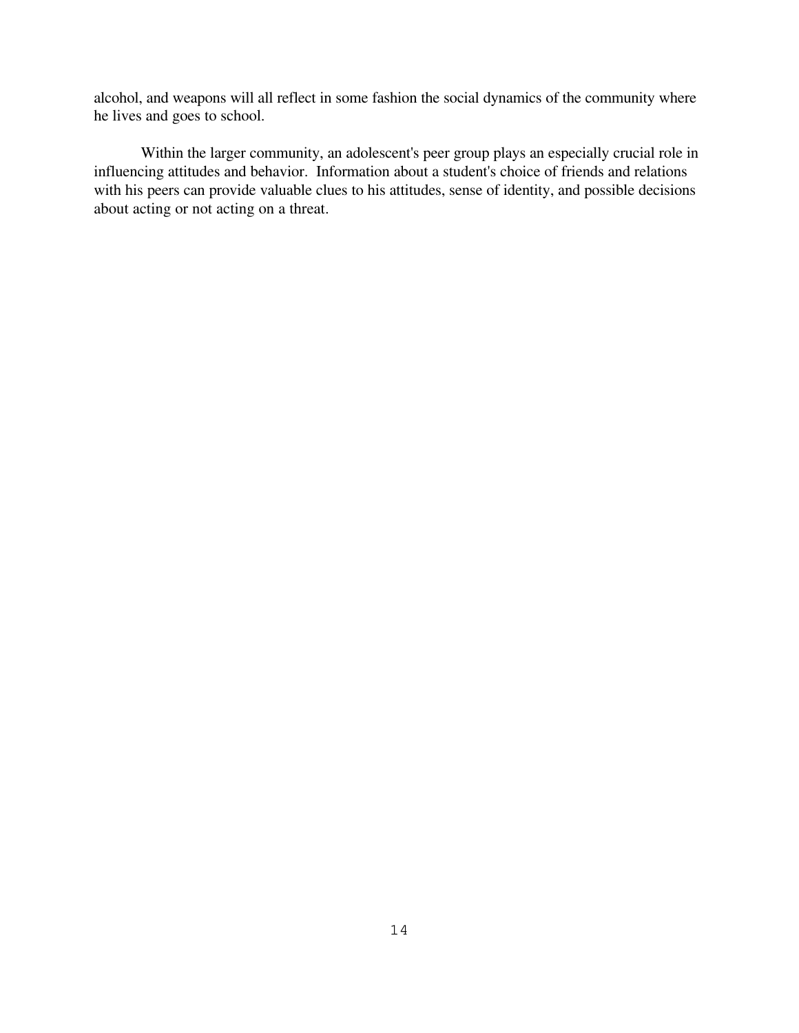alcohol, and weapons will all reflect in some fashion the social dynamics of the community where he lives and goes to school.

Within the larger community, an adolescent's peer group plays an especially crucial role in influencing attitudes and behavior. Information about a student's choice of friends and relations with his peers can provide valuable clues to his attitudes, sense of identity, and possible decisions about acting or not acting on a threat.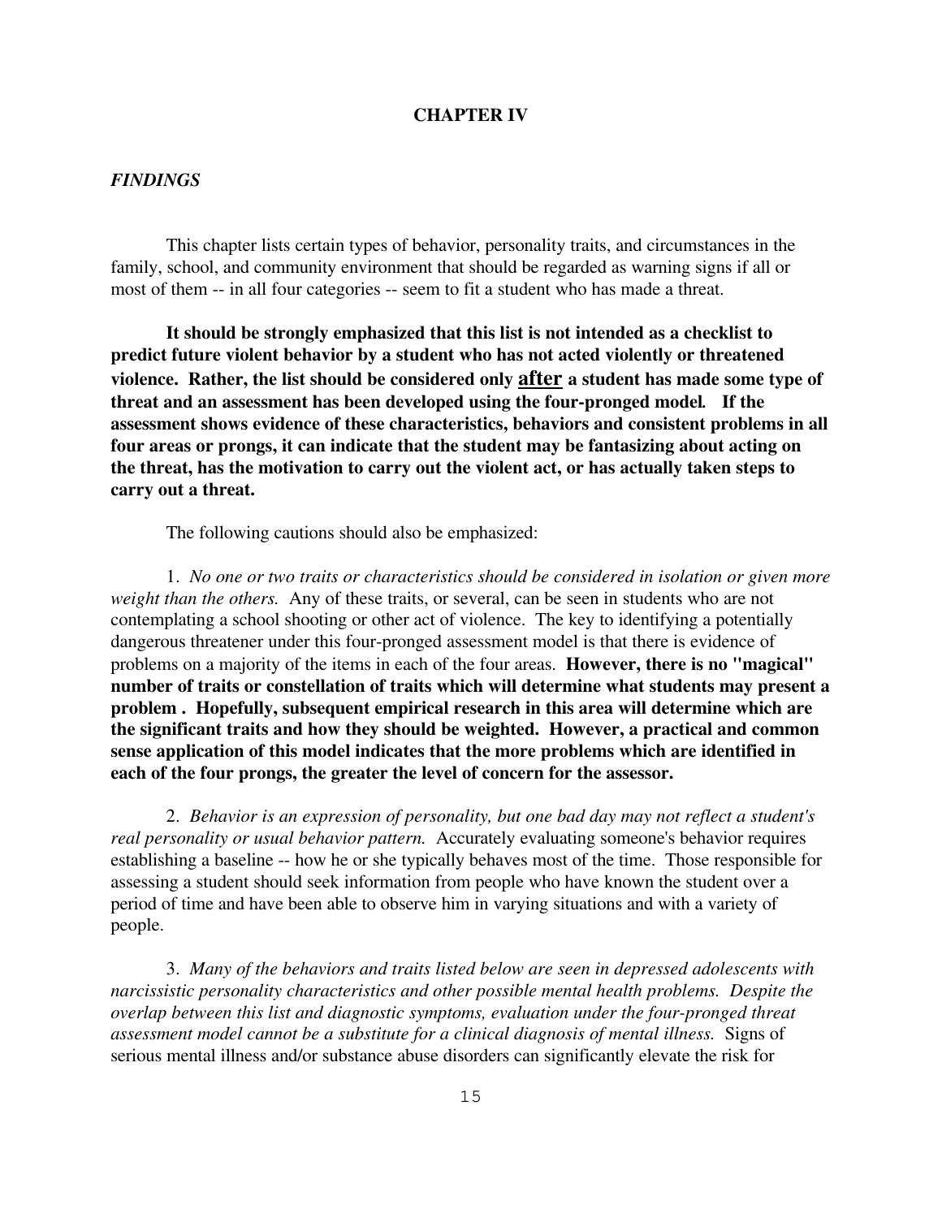# CHAPTER IV

## *FINDINGS*

This chapter lists certain types of behavior, personality traits, and circumstances in the family, school, and community environment that should be regarded as warning signs if all or most of them -- in all four categories -- seem to fit a student who has made a threat.

**It should be strongly emphasized that this list is not intended as a checklist to predict future violent behavior by a student who has not acted violently or threatened violence. Rather, the list should be considered only <u>after</u> a student has made some type of threat and an assessment has been developed using the four-pronged model. If the assessment shows evidence of these characteristics, behaviors and consistent problems in all four areas or prongs, it can indicate that the student may be fantasizing about acting on the threat, has the motivation to carry out the violent act, or has actually taken steps to carry out a threat.**

The following cautions should also be emphasized:

1. *No one or two traits or characteristics should be considered in isolation or given more weight than the others.* Any of these traits, or several, can be seen in students who are not contemplating a school shooting or other act of violence. The key to identifying a potentially dangerous threatener under this four-pronged assessment model is that there is evidence of problems on a majority of the items in each of the four areas. **However, there is no "magical" number of traits or constellation of traits which will determine what students may present a problem . Hopefully, subsequent empirical research in this area will determine which are the significant traits and how they should be weighted. However, a practical and common sense application of this model indicates that the more problems which are identified in each of the four prongs, the greater the level of concern for the assessor.**

2. *Behavior is an expression of personality, but one bad day may not reflect a student's real personality or usual behavior pattern.* Accurately evaluating someone's behavior requires establishing a baseline -- how he or she typically behaves most of the time. Those responsible for assessing a student should seek information from people who have known the student over a period of time and have been able to observe him in varying situations and with a variety of people.

3. *Many of the behaviors and traits listed below are seen in depressed adolescents with narcissistic personality characteristics and other possible mental health problems. Despite the overlap between this list and diagnostic symptoms, evaluation under the four-pronged threat assessment model cannot be a substitute for a clinical diagnosis of mental illness.* Signs of serious mental illness and/or substance abuse disorders can significantly elevate the risk for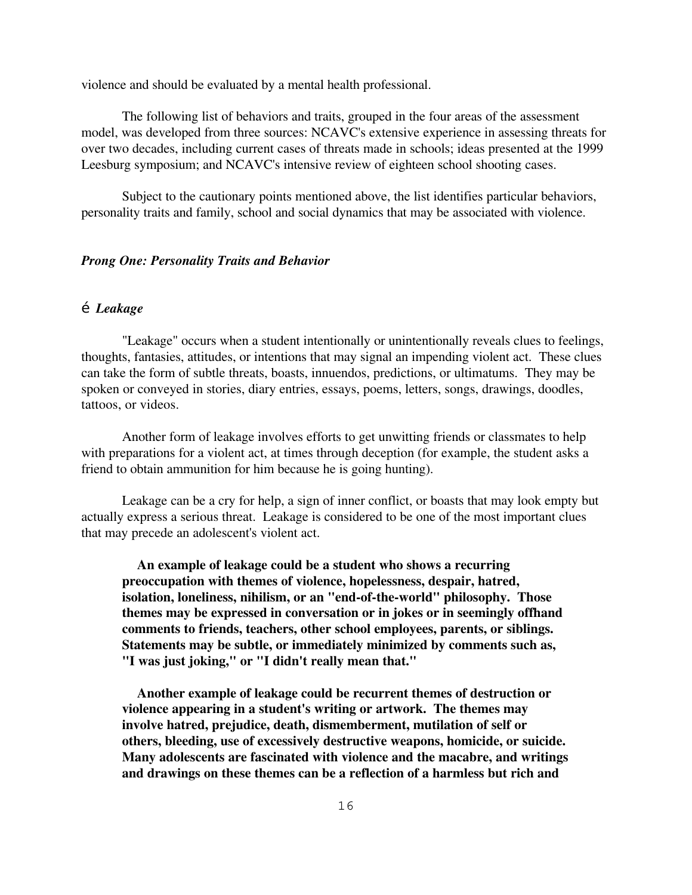violence and should be evaluated by a mental health professional.

The following list of behaviors and traits, grouped in the four areas of the assessment model, was developed from three sources: NCAVC's extensive experience in assessing threats for over two decades, including current cases of threats made in schools; ideas presented at the 1999 Leesburg symposium; and NCAVC's intensive review of eighteen school shooting cases.

Subject to the cautionary points mentioned above, the list identifies particular behaviors, personality traits and family, school and social dynamics that may be associated with violence.

### *Prong One: Personality Traits and Behavior*

é ***Leakage***

"Leakage" occurs when a student intentionally or unintentionally reveals clues to feelings, thoughts, fantasies, attitudes, or intentions that may signal an impending violent act. These clues can take the form of subtle threats, boasts, innuendos, predictions, or ultimatums. They may be spoken or conveyed in stories, diary entries, essays, poems, letters, songs, drawings, doodles, tattoos, or videos.

Another form of leakage involves efforts to get unwitting friends or classmates to help with preparations for a violent act, at times through deception (for example, the student asks a friend to obtain ammunition for him because he is going hunting).

Leakage can be a cry for help, a sign of inner conflict, or boasts that may look empty but actually express a serious threat. Leakage is considered to be one of the most important clues that may precede an adolescent's violent act.

> **An example of leakage could be a student who shows a recurring preoccupation with themes of violence, hopelessness, despair, hatred, isolation, loneliness, nihilism, or an "end-of-the-world" philosophy. Those themes may be expressed in conversation or in jokes or in seemingly offhand comments to friends, teachers, other school employees, parents, or siblings. Statements may be subtle, or immediately minimized by comments such as, "I was just joking," or "I didn't really mean that."**
>
> **Another example of leakage could be recurrent themes of destruction or violence appearing in a student's writing or artwork. The themes may involve hatred, prejudice, death, dismemberment, mutilation of self or others, bleeding, use of excessively destructive weapons, homicide, or suicide. Many adolescents are fascinated with violence and the macabre, and writings and drawings on these themes can be a reflection of a harmless but rich and**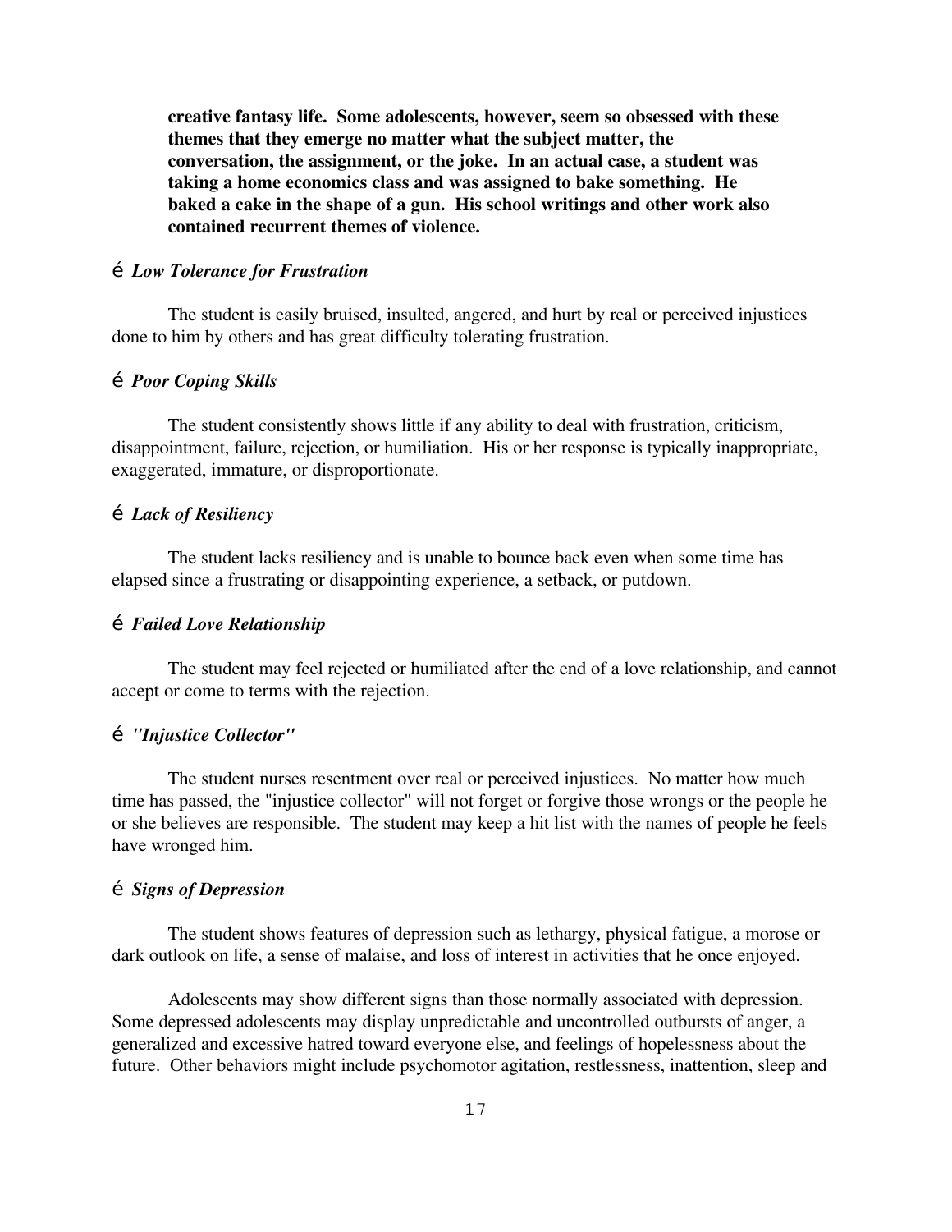**creative fantasy life. Some adolescents, however, seem so obsessed with these themes that they emerge no matter what the subject matter, the conversation, the assignment, or the joke. In an actual case, a student was taking a home economics class and was assigned to bake something. He baked a cake in the shape of a gun. His school writings and other work also contained recurrent themes of violence.**

é ***Low Tolerance for Frustration***

The student is easily bruised, insulted, angered, and hurt by real or perceived injustices done to him by others and has great difficulty tolerating frustration.

é ***Poor Coping Skills***

The student consistently shows little if any ability to deal with frustration, criticism, disappointment, failure, rejection, or humiliation. His or her response is typically inappropriate, exaggerated, immature, or disproportionate.

é ***Lack of Resiliency***

The student lacks resiliency and is unable to bounce back even when some time has elapsed since a frustrating or disappointing experience, a setback, or putdown.

é ***Failed Love Relationship***

The student may feel rejected or humiliated after the end of a love relationship, and cannot accept or come to terms with the rejection.

é ***"Injustice Collector"***

The student nurses resentment over real or perceived injustices. No matter how much time has passed, the "injustice collector" will not forget or forgive those wrongs or the people he or she believes are responsible. The student may keep a hit list with the names of people he feels have wronged him.

é ***Signs of Depression***

The student shows features of depression such as lethargy, physical fatigue, a morose or dark outlook on life, a sense of malaise, and loss of interest in activities that he once enjoyed.

Adolescents may show different signs than those normally associated with depression. Some depressed adolescents may display unpredictable and uncontrolled outbursts of anger, a generalized and excessive hatred toward everyone else, and feelings of hopelessness about the future. Other behaviors might include psychomotor agitation, restlessness, inattention, sleep and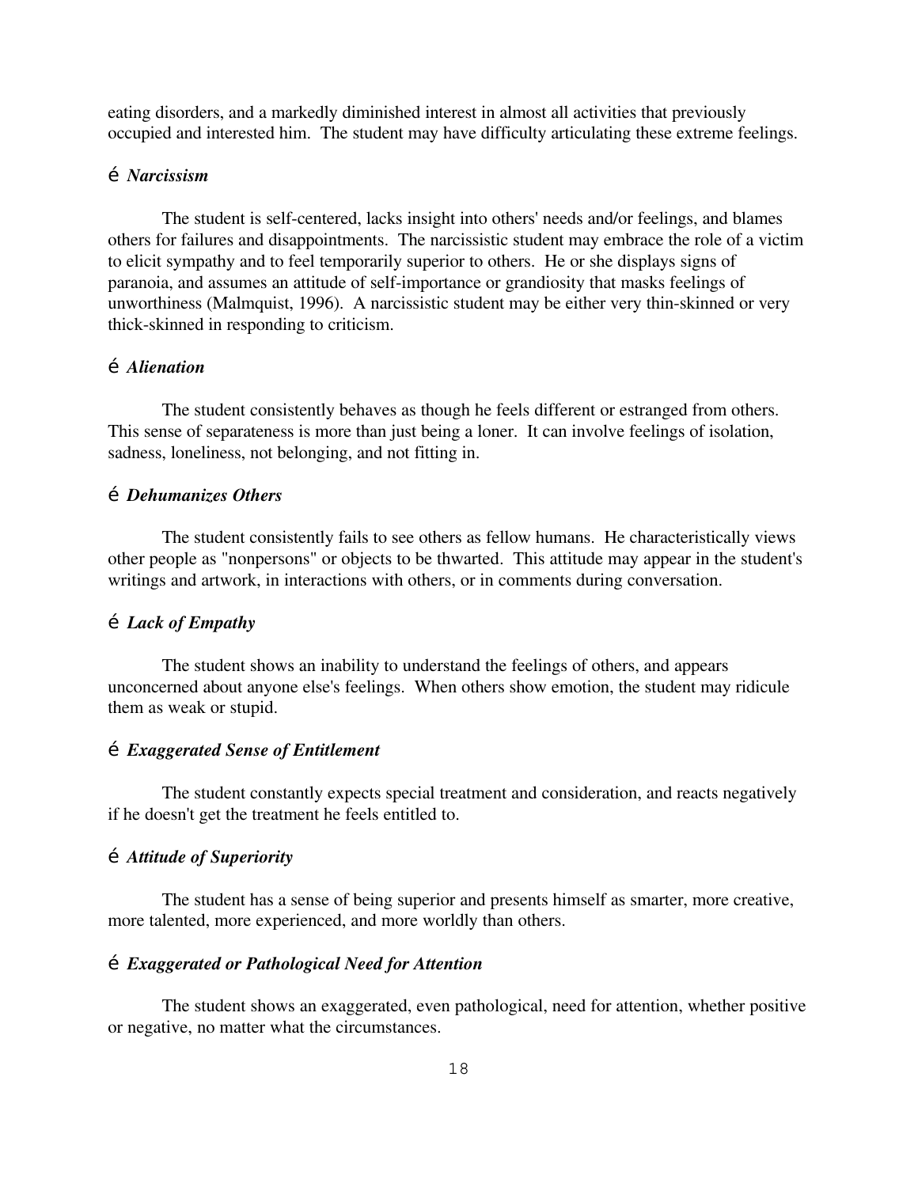eating disorders, and a markedly diminished interest in almost all activities that previously occupied and interested him. The student may have difficulty articulating these extreme feelings.

é ***Narcissism***

The student is self-centered, lacks insight into others' needs and/or feelings, and blames others for failures and disappointments. The narcissistic student may embrace the role of a victim to elicit sympathy and to feel temporarily superior to others. He or she displays signs of paranoia, and assumes an attitude of self-importance or grandiosity that masks feelings of unworthiness (Malmquist, 1996). A narcissistic student may be either very thin-skinned or very thick-skinned in responding to criticism.

é ***Alienation***

The student consistently behaves as though he feels different or estranged from others. This sense of separateness is more than just being a loner. It can involve feelings of isolation, sadness, loneliness, not belonging, and not fitting in.

é ***Dehumanizes Others***

The student consistently fails to see others as fellow humans. He characteristically views other people as "nonpersons" or objects to be thwarted. This attitude may appear in the student's writings and artwork, in interactions with others, or in comments during conversation.

é ***Lack of Empathy***

The student shows an inability to understand the feelings of others, and appears unconcerned about anyone else's feelings. When others show emotion, the student may ridicule them as weak or stupid.

é ***Exaggerated Sense of Entitlement***

The student constantly expects special treatment and consideration, and reacts negatively if he doesn't get the treatment he feels entitled to.

é ***Attitude of Superiority***

The student has a sense of being superior and presents himself as smarter, more creative, more talented, more experienced, and more worldly than others.

é ***Exaggerated or Pathological Need for Attention***

The student shows an exaggerated, even pathological, need for attention, whether positive or negative, no matter what the circumstances.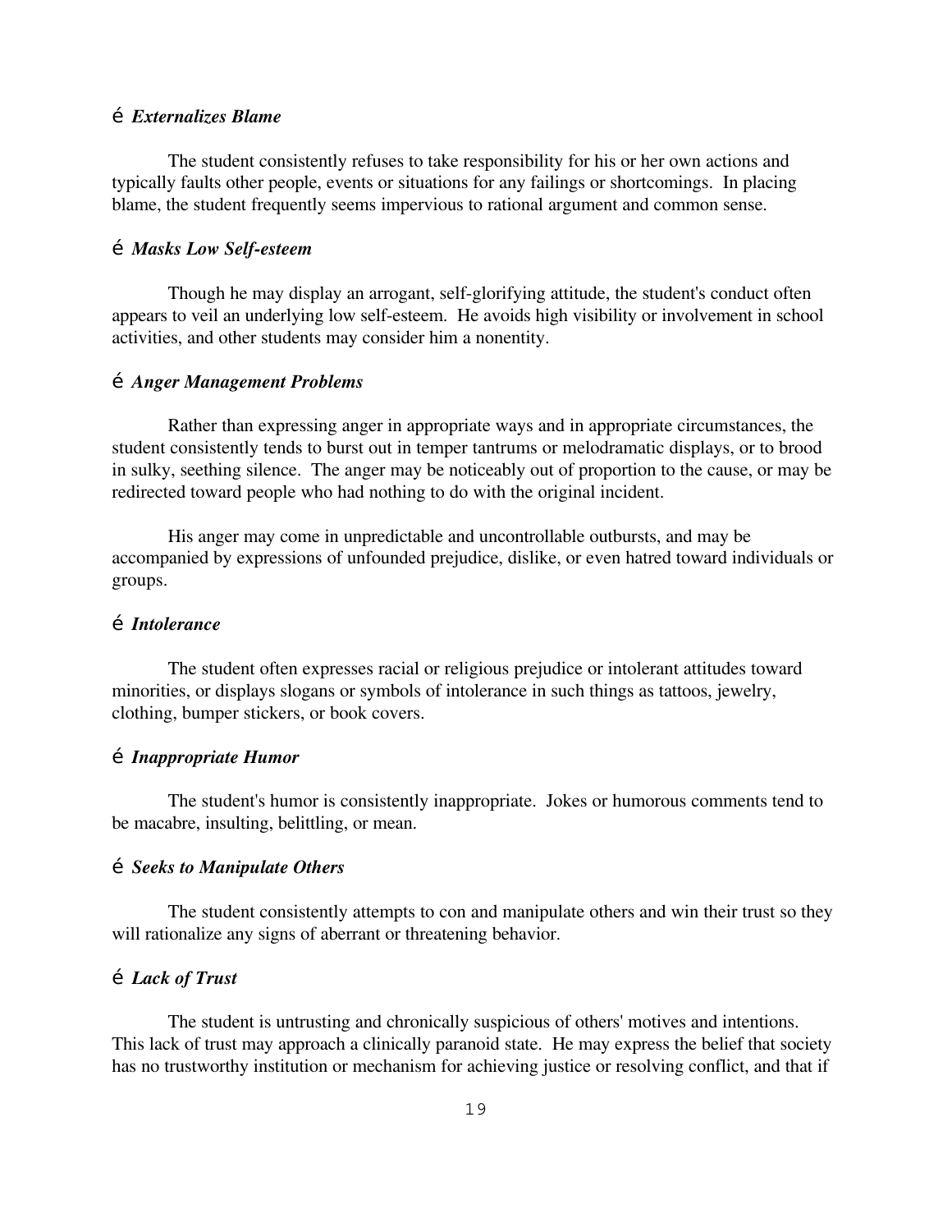é ***Externalizes Blame***

The student consistently refuses to take responsibility for his or her own actions and typically faults other people, events or situations for any failings or shortcomings. In placing blame, the student frequently seems impervious to rational argument and common sense.

é ***Masks Low Self-esteem***

Though he may display an arrogant, self-glorifying attitude, the student's conduct often appears to veil an underlying low self-esteem. He avoids high visibility or involvement in school activities, and other students may consider him a nonentity.

é ***Anger Management Problems***

Rather than expressing anger in appropriate ways and in appropriate circumstances, the student consistently tends to burst out in temper tantrums or melodramatic displays, or to brood in sulky, seething silence. The anger may be noticeably out of proportion to the cause, or may be redirected toward people who had nothing to do with the original incident.

His anger may come in unpredictable and uncontrollable outbursts, and may be accompanied by expressions of unfounded prejudice, dislike, or even hatred toward individuals or groups.

é ***Intolerance***

The student often expresses racial or religious prejudice or intolerant attitudes toward minorities, or displays slogans or symbols of intolerance in such things as tattoos, jewelry, clothing, bumper stickers, or book covers.

é ***Inappropriate Humor***

The student's humor is consistently inappropriate. Jokes or humorous comments tend to be macabre, insulting, belittling, or mean.

é ***Seeks to Manipulate Others***

The student consistently attempts to con and manipulate others and win their trust so they will rationalize any signs of aberrant or threatening behavior.

é ***Lack of Trust***

The student is untrusting and chronically suspicious of others' motives and intentions. This lack of trust may approach a clinically paranoid state. He may express the belief that society has no trustworthy institution or mechanism for achieving justice or resolving conflict, and that if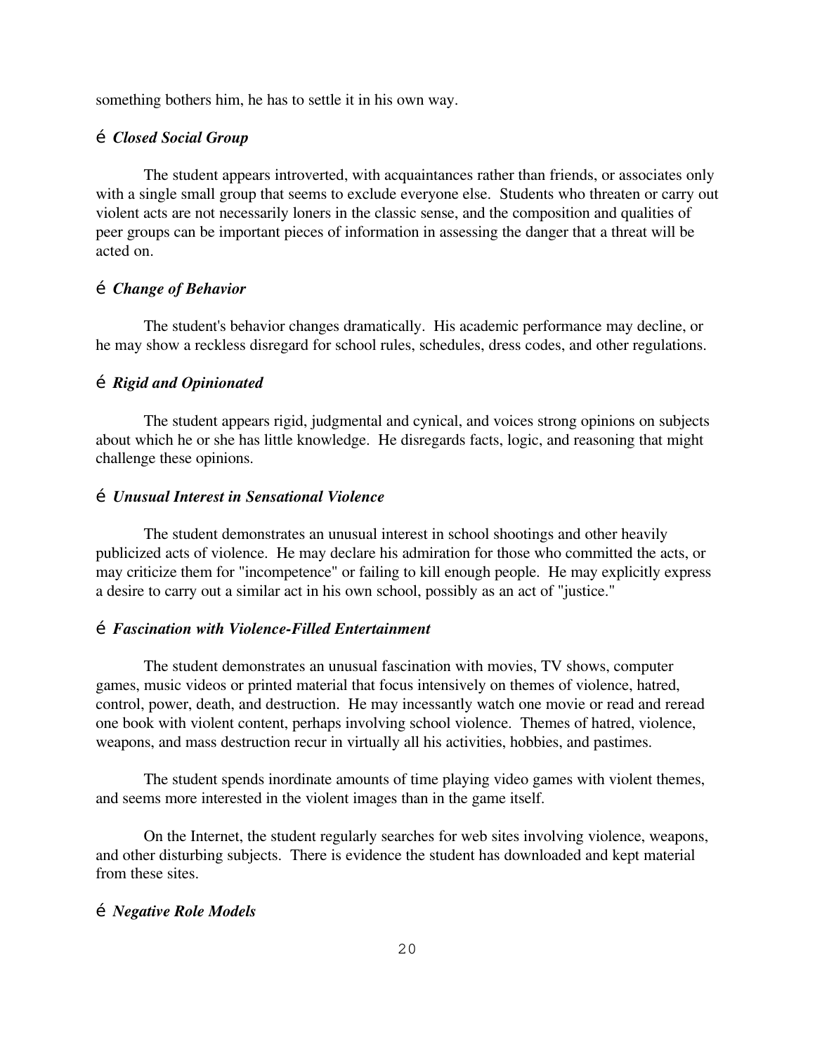something bothers him, he has to settle it in his own way.

é ***Closed Social Group***

The student appears introverted, with acquaintances rather than friends, or associates only with a single small group that seems to exclude everyone else. Students who threaten or carry out violent acts are not necessarily loners in the classic sense, and the composition and qualities of peer groups can be important pieces of information in assessing the danger that a threat will be acted on.

é ***Change of Behavior***

The student's behavior changes dramatically. His academic performance may decline, or he may show a reckless disregard for school rules, schedules, dress codes, and other regulations.

é ***Rigid and Opinionated***

The student appears rigid, judgmental and cynical, and voices strong opinions on subjects about which he or she has little knowledge. He disregards facts, logic, and reasoning that might challenge these opinions.

é ***Unusual Interest in Sensational Violence***

The student demonstrates an unusual interest in school shootings and other heavily publicized acts of violence. He may declare his admiration for those who committed the acts, or may criticize them for "incompetence" or failing to kill enough people. He may explicitly express a desire to carry out a similar act in his own school, possibly as an act of "justice."

é ***Fascination with Violence-Filled Entertainment***

The student demonstrates an unusual fascination with movies, TV shows, computer games, music videos or printed material that focus intensively on themes of violence, hatred, control, power, death, and destruction. He may incessantly watch one movie or read and reread one book with violent content, perhaps involving school violence. Themes of hatred, violence, weapons, and mass destruction recur in virtually all his activities, hobbies, and pastimes.

The student spends inordinate amounts of time playing video games with violent themes, and seems more interested in the violent images than in the game itself.

On the Internet, the student regularly searches for web sites involving violence, weapons, and other disturbing subjects. There is evidence the student has downloaded and kept material from these sites.

é ***Negative Role Models***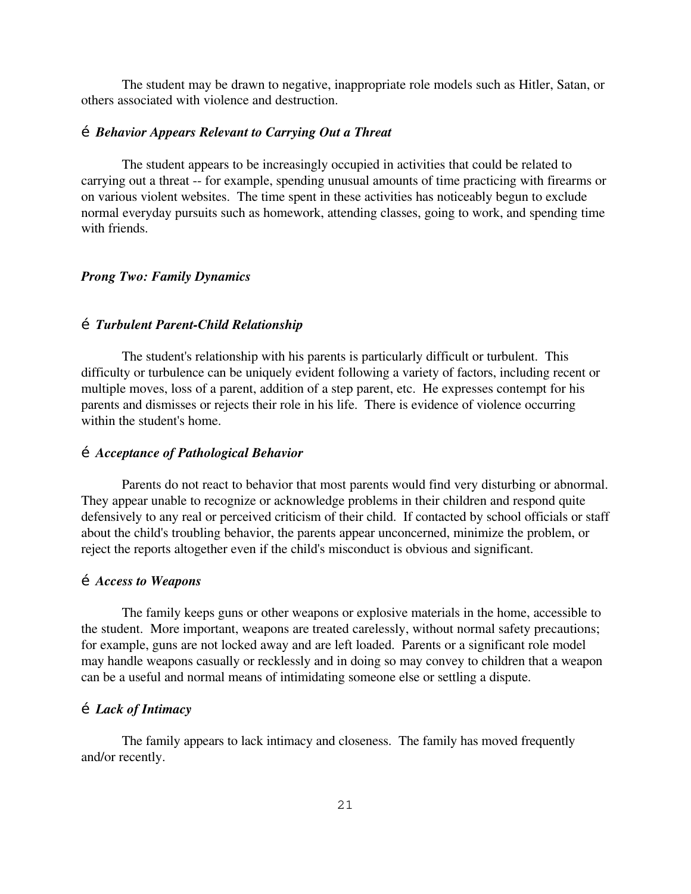The student may be drawn to negative, inappropriate role models such as Hitler, Satan, or others associated with violence and destruction.

é ***Behavior Appears Relevant to Carrying Out a Threat***

The student appears to be increasingly occupied in activities that could be related to carrying out a threat -- for example, spending unusual amounts of time practicing with firearms or on various violent websites. The time spent in these activities has noticeably begun to exclude normal everyday pursuits such as homework, attending classes, going to work, and spending time with friends.

***Prong Two: Family Dynamics***

é ***Turbulent Parent-Child Relationship***

The student's relationship with his parents is particularly difficult or turbulent. This difficulty or turbulence can be uniquely evident following a variety of factors, including recent or multiple moves, loss of a parent, addition of a step parent, etc. He expresses contempt for his parents and dismisses or rejects their role in his life. There is evidence of violence occurring within the student's home.

é ***Acceptance of Pathological Behavior***

Parents do not react to behavior that most parents would find very disturbing or abnormal. They appear unable to recognize or acknowledge problems in their children and respond quite defensively to any real or perceived criticism of their child. If contacted by school officials or staff about the child's troubling behavior, the parents appear unconcerned, minimize the problem, or reject the reports altogether even if the child's misconduct is obvious and significant.

é ***Access to Weapons***

The family keeps guns or other weapons or explosive materials in the home, accessible to the student. More important, weapons are treated carelessly, without normal safety precautions; for example, guns are not locked away and are left loaded. Parents or a significant role model may handle weapons casually or recklessly and in doing so may convey to children that a weapon can be a useful and normal means of intimidating someone else or settling a dispute.

é ***Lack of Intimacy***

The family appears to lack intimacy and closeness. The family has moved frequently and/or recently.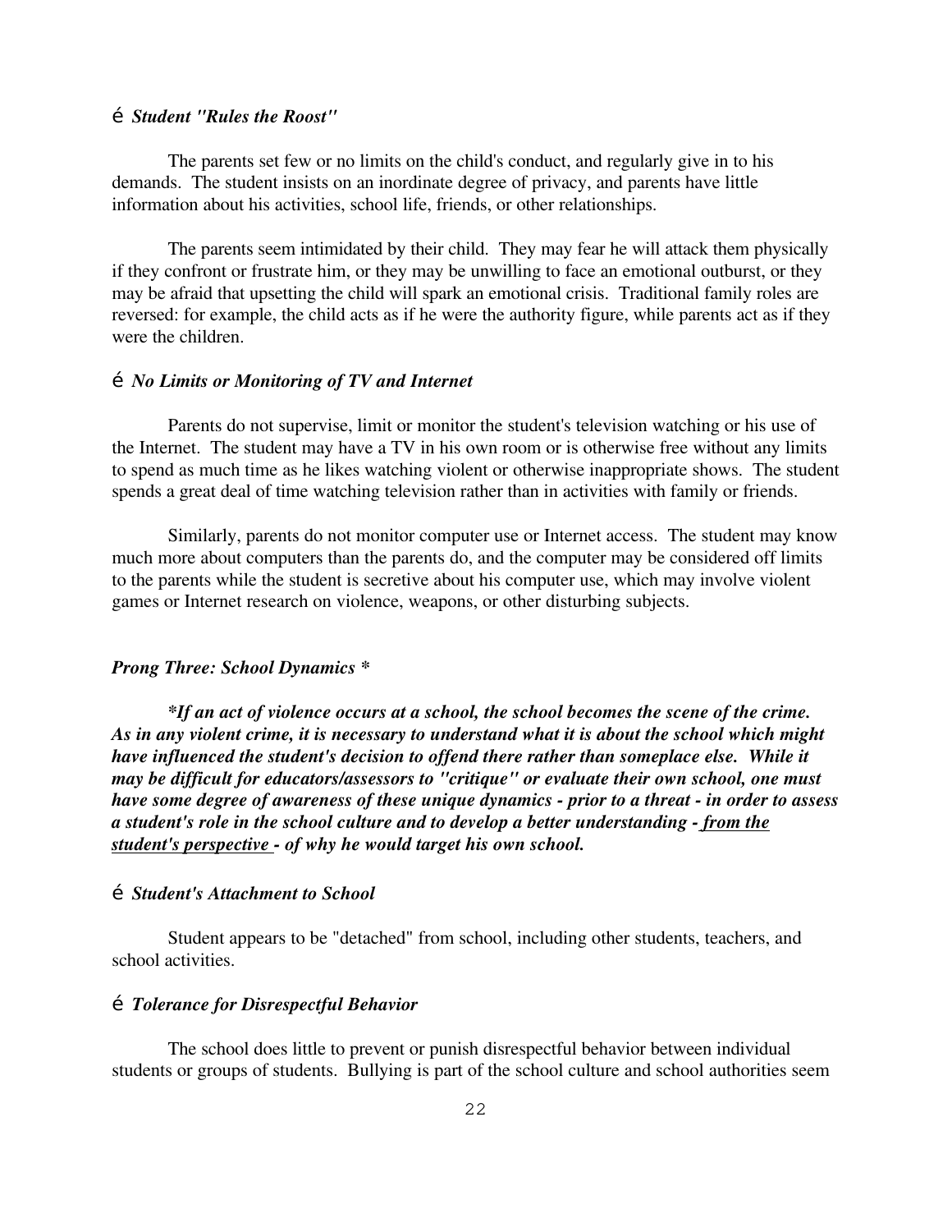é ***Student "Rules the Roost"***

The parents set few or no limits on the child's conduct, and regularly give in to his demands. The student insists on an inordinate degree of privacy, and parents have little information about his activities, school life, friends, or other relationships.

The parents seem intimidated by their child. They may fear he will attack them physically if they confront or frustrate him, or they may be unwilling to face an emotional outburst, or they may be afraid that upsetting the child will spark an emotional crisis. Traditional family roles are reversed: for example, the child acts as if he were the authority figure, while parents act as if they were the children.

é ***No Limits or Monitoring of TV and Internet***

Parents do not supervise, limit or monitor the student's television watching or his use of the Internet. The student may have a TV in his own room or is otherwise free without any limits to spend as much time as he likes watching violent or otherwise inappropriate shows. The student spends a great deal of time watching television rather than in activities with family or friends.

Similarly, parents do not monitor computer use or Internet access. The student may know much more about computers than the parents do, and the computer may be considered off limits to the parents while the student is secretive about his computer use, which may involve violent games or Internet research on violence, weapons, or other disturbing subjects.

***Prong Three: School Dynamics \****

***\*If an act of violence occurs at a school, the school becomes the scene of the crime. As in any violent crime, it is necessary to understand what it is about the school which might have influenced the student's decision to offend there rather than someplace else. While it may be difficult for educators/assessors to "critique" or evaluate their own school, one must have some degree of awareness of these unique dynamics - prior to a threat - in order to assess a student's role in the school culture and to develop a better understanding - <u>from the student's perspective</u> - of why he would target his own school.***

é ***Student's Attachment to School***

Student appears to be "detached" from school, including other students, teachers, and school activities.

é ***Tolerance for Disrespectful Behavior***

The school does little to prevent or punish disrespectful behavior between individual students or groups of students. Bullying is part of the school culture and school authorities seem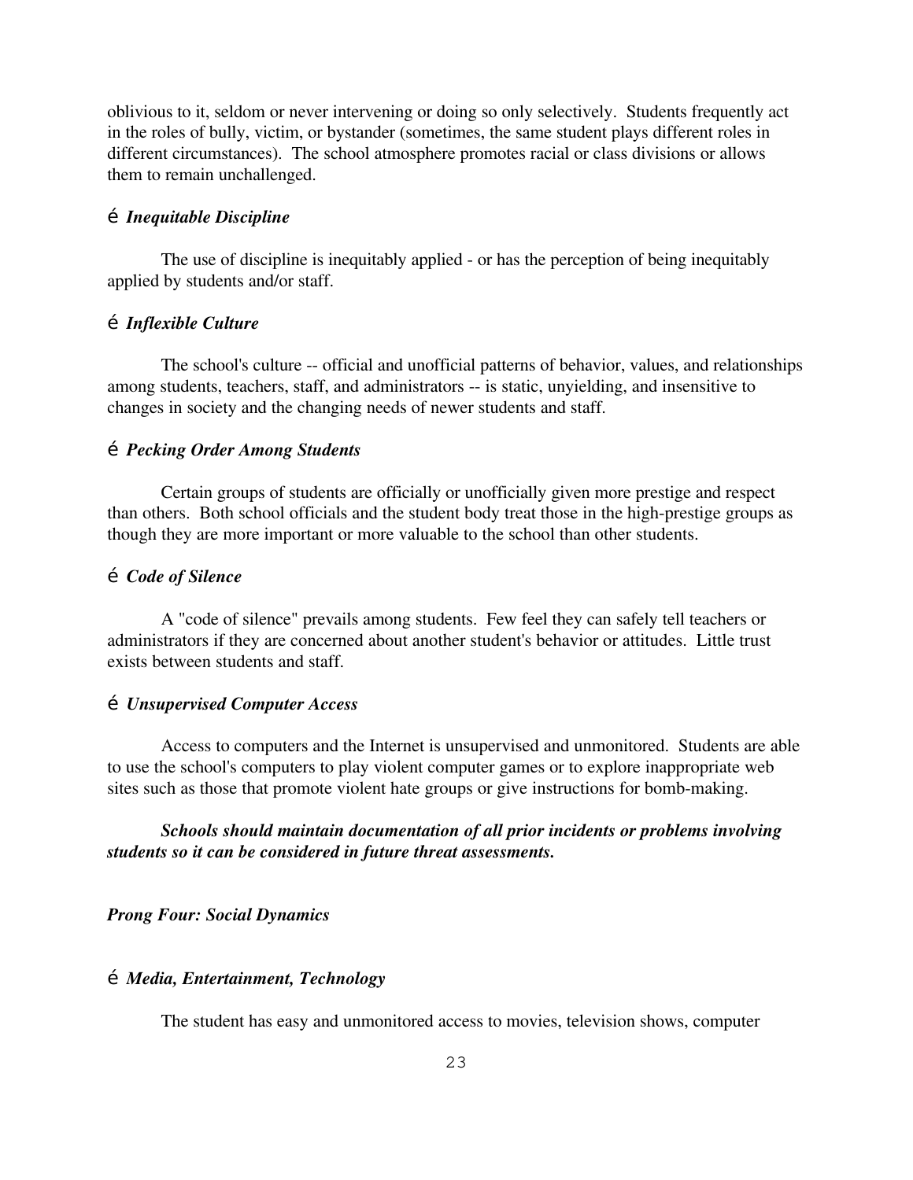oblivious to it, seldom or never intervening or doing so only selectively. Students frequently act in the roles of bully, victim, or bystander (sometimes, the same student plays different roles in different circumstances). The school atmosphere promotes racial or class divisions or allows them to remain unchallenged.

é ***Inequitable Discipline***

The use of discipline is inequitably applied - or has the perception of being inequitably applied by students and/or staff.

é ***Inflexible Culture***

The school's culture -- official and unofficial patterns of behavior, values, and relationships among students, teachers, staff, and administrators -- is static, unyielding, and insensitive to changes in society and the changing needs of newer students and staff.

é ***Pecking Order Among Students***

Certain groups of students are officially or unofficially given more prestige and respect than others. Both school officials and the student body treat those in the high-prestige groups as though they are more important or more valuable to the school than other students.

é ***Code of Silence***

A "code of silence" prevails among students. Few feel they can safely tell teachers or administrators if they are concerned about another student's behavior or attitudes. Little trust exists between students and staff.

é ***Unsupervised Computer Access***

Access to computers and the Internet is unsupervised and unmonitored. Students are able to use the school's computers to play violent computer games or to explore inappropriate web sites such as those that promote violent hate groups or give instructions for bomb-making.

***Schools should maintain documentation of all prior incidents or problems involving students so it can be considered in future threat assessments.***

***Prong Four: Social Dynamics***

é ***Media, Entertainment, Technology***

The student has easy and unmonitored access to movies, television shows, computer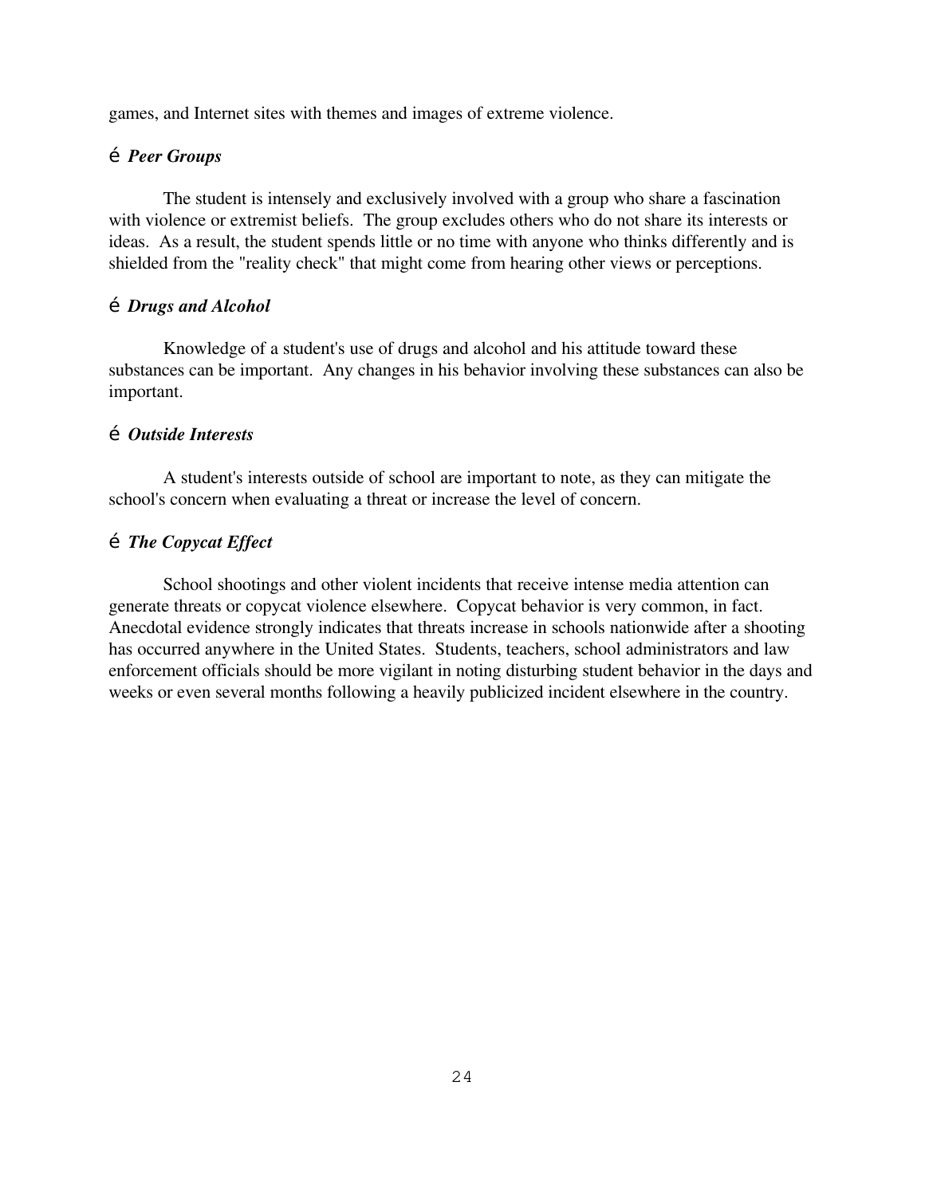games, and Internet sites with themes and images of extreme violence.

é ***Peer Groups***

The student is intensely and exclusively involved with a group who share a fascination with violence or extremist beliefs. The group excludes others who do not share its interests or ideas. As a result, the student spends little or no time with anyone who thinks differently and is shielded from the "reality check" that might come from hearing other views or perceptions.

é ***Drugs and Alcohol***

Knowledge of a student's use of drugs and alcohol and his attitude toward these substances can be important. Any changes in his behavior involving these substances can also be important.

é ***Outside Interests***

A student's interests outside of school are important to note, as they can mitigate the school's concern when evaluating a threat or increase the level of concern.

é ***The Copycat Effect***

School shootings and other violent incidents that receive intense media attention can generate threats or copycat violence elsewhere. Copycat behavior is very common, in fact. Anecdotal evidence strongly indicates that threats increase in schools nationwide after a shooting has occurred anywhere in the United States. Students, teachers, school administrators and law enforcement officials should be more vigilant in noting disturbing student behavior in the days and weeks or even several months following a heavily publicized incident elsewhere in the country.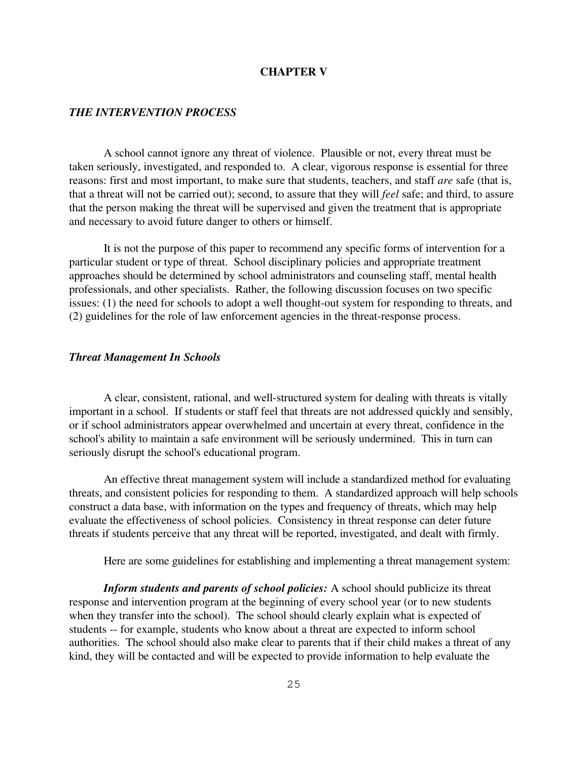# CHAPTER V

## *THE INTERVENTION PROCESS*

A school cannot ignore any threat of violence. Plausible or not, every threat must be taken seriously, investigated, and responded to. A clear, vigorous response is essential for three reasons: first and most important, to make sure that students, teachers, and staff *are* safe (that is, that a threat will not be carried out); second, to assure that they will *feel* safe; and third, to assure that the person making the threat will be supervised and given the treatment that is appropriate and necessary to avoid future danger to others or himself.

It is not the purpose of this paper to recommend any specific forms of intervention for a particular student or type of threat. School disciplinary policies and appropriate treatment approaches should be determined by school administrators and counseling staff, mental health professionals, and other specialists. Rather, the following discussion focuses on two specific issues: (1) the need for schools to adopt a well thought-out system for responding to threats, and (2) guidelines for the role of law enforcement agencies in the threat-response process.

### *Threat Management In Schools*

A clear, consistent, rational, and well-structured system for dealing with threats is vitally important in a school. If students or staff feel that threats are not addressed quickly and sensibly, or if school administrators appear overwhelmed and uncertain at every threat, confidence in the school's ability to maintain a safe environment will be seriously undermined. This in turn can seriously disrupt the school's educational program.

An effective threat management system will include a standardized method for evaluating threats, and consistent policies for responding to them. A standardized approach will help schools construct a data base, with information on the types and frequency of threats, which may help evaluate the effectiveness of school policies. Consistency in threat response can deter future threats if students perceive that any threat will be reported, investigated, and dealt with firmly.

Here are some guidelines for establishing and implementing a threat management system:

***Inform students and parents of school policies:*** A school should publicize its threat response and intervention program at the beginning of every school year (or to new students when they transfer into the school). The school should clearly explain what is expected of students -- for example, students who know about a threat are expected to inform school authorities. The school should also make clear to parents that if their child makes a threat of any kind, they will be contacted and will be expected to provide information to help evaluate the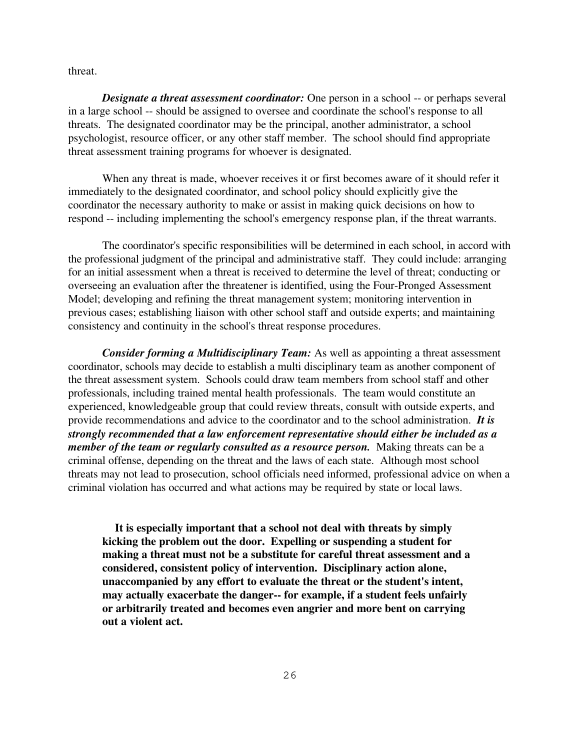threat.

***Designate a threat assessment coordinator:*** One person in a school -- or perhaps several in a large school -- should be assigned to oversee and coordinate the school's response to all threats. The designated coordinator may be the principal, another administrator, a school psychologist, resource officer, or any other staff member. The school should find appropriate threat assessment training programs for whoever is designated.

When any threat is made, whoever receives it or first becomes aware of it should refer it immediately to the designated coordinator, and school policy should explicitly give the coordinator the necessary authority to make or assist in making quick decisions on how to respond -- including implementing the school's emergency response plan, if the threat warrants.

The coordinator's specific responsibilities will be determined in each school, in accord with the professional judgment of the principal and administrative staff. They could include: arranging for an initial assessment when a threat is received to determine the level of threat; conducting or overseeing an evaluation after the threatener is identified, using the Four-Pronged Assessment Model; developing and refining the threat management system; monitoring intervention in previous cases; establishing liaison with other school staff and outside experts; and maintaining consistency and continuity in the school's threat response procedures.

***Consider forming a Multidisciplinary Team:*** As well as appointing a threat assessment coordinator, schools may decide to establish a multi disciplinary team as another component of the threat assessment system. Schools could draw team members from school staff and other professionals, including trained mental health professionals. The team would constitute an experienced, knowledgeable group that could review threats, consult with outside experts, and provide recommendations and advice to the coordinator and to the school administration. ***It is strongly recommended that a law enforcement representative should either be included as a member of the team or regularly consulted as a resource person.*** Making threats can be a criminal offense, depending on the threat and the laws of each state. Although most school threats may not lead to prosecution, school officials need informed, professional advice on when a criminal violation has occurred and what actions may be required by state or local laws.

**It is especially important that a school not deal with threats by simply kicking the problem out the door. Expelling or suspending a student for making a threat must not be a substitute for careful threat assessment and a considered, consistent policy of intervention. Disciplinary action alone, unaccompanied by any effort to evaluate the threat or the student's intent, may actually exacerbate the danger-- for example, if a student feels unfairly or arbitrarily treated and becomes even angrier and more bent on carrying out a violent act.**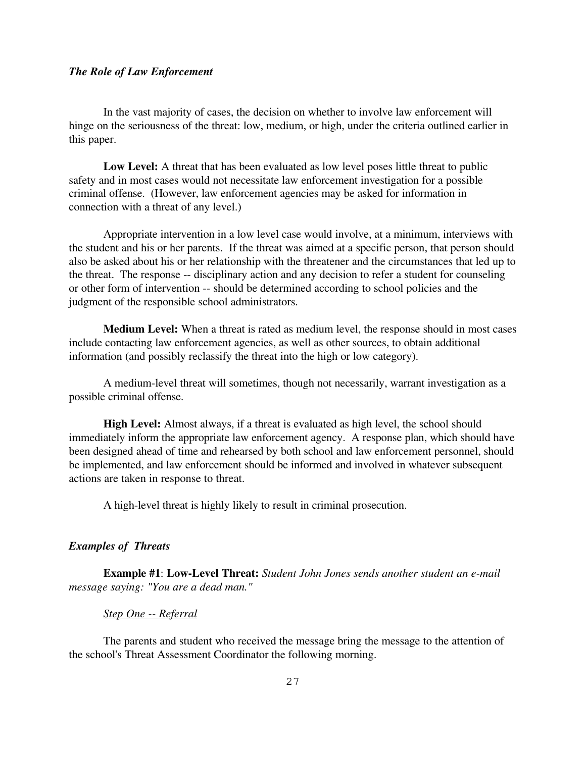### *The Role of Law Enforcement*

In the vast majority of cases, the decision on whether to involve law enforcement will hinge on the seriousness of the threat: low, medium, or high, under the criteria outlined earlier in this paper.

**Low Level:** A threat that has been evaluated as low level poses little threat to public safety and in most cases would not necessitate law enforcement investigation for a possible criminal offense. (However, law enforcement agencies may be asked for information in connection with a threat of any level.)

Appropriate intervention in a low level case would involve, at a minimum, interviews with the student and his or her parents. If the threat was aimed at a specific person, that person should also be asked about his or her relationship with the threatener and the circumstances that led up to the threat. The response -- disciplinary action and any decision to refer a student for counseling or other form of intervention -- should be determined according to school policies and the judgment of the responsible school administrators.

**Medium Level:** When a threat is rated as medium level, the response should in most cases include contacting law enforcement agencies, as well as other sources, to obtain additional information (and possibly reclassify the threat into the high or low category).

A medium-level threat will sometimes, though not necessarily, warrant investigation as a possible criminal offense.

**High Level:** Almost always, if a threat is evaluated as high level, the school should immediately inform the appropriate law enforcement agency. A response plan, which should have been designed ahead of time and rehearsed by both school and law enforcement personnel, should be implemented, and law enforcement should be informed and involved in whatever subsequent actions are taken in response to threat.

A high-level threat is highly likely to result in criminal prosecution.

### *Examples of Threats*

**Example #1**: **Low-Level Threat:** *Student John Jones sends another student an e-mail message saying: "You are a dead man."*

*Step One -- Referral*

The parents and student who received the message bring the message to the attention of the school's Threat Assessment Coordinator the following morning.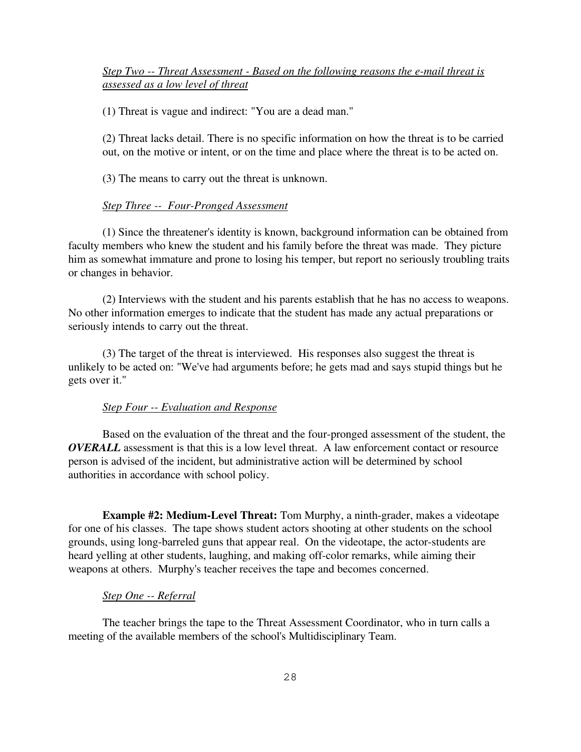_Step Two -- Threat Assessment - Based on the following reasons the e-mail threat is assessed as a low level of threat_

(1) Threat is vague and indirect: "You are a dead man."

(2) Threat lacks detail. There is no specific information on how the threat is to be carried out, on the motive or intent, or on the time and place where the threat is to be acted on.

(3) The means to carry out the threat is unknown.

_Step Three -- Four-Pronged Assessment_

(1) Since the threatener's identity is known, background information can be obtained from faculty members who knew the student and his family before the threat was made. They picture him as somewhat immature and prone to losing his temper, but report no seriously troubling traits or changes in behavior.

(2) Interviews with the student and his parents establish that he has no access to weapons. No other information emerges to indicate that the student has made any actual preparations or seriously intends to carry out the threat.

(3) The target of the threat is interviewed. His responses also suggest the threat is unlikely to be acted on: "We've had arguments before; he gets mad and says stupid things but he gets over it."

_Step Four -- Evaluation and Response_

Based on the evaluation of the threat and the four-pronged assessment of the student, the ***OVERALL*** assessment is that this is a low level threat. A law enforcement contact or resource person is advised of the incident, but administrative action will be determined by school authorities in accordance with school policy.

**Example #2: Medium-Level Threat:** Tom Murphy, a ninth-grader, makes a videotape for one of his classes. The tape shows student actors shooting at other students on the school grounds, using long-barreled guns that appear real. On the videotape, the actor-students are heard yelling at other students, laughing, and making off-color remarks, while aiming their weapons at others. Murphy's teacher receives the tape and becomes concerned.

_Step One -- Referral_

The teacher brings the tape to the Threat Assessment Coordinator, who in turn calls a meeting of the available members of the school's Multidisciplinary Team.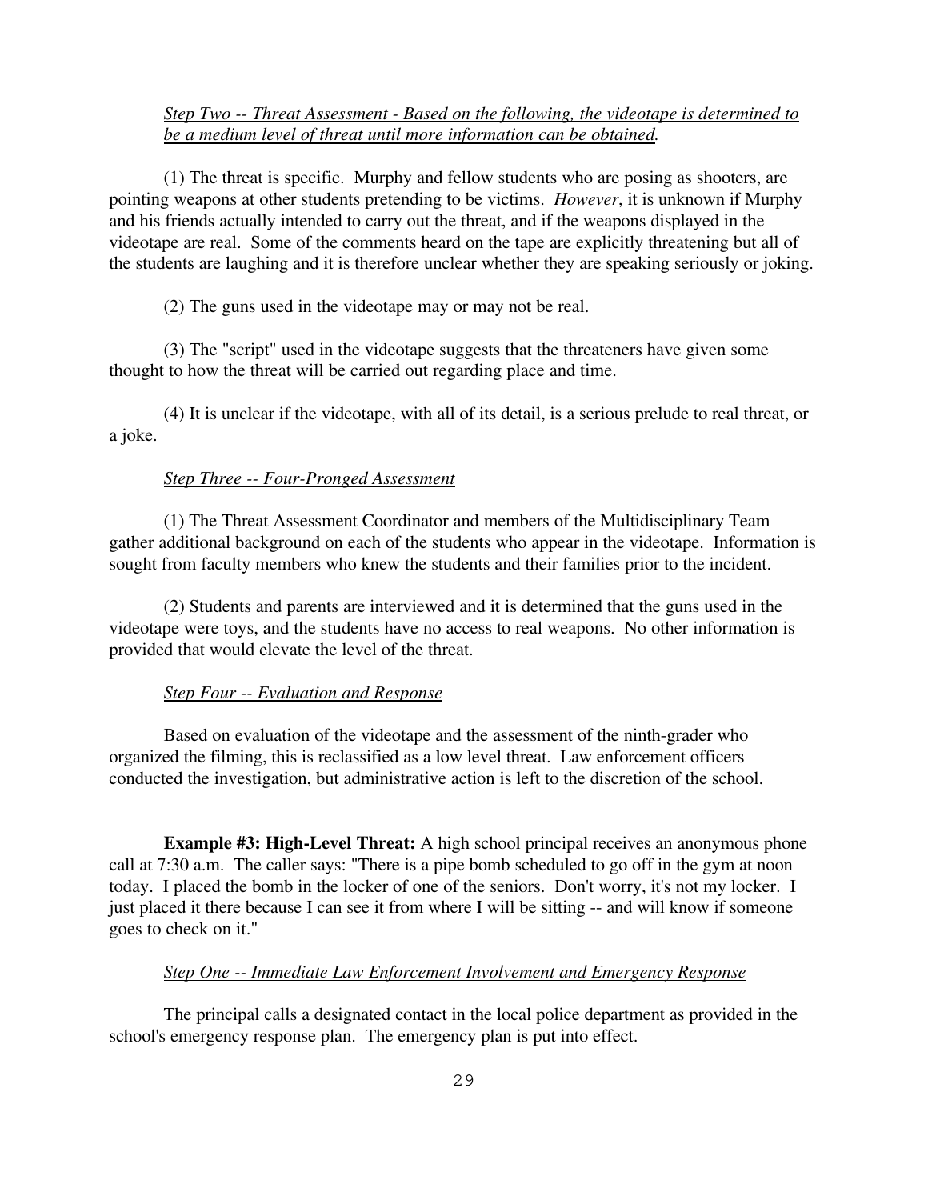*Step Two -- Threat Assessment - Based on the following, the videotape is determined to be a medium level of threat until more information can be obtained.*

(1) The threat is specific. Murphy and fellow students who are posing as shooters, are pointing weapons at other students pretending to be victims. *However*, it is unknown if Murphy and his friends actually intended to carry out the threat, and if the weapons displayed in the videotape are real. Some of the comments heard on the tape are explicitly threatening but all of the students are laughing and it is therefore unclear whether they are speaking seriously or joking.

(2) The guns used in the videotape may or may not be real.

(3) The "script" used in the videotape suggests that the threateners have given some thought to how the threat will be carried out regarding place and time.

(4) It is unclear if the videotape, with all of its detail, is a serious prelude to real threat, or a joke.

*Step Three -- Four-Pronged Assessment*

(1) The Threat Assessment Coordinator and members of the Multidisciplinary Team gather additional background on each of the students who appear in the videotape. Information is sought from faculty members who knew the students and their families prior to the incident.

(2) Students and parents are interviewed and it is determined that the guns used in the videotape were toys, and the students have no access to real weapons. No other information is provided that would elevate the level of the threat.

*Step Four -- Evaluation and Response*

Based on evaluation of the videotape and the assessment of the ninth-grader who organized the filming, this is reclassified as a low level threat. Law enforcement officers conducted the investigation, but administrative action is left to the discretion of the school.

**Example #3: High-Level Threat:** A high school principal receives an anonymous phone call at 7:30 a.m. The caller says: "There is a pipe bomb scheduled to go off in the gym at noon today. I placed the bomb in the locker of one of the seniors. Don't worry, it's not my locker. I just placed it there because I can see it from where I will be sitting -- and will know if someone goes to check on it."

*Step One -- Immediate Law Enforcement Involvement and Emergency Response*

The principal calls a designated contact in the local police department as provided in the school's emergency response plan. The emergency plan is put into effect.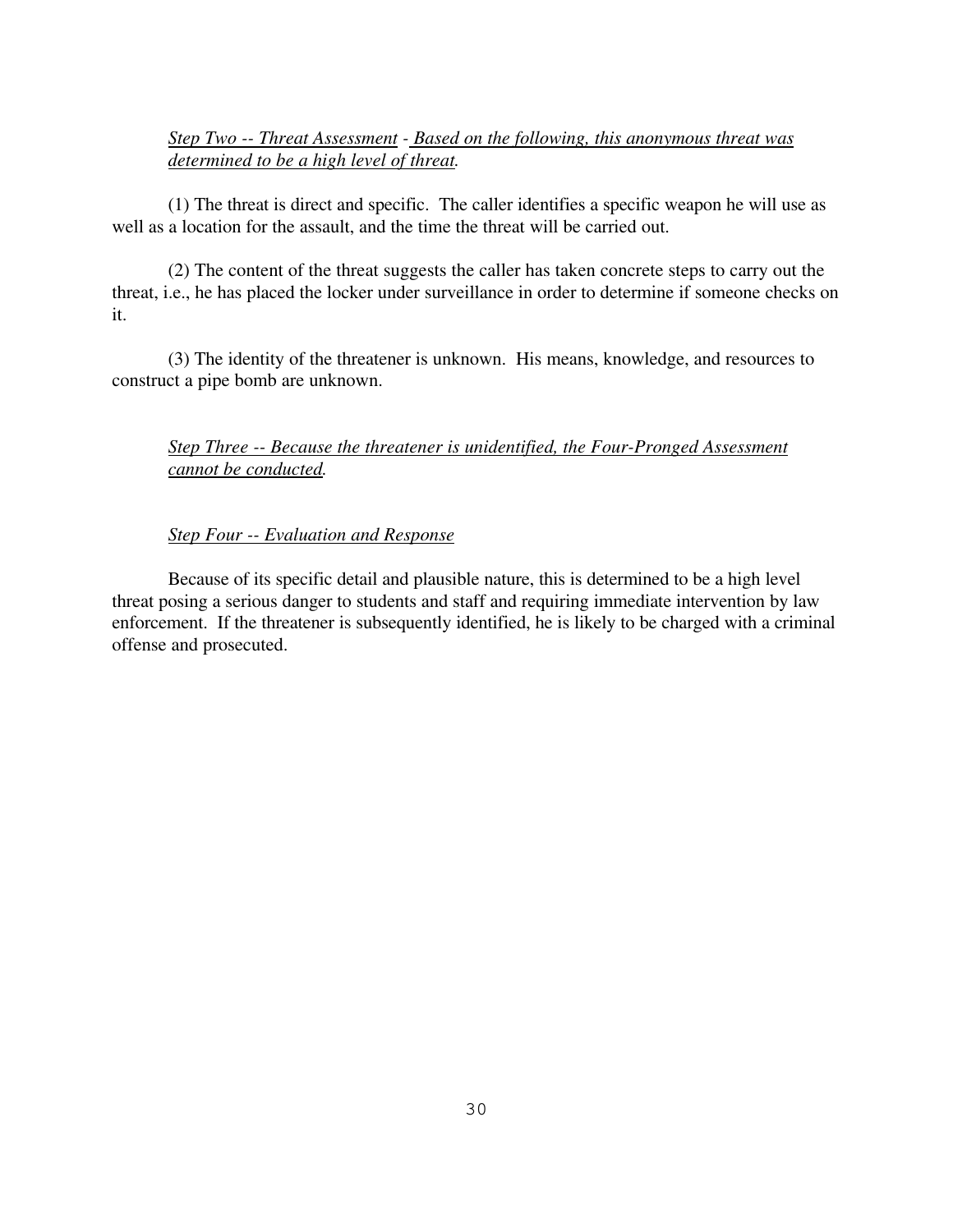*<u>Step Two -- Threat Assessment</u>* - *<u>Based on the following, this anonymous threat was determined to be a high level of threat.</u>*

(1) The threat is direct and specific. The caller identifies a specific weapon he will use as well as a location for the assault, and the time the threat will be carried out.

(2) The content of the threat suggests the caller has taken concrete steps to carry out the threat, i.e., he has placed the locker under surveillance in order to determine if someone checks on it.

(3) The identity of the threatener is unknown. His means, knowledge, and resources to construct a pipe bomb are unknown.

*<u>Step Three -- Because the threatener is unidentified, the Four-Pronged Assessment cannot be conducted.</u>*

*<u>Step Four -- Evaluation and Response</u>*

Because of its specific detail and plausible nature, this is determined to be a high level threat posing a serious danger to students and staff and requiring immediate intervention by law enforcement. If the threatener is subsequently identified, he is likely to be charged with a criminal offense and prosecuted.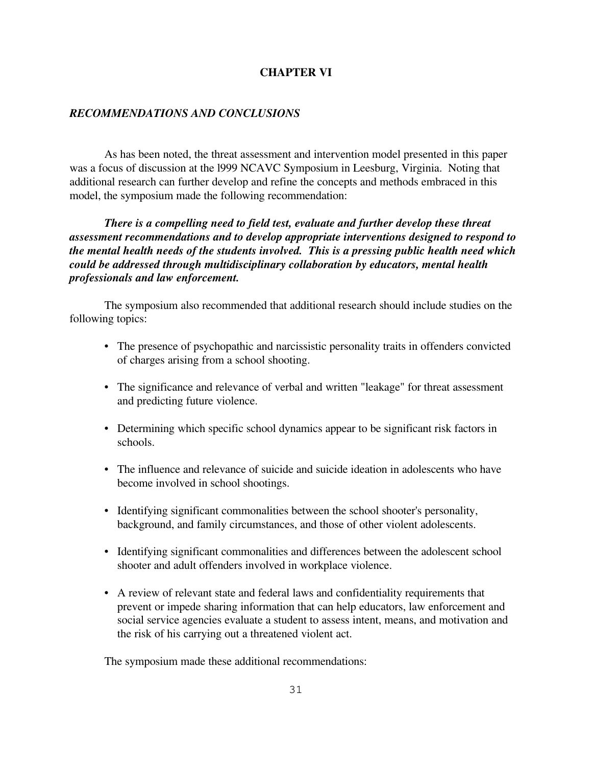# CHAPTER VI

## *RECOMMENDATIONS AND CONCLUSIONS*

As has been noted, the threat assessment and intervention model presented in this paper was a focus of discussion at the l999 NCAVC Symposium in Leesburg, Virginia. Noting that additional research can further develop and refine the concepts and methods embraced in this model, the symposium made the following recommendation:

***There is a compelling need to field test, evaluate and further develop these threat assessment recommendations and to develop appropriate interventions designed to respond to the mental health needs of the students involved. This is a pressing public health need which could be addressed through multidisciplinary collaboration by educators, mental health professionals and law enforcement.***

The symposium also recommended that additional research should include studies on the following topics:

- The presence of psychopathic and narcissistic personality traits in offenders convicted of charges arising from a school shooting.
- The significance and relevance of verbal and written "leakage" for threat assessment and predicting future violence.
- Determining which specific school dynamics appear to be significant risk factors in schools.
- The influence and relevance of suicide and suicide ideation in adolescents who have become involved in school shootings.
- Identifying significant commonalities between the school shooter's personality, background, and family circumstances, and those of other violent adolescents.
- Identifying significant commonalities and differences between the adolescent school shooter and adult offenders involved in workplace violence.
- A review of relevant state and federal laws and confidentiality requirements that prevent or impede sharing information that can help educators, law enforcement and social service agencies evaluate a student to assess intent, means, and motivation and the risk of his carrying out a threatened violent act.

The symposium made these additional recommendations: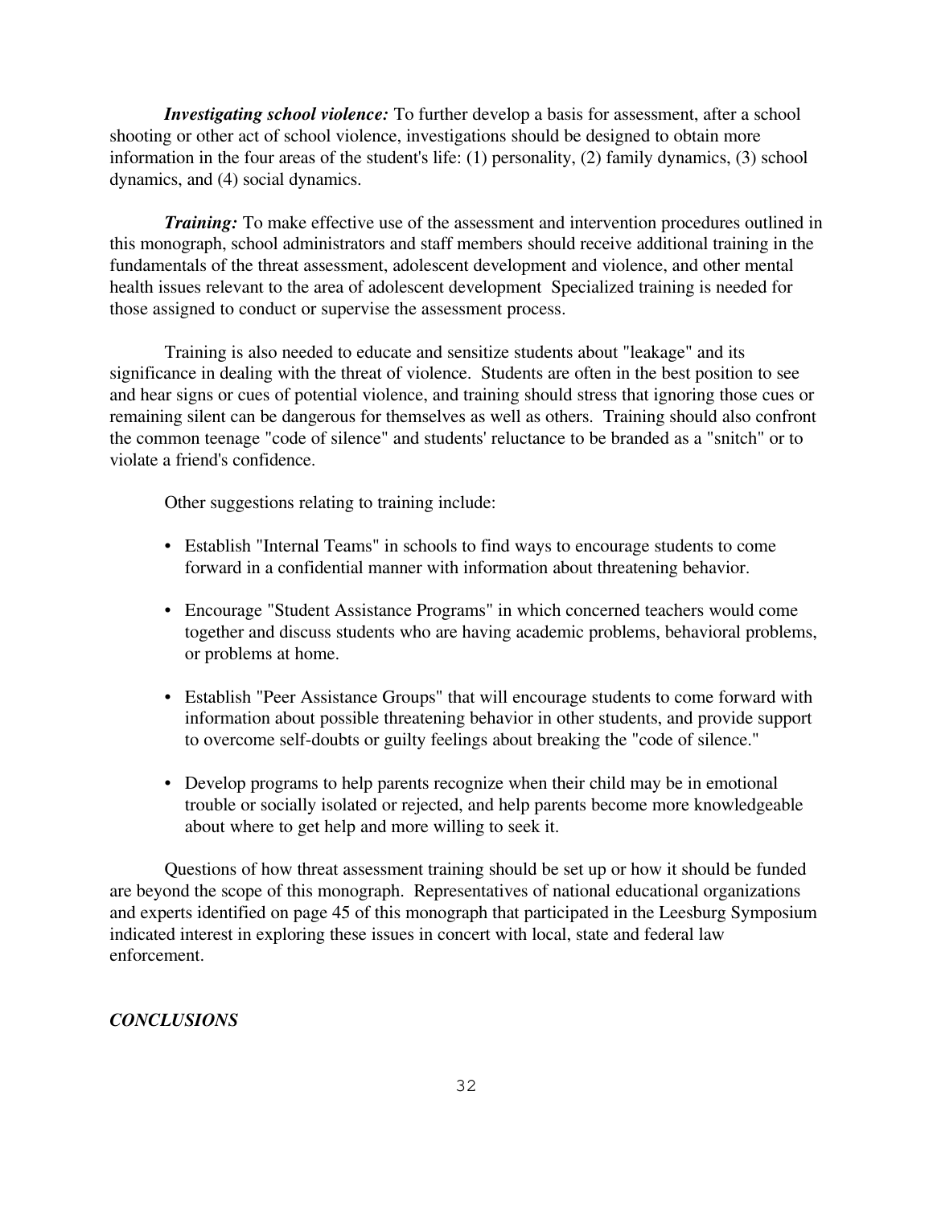***Investigating school violence:*** To further develop a basis for assessment, after a school shooting or other act of school violence, investigations should be designed to obtain more information in the four areas of the student's life: (1) personality, (2) family dynamics, (3) school dynamics, and (4) social dynamics.

***Training:*** To make effective use of the assessment and intervention procedures outlined in this monograph, school administrators and staff members should receive additional training in the fundamentals of the threat assessment, adolescent development and violence, and other mental health issues relevant to the area of adolescent development Specialized training is needed for those assigned to conduct or supervise the assessment process.

Training is also needed to educate and sensitize students about "leakage" and its significance in dealing with the threat of violence. Students are often in the best position to see and hear signs or cues of potential violence, and training should stress that ignoring those cues or remaining silent can be dangerous for themselves as well as others. Training should also confront the common teenage "code of silence" and students' reluctance to be branded as a "snitch" or to violate a friend's confidence.

Other suggestions relating to training include:

- Establish "Internal Teams" in schools to find ways to encourage students to come forward in a confidential manner with information about threatening behavior.
- Encourage "Student Assistance Programs" in which concerned teachers would come together and discuss students who are having academic problems, behavioral problems, or problems at home.
- Establish "Peer Assistance Groups" that will encourage students to come forward with information about possible threatening behavior in other students, and provide support to overcome self-doubts or guilty feelings about breaking the "code of silence."
- Develop programs to help parents recognize when their child may be in emotional trouble or socially isolated or rejected, and help parents become more knowledgeable about where to get help and more willing to seek it.

Questions of how threat assessment training should be set up or how it should be funded are beyond the scope of this monograph. Representatives of national educational organizations and experts identified on page 45 of this monograph that participated in the Leesburg Symposium indicated interest in exploring these issues in concert with local, state and federal law enforcement.

## *CONCLUSIONS*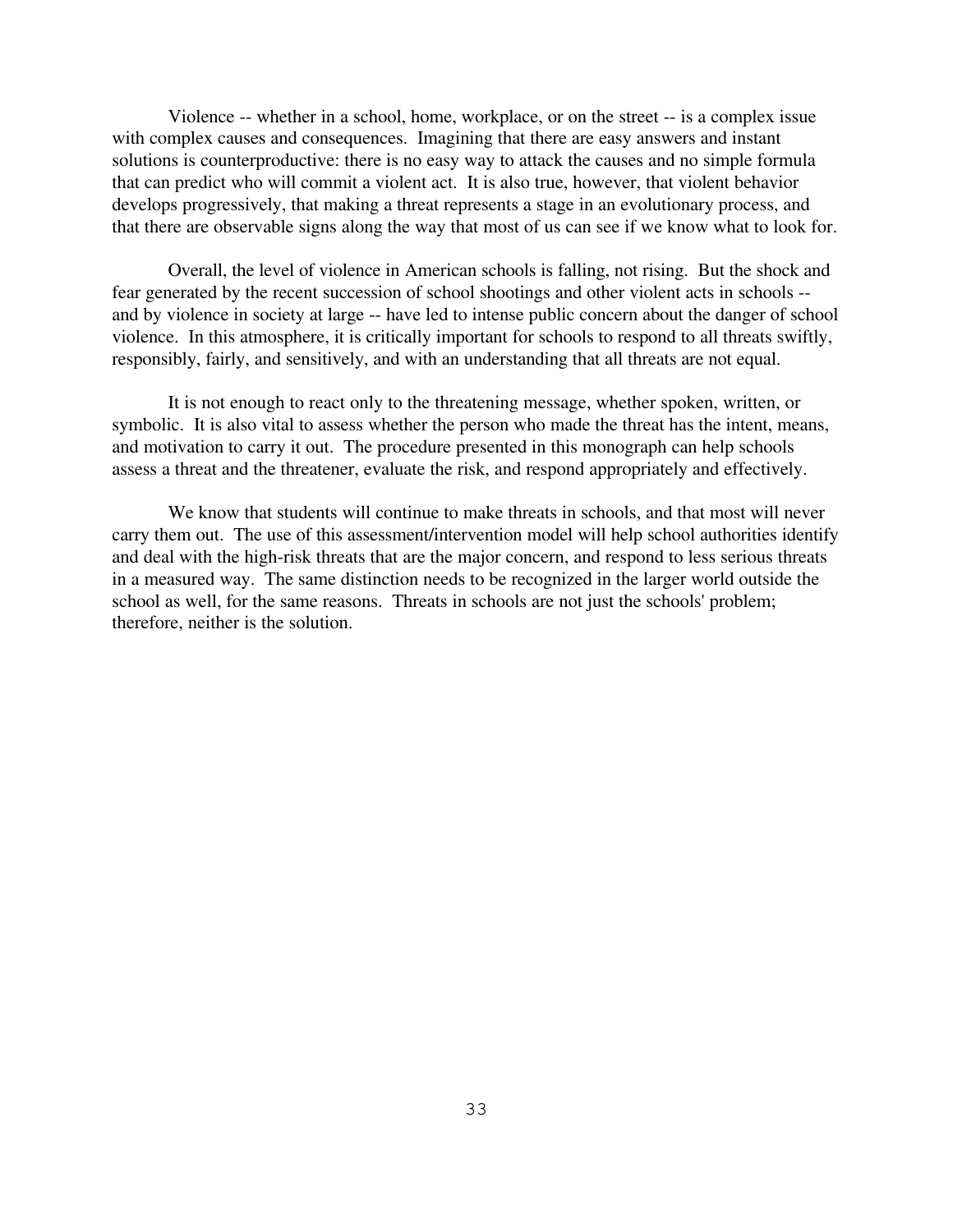Violence -- whether in a school, home, workplace, or on the street -- is a complex issue with complex causes and consequences. Imagining that there are easy answers and instant solutions is counterproductive: there is no easy way to attack the causes and no simple formula that can predict who will commit a violent act. It is also true, however, that violent behavior develops progressively, that making a threat represents a stage in an evolutionary process, and that there are observable signs along the way that most of us can see if we know what to look for.

Overall, the level of violence in American schools is falling, not rising. But the shock and fear generated by the recent succession of school shootings and other violent acts in schools -- and by violence in society at large -- have led to intense public concern about the danger of school violence. In this atmosphere, it is critically important for schools to respond to all threats swiftly, responsibly, fairly, and sensitively, and with an understanding that all threats are not equal.

It is not enough to react only to the threatening message, whether spoken, written, or symbolic. It is also vital to assess whether the person who made the threat has the intent, means, and motivation to carry it out. The procedure presented in this monograph can help schools assess a threat and the threatener, evaluate the risk, and respond appropriately and effectively.

We know that students will continue to make threats in schools, and that most will never carry them out. The use of this assessment/intervention model will help school authorities identify and deal with the high-risk threats that are the major concern, and respond to less serious threats in a measured way. The same distinction needs to be recognized in the larger world outside the school as well, for the same reasons. Threats in schools are not just the schools' problem; therefore, neither is the solution.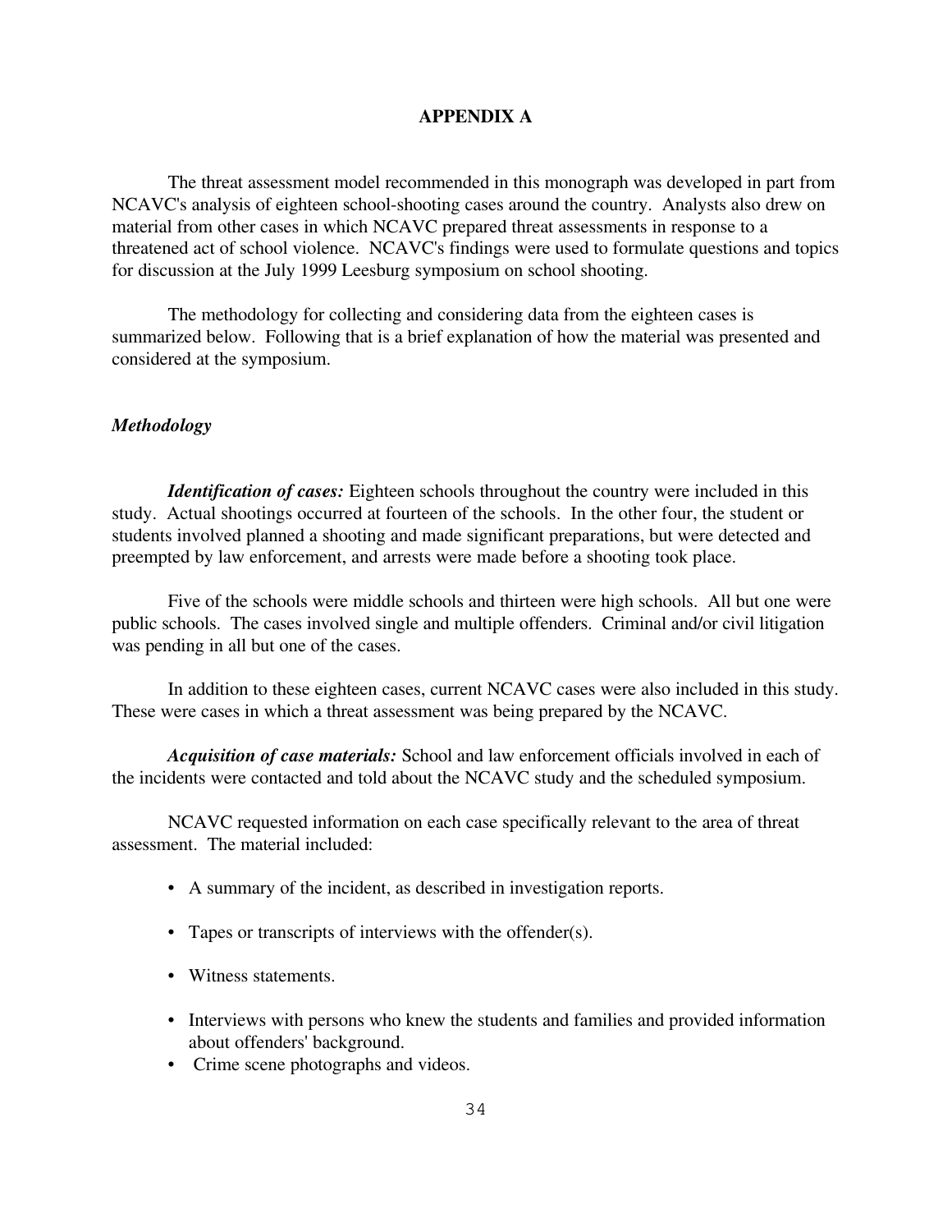# APPENDIX A

The threat assessment model recommended in this monograph was developed in part from NCAVC's analysis of eighteen school-shooting cases around the country. Analysts also drew on material from other cases in which NCAVC prepared threat assessments in response to a threatened act of school violence. NCAVC's findings were used to formulate questions and topics for discussion at the July 1999 Leesburg symposium on school shooting.

The methodology for collecting and considering data from the eighteen cases is summarized below. Following that is a brief explanation of how the material was presented and considered at the symposium.

### *Methodology*

***Identification of cases:*** Eighteen schools throughout the country were included in this study. Actual shootings occurred at fourteen of the schools. In the other four, the student or students involved planned a shooting and made significant preparations, but were detected and preempted by law enforcement, and arrests were made before a shooting took place.

Five of the schools were middle schools and thirteen were high schools. All but one were public schools. The cases involved single and multiple offenders. Criminal and/or civil litigation was pending in all but one of the cases.

In addition to these eighteen cases, current NCAVC cases were also included in this study. These were cases in which a threat assessment was being prepared by the NCAVC.

***Acquisition of case materials:*** School and law enforcement officials involved in each of the incidents were contacted and told about the NCAVC study and the scheduled symposium.

NCAVC requested information on each case specifically relevant to the area of threat assessment. The material included:

- A summary of the incident, as described in investigation reports.
- Tapes or transcripts of interviews with the offender(s).
- Witness statements.
- Interviews with persons who knew the students and families and provided information about offenders' background.
- Crime scene photographs and videos.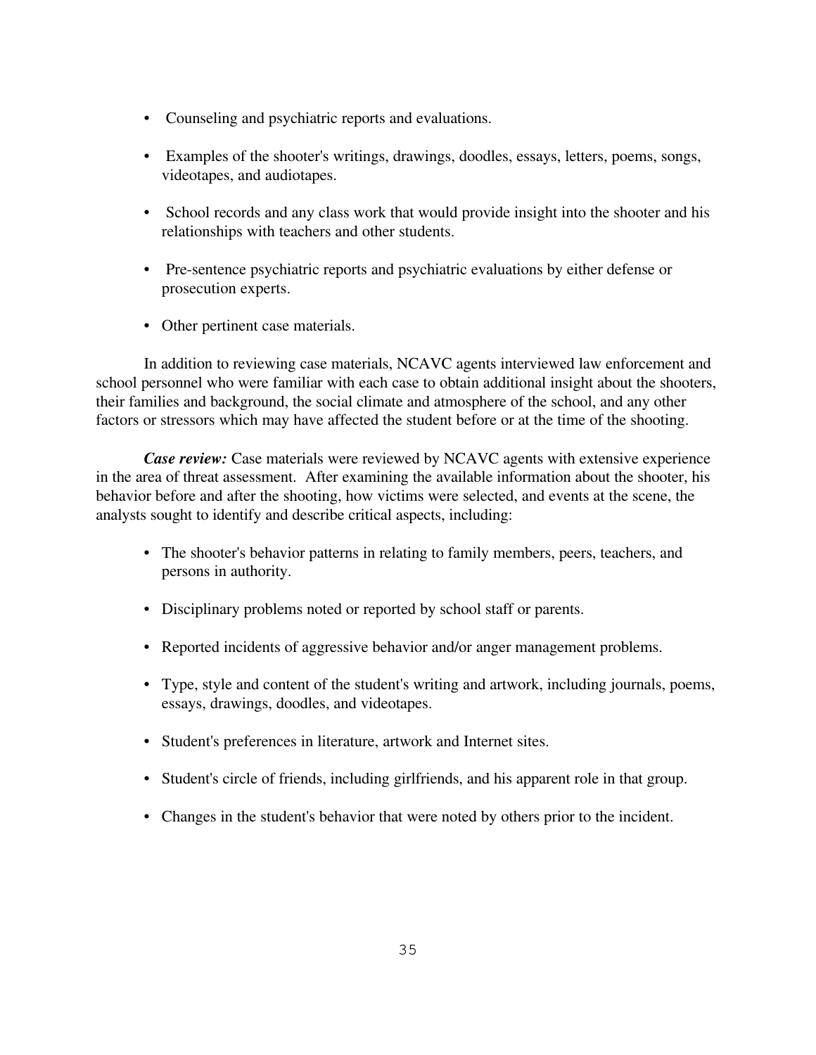- Counseling and psychiatric reports and evaluations.

- Examples of the shooter's writings, drawings, doodles, essays, letters, poems, songs, videotapes, and audiotapes.

- School records and any class work that would provide insight into the shooter and his relationships with teachers and other students.

- Pre-sentence psychiatric reports and psychiatric evaluations by either defense or prosecution experts.

- Other pertinent case materials.

In addition to reviewing case materials, NCAVC agents interviewed law enforcement and school personnel who were familiar with each case to obtain additional insight about the shooters, their families and background, the social climate and atmosphere of the school, and any other factors or stressors which may have affected the student before or at the time of the shooting.

***Case review:*** Case materials were reviewed by NCAVC agents with extensive experience in the area of threat assessment. After examining the available information about the shooter, his behavior before and after the shooting, how victims were selected, and events at the scene, the analysts sought to identify and describe critical aspects, including:

- The shooter's behavior patterns in relating to family members, peers, teachers, and persons in authority.

- Disciplinary problems noted or reported by school staff or parents.

- Reported incidents of aggressive behavior and/or anger management problems.

- Type, style and content of the student's writing and artwork, including journals, poems, essays, drawings, doodles, and videotapes.

- Student's preferences in literature, artwork and Internet sites.

- Student's circle of friends, including girlfriends, and his apparent role in that group.

- Changes in the student's behavior that were noted by others prior to the incident.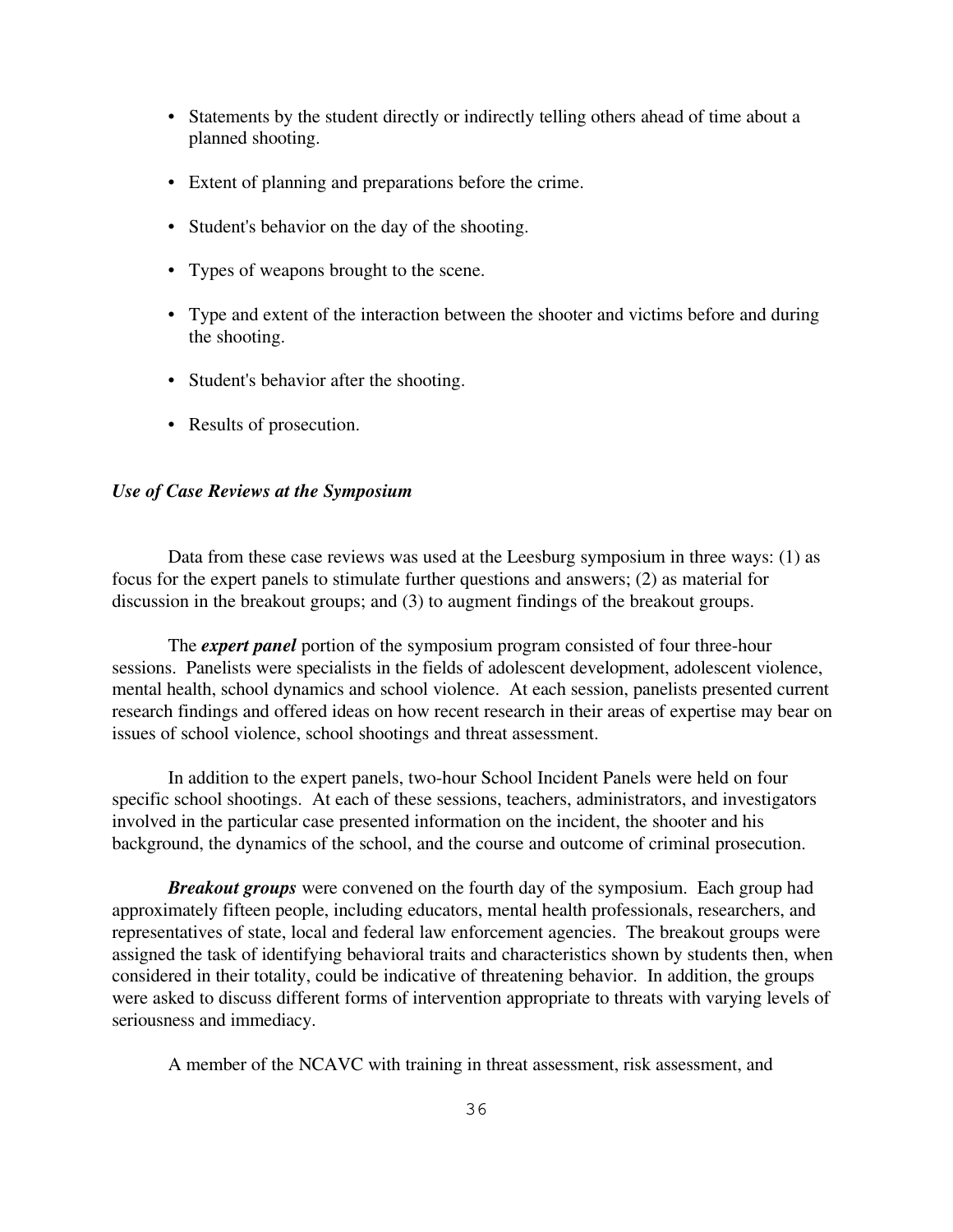- Statements by the student directly or indirectly telling others ahead of time about a planned shooting.
- Extent of planning and preparations before the crime.
- Student's behavior on the day of the shooting.
- Types of weapons brought to the scene.
- Type and extent of the interaction between the shooter and victims before and during the shooting.
- Student's behavior after the shooting.
- Results of prosecution.

***Use of Case Reviews at the Symposium***

Data from these case reviews was used at the Leesburg symposium in three ways: (1) as focus for the expert panels to stimulate further questions and answers; (2) as material for discussion in the breakout groups; and (3) to augment findings of the breakout groups.

The ***expert panel*** portion of the symposium program consisted of four three-hour sessions. Panelists were specialists in the fields of adolescent development, adolescent violence, mental health, school dynamics and school violence. At each session, panelists presented current research findings and offered ideas on how recent research in their areas of expertise may bear on issues of school violence, school shootings and threat assessment.

In addition to the expert panels, two-hour School Incident Panels were held on four specific school shootings. At each of these sessions, teachers, administrators, and investigators involved in the particular case presented information on the incident, the shooter and his background, the dynamics of the school, and the course and outcome of criminal prosecution.

***Breakout groups*** were convened on the fourth day of the symposium. Each group had approximately fifteen people, including educators, mental health professionals, researchers, and representatives of state, local and federal law enforcement agencies. The breakout groups were assigned the task of identifying behavioral traits and characteristics shown by students then, when considered in their totality, could be indicative of threatening behavior. In addition, the groups were asked to discuss different forms of intervention appropriate to threats with varying levels of seriousness and immediacy.

A member of the NCAVC with training in threat assessment, risk assessment, and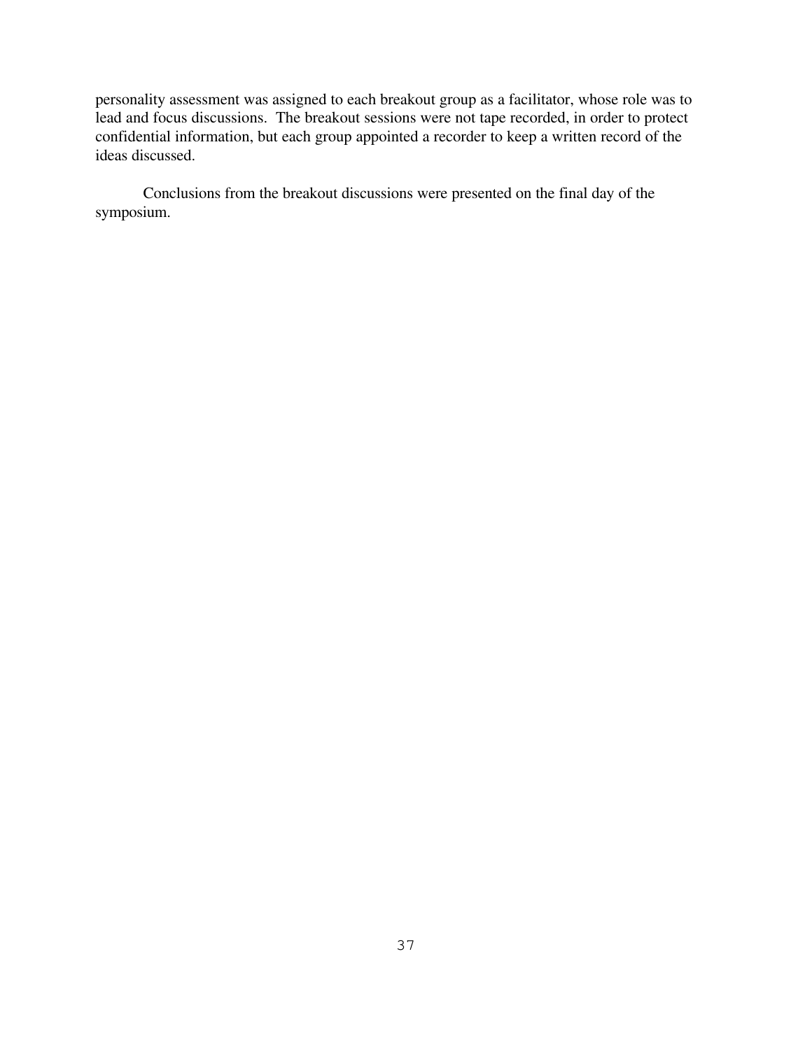personality assessment was assigned to each breakout group as a facilitator, whose role was to lead and focus discussions. The breakout sessions were not tape recorded, in order to protect confidential information, but each group appointed a recorder to keep a written record of the ideas discussed.

Conclusions from the breakout discussions were presented on the final day of the symposium.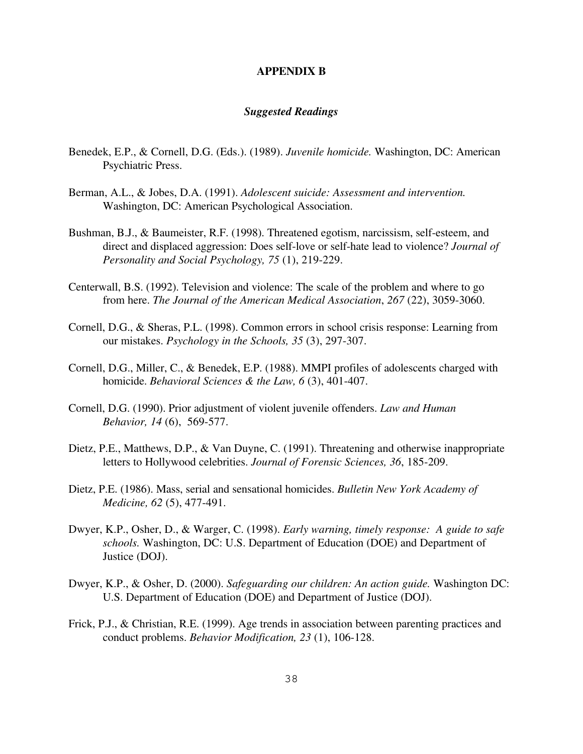# APPENDIX B

## *Suggested Readings*

Benedek, E.P., & Cornell, D.G. (Eds.). (1989). *Juvenile homicide.* Washington, DC: American Psychiatric Press.

Berman, A.L., & Jobes, D.A. (1991). *Adolescent suicide: Assessment and intervention.* Washington, DC: American Psychological Association.

Bushman, B.J., & Baumeister, R.F. (1998). Threatened egotism, narcissism, self-esteem, and direct and displaced aggression: Does self-love or self-hate lead to violence? *Journal of Personality and Social Psychology, 75* (1), 219-229.

Centerwall, B.S. (1992). Television and violence: The scale of the problem and where to go from here. *The Journal of the American Medical Association*, *267* (22), 3059-3060.

Cornell, D.G., & Sheras, P.L. (1998). Common errors in school crisis response: Learning from our mistakes. *Psychology in the Schools, 35* (3), 297-307.

Cornell, D.G., Miller, C., & Benedek, E.P. (1988). MMPI profiles of adolescents charged with homicide. *Behavioral Sciences & the Law, 6* (3), 401-407.

Cornell, D.G. (1990). Prior adjustment of violent juvenile offenders. *Law and Human Behavior, 14* (6), 569-577.

Dietz, P.E., Matthews, D.P., & Van Duyne, C. (1991). Threatening and otherwise inappropriate letters to Hollywood celebrities. *Journal of Forensic Sciences, 36*, 185-209.

Dietz, P.E. (1986). Mass, serial and sensational homicides. *Bulletin New York Academy of Medicine, 62* (5), 477-491.

Dwyer, K.P., Osher, D., & Warger, C. (1998). *Early warning, timely response: A guide to safe schools.* Washington, DC: U.S. Department of Education (DOE) and Department of Justice (DOJ).

Dwyer, K.P., & Osher, D. (2000). *Safeguarding our children: An action guide.* Washington DC: U.S. Department of Education (DOE) and Department of Justice (DOJ).

Frick, P.J., & Christian, R.E. (1999). Age trends in association between parenting practices and conduct problems. *Behavior Modification, 23* (1), 106-128.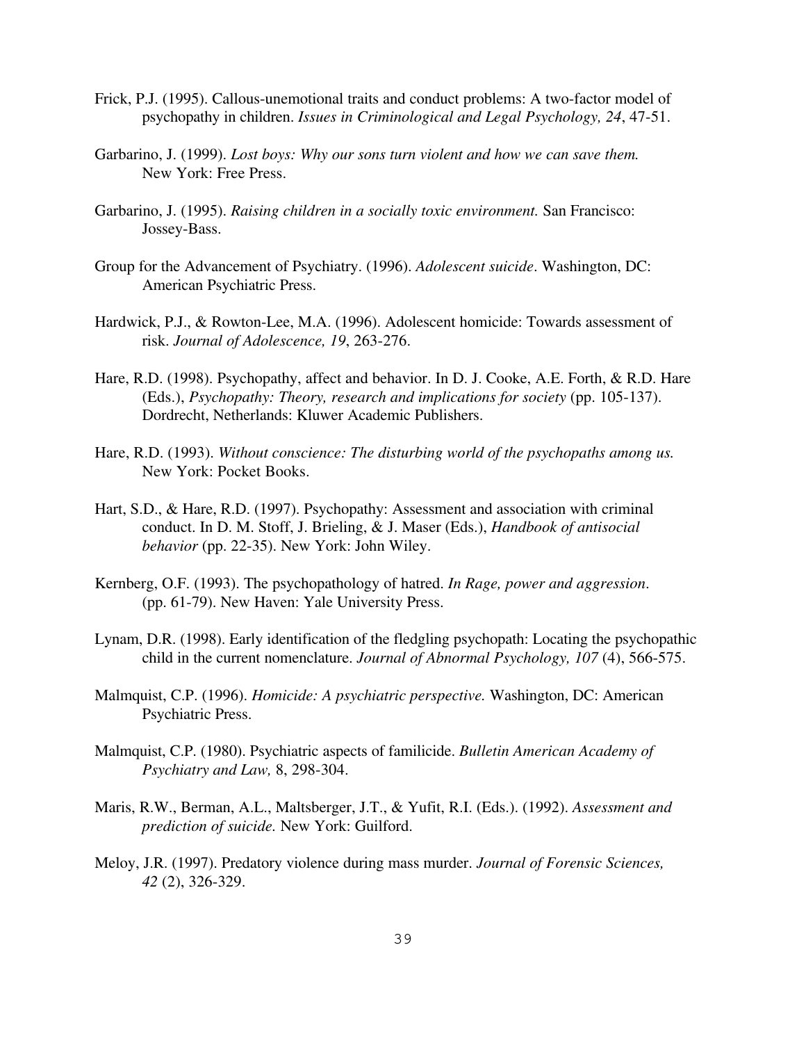Frick, P.J. (1995). Callous-unemotional traits and conduct problems: A two-factor model of psychopathy in children. *Issues in Criminological and Legal Psychology, 24*, 47-51.

Garbarino, J. (1999). *Lost boys: Why our sons turn violent and how we can save them.* New York: Free Press.

Garbarino, J. (1995). *Raising children in a socially toxic environment.* San Francisco: Jossey-Bass.

Group for the Advancement of Psychiatry. (1996). *Adolescent suicide*. Washington, DC: American Psychiatric Press.

Hardwick, P.J., & Rowton-Lee, M.A. (1996). Adolescent homicide: Towards assessment of risk. *Journal of Adolescence, 19*, 263-276.

Hare, R.D. (1998). Psychopathy, affect and behavior. In D. J. Cooke, A.E. Forth, & R.D. Hare (Eds.), *Psychopathy: Theory, research and implications for society* (pp. 105-137). Dordrecht, Netherlands: Kluwer Academic Publishers.

Hare, R.D. (1993). *Without conscience: The disturbing world of the psychopaths among us.* New York: Pocket Books.

Hart, S.D., & Hare, R.D. (1997). Psychopathy: Assessment and association with criminal conduct. In D. M. Stoff, J. Brieling, & J. Maser (Eds.), *Handbook of antisocial behavior* (pp. 22-35). New York: John Wiley.

Kernberg, O.F. (1993). The psychopathology of hatred. *In Rage, power and aggression*. (pp. 61-79). New Haven: Yale University Press.

Lynam, D.R. (1998). Early identification of the fledgling psychopath: Locating the psychopathic child in the current nomenclature. *Journal of Abnormal Psychology, 107* (4), 566-575.

Malmquist, C.P. (1996). *Homicide: A psychiatric perspective.* Washington, DC: American Psychiatric Press.

Malmquist, C.P. (1980). Psychiatric aspects of familicide. *Bulletin American Academy of Psychiatry and Law,* 8, 298-304.

Maris, R.W., Berman, A.L., Maltsberger, J.T., & Yufit, R.I. (Eds.). (1992). *Assessment and prediction of suicide.* New York: Guilford.

Meloy, J.R. (1997). Predatory violence during mass murder. *Journal of Forensic Sciences, 42* (2), 326-329.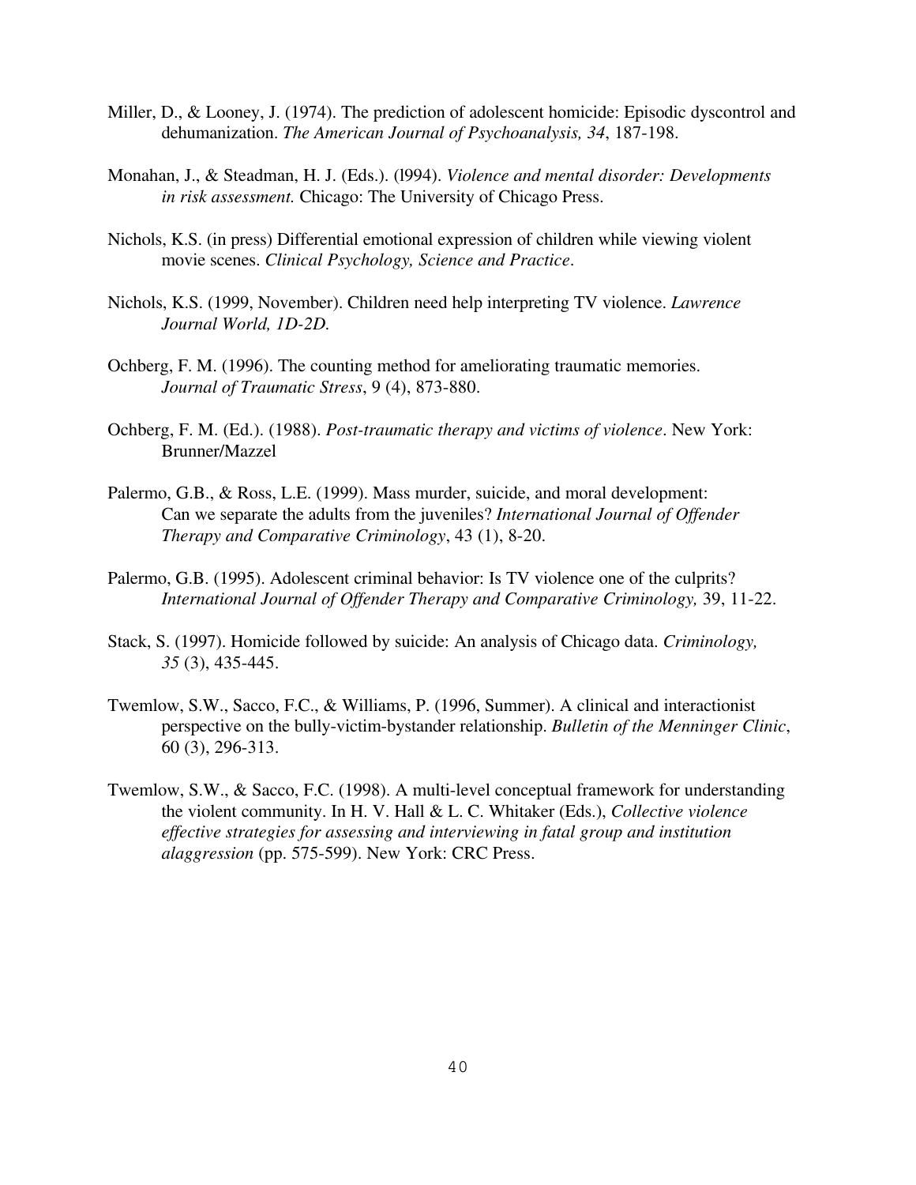Miller, D., & Looney, J. (1974). The prediction of adolescent homicide: Episodic dyscontrol and dehumanization. *The American Journal of Psychoanalysis, 34*, 187-198.

Monahan, J., & Steadman, H. J. (Eds.). (l994). *Violence and mental disorder: Developments in risk assessment.* Chicago: The University of Chicago Press.

Nichols, K.S. (in press) Differential emotional expression of children while viewing violent movie scenes. *Clinical Psychology, Science and Practice*.

Nichols, K.S. (1999, November). Children need help interpreting TV violence. *Lawrence Journal World, 1D-2D.*

Ochberg, F. M. (1996). The counting method for ameliorating traumatic memories. *Journal of Traumatic Stress*, 9 (4), 873-880.

Ochberg, F. M. (Ed.). (1988). *Post-traumatic therapy and victims of violence*. New York: Brunner/Mazzel

Palermo, G.B., & Ross, L.E. (1999). Mass murder, suicide, and moral development: Can we separate the adults from the juveniles? *International Journal of Offender Therapy and Comparative Criminology*, 43 (1), 8-20.

Palermo, G.B. (1995). Adolescent criminal behavior: Is TV violence one of the culprits? *International Journal of Offender Therapy and Comparative Criminology,* 39, 11-22.

Stack, S. (1997). Homicide followed by suicide: An analysis of Chicago data. *Criminology, 35* (3), 435-445.

Twemlow, S.W., Sacco, F.C., & Williams, P. (1996, Summer). A clinical and interactionist perspective on the bully-victim-bystander relationship. *Bulletin of the Menninger Clinic*, 60 (3), 296-313.

Twemlow, S.W., & Sacco, F.C. (1998). A multi-level conceptual framework for understanding the violent community. In H. V. Hall & L. C. Whitaker (Eds.), *Collective violence effective strategies for assessing and interviewing in fatal group and institution alaggression* (pp. 575-599). New York: CRC Press.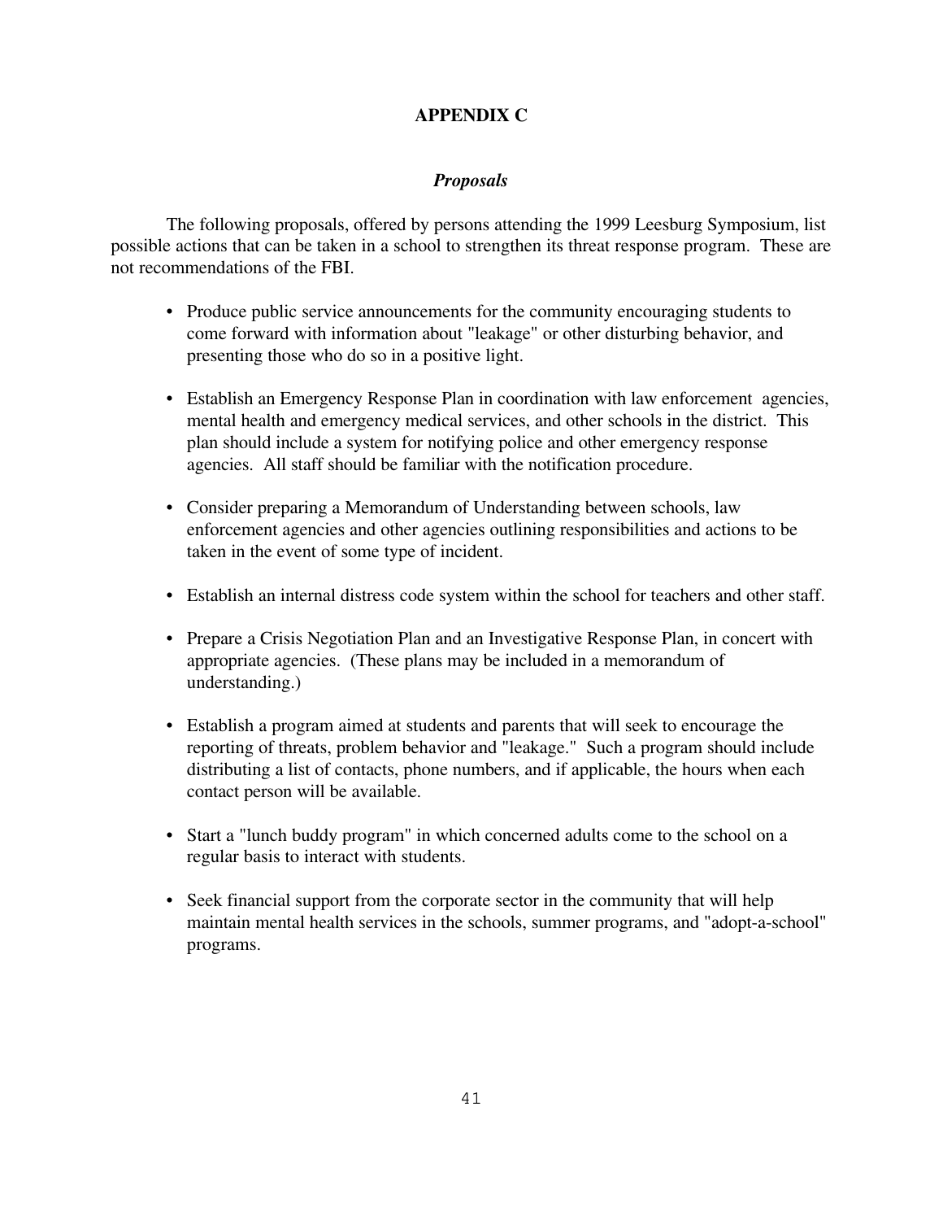## APPENDIX C

### *Proposals*

The following proposals, offered by persons attending the 1999 Leesburg Symposium, list possible actions that can be taken in a school to strengthen its threat response program. These are not recommendations of the FBI.

- Produce public service announcements for the community encouraging students to come forward with information about "leakage" or other disturbing behavior, and presenting those who do so in a positive light.

- Establish an Emergency Response Plan in coordination with law enforcement agencies, mental health and emergency medical services, and other schools in the district. This plan should include a system for notifying police and other emergency response agencies. All staff should be familiar with the notification procedure.

- Consider preparing a Memorandum of Understanding between schools, law enforcement agencies and other agencies outlining responsibilities and actions to be taken in the event of some type of incident.

- Establish an internal distress code system within the school for teachers and other staff.

- Prepare a Crisis Negotiation Plan and an Investigative Response Plan, in concert with appropriate agencies. (These plans may be included in a memorandum of understanding.)

- Establish a program aimed at students and parents that will seek to encourage the reporting of threats, problem behavior and "leakage." Such a program should include distributing a list of contacts, phone numbers, and if applicable, the hours when each contact person will be available.

- Start a "lunch buddy program" in which concerned adults come to the school on a regular basis to interact with students.

- Seek financial support from the corporate sector in the community that will help maintain mental health services in the schools, summer programs, and "adopt-a-school" programs.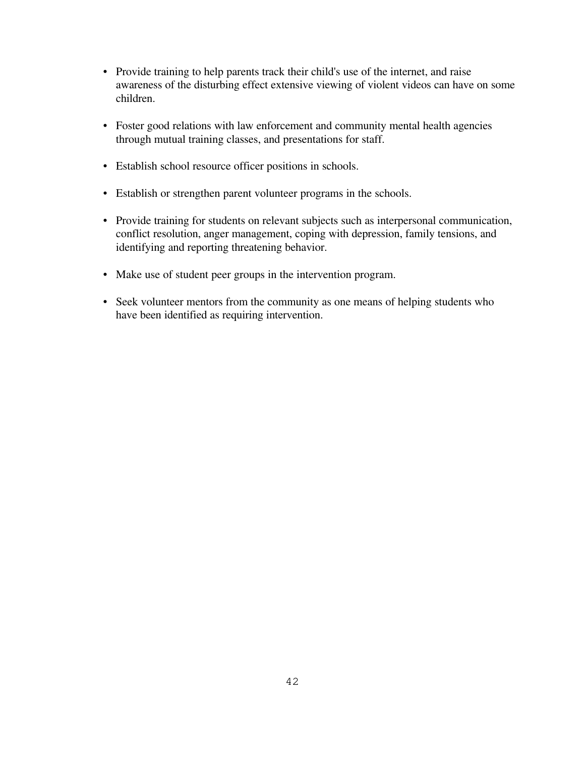- Provide training to help parents track their child's use of the internet, and raise awareness of the disturbing effect extensive viewing of violent videos can have on some children.

- Foster good relations with law enforcement and community mental health agencies through mutual training classes, and presentations for staff.

- Establish school resource officer positions in schools.

- Establish or strengthen parent volunteer programs in the schools.

- Provide training for students on relevant subjects such as interpersonal communication, conflict resolution, anger management, coping with depression, family tensions, and identifying and reporting threatening behavior.

- Make use of student peer groups in the intervention program.

- Seek volunteer mentors from the community as one means of helping students who have been identified as requiring intervention.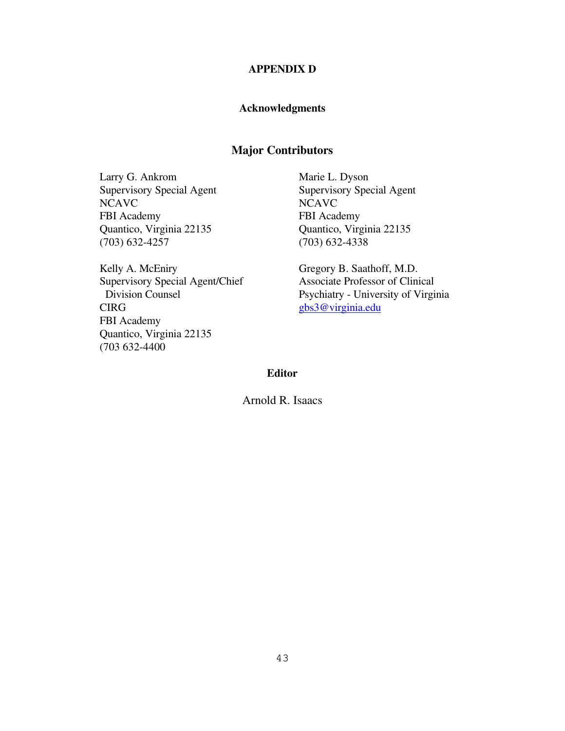# APPENDIX D

## Acknowledgments

### Major Contributors

Larry G. Ankrom
Supervisory Special Agent
NCAVC
FBI Academy
Quantico, Virginia 22135
(703) 632-4257

Marie L. Dyson
Supervisory Special Agent
NCAVC
FBI Academy
Quantico, Virginia 22135
(703) 632-4338

Kelly A. McEniry
Supervisory Special Agent/Chief
Division Counsel
CIRG
FBI Academy
Quantico, Virginia 22135
(703 632-4400

Gregory B. Saathoff, M.D.
Associate Professor of Clinical
Psychiatry - University of Virginia
gbs3@virginia.edu

### Editor

Arnold R. Isaacs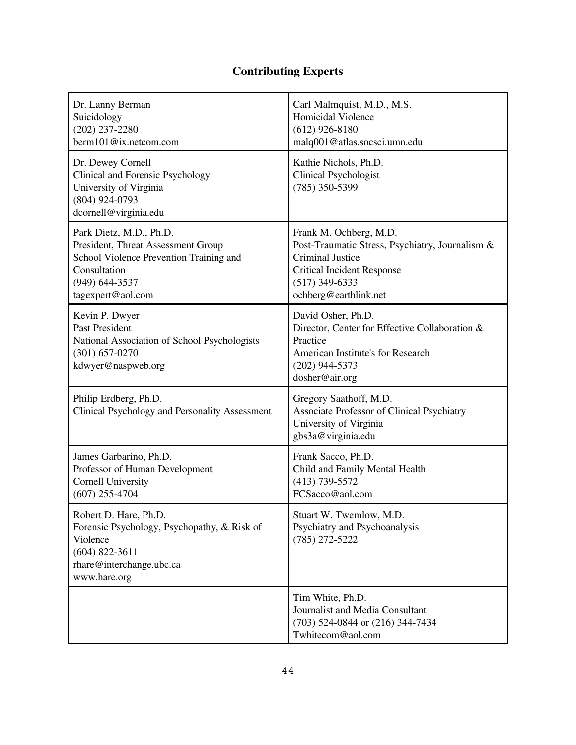# Contributing Experts

| | |
|---|---|
| Dr. Lanny Berman<br>Suicidology<br>(202) 237-2280<br>berm101@ix.netcom.com | Carl Malmquist, M.D., M.S.<br>Homicidal Violence<br>(612) 926-8180<br>malq001@atlas.socsci.umn.edu |
| Dr. Dewey Cornell<br>Clinical and Forensic Psychology<br>University of Virginia<br>(804) 924-0793<br>dcornell@virginia.edu | Kathie Nichols, Ph.D.<br>Clinical Psychologist<br>(785) 350-5399 |
| Park Dietz, M.D., Ph.D.<br>President, Threat Assessment Group<br>School Violence Prevention Training and Consultation<br>(949) 644-3537<br>tagexpert@aol.com | Frank M. Ochberg, M.D.<br>Post-Traumatic Stress, Psychiatry, Journalism & Criminal Justice<br>Critical Incident Response<br>(517) 349-6333<br>ochberg@earthlink.net |
| Kevin P. Dwyer<br>Past President<br>National Association of School Psychologists<br>(301) 657-0270<br>kdwyer@naspweb.org | David Osher, Ph.D.<br>Director, Center for Effective Collaboration & Practice<br>American Institute's for Research<br>(202) 944-5373<br>dosher@air.org |
| Philip Erdberg, Ph.D.<br>Clinical Psychology and Personality Assessment | Gregory Saathoff, M.D.<br>Associate Professor of Clinical Psychiatry<br>University of Virginia<br>gbs3a@virginia.edu |
| James Garbarino, Ph.D.<br>Professor of Human Development<br>Cornell University<br>(607) 255-4704 | Frank Sacco, Ph.D.<br>Child and Family Mental Health<br>(413) 739-5572<br>FCSacco@aol.com |
| Robert D. Hare, Ph.D.<br>Forensic Psychology, Psychopathy, & Risk of Violence<br>(604) 822-3611<br>rhare@interchange.ubc.ca<br>www.hare.org | Stuart W. Twemlow, M.D.<br>Psychiatry and Psychoanalysis<br>(785) 272-5222 |
| | Tim White, Ph.D.<br>Journalist and Media Consultant<br>(703) 524-0844 or (216) 344-7434<br>Twhitecom@aol.com |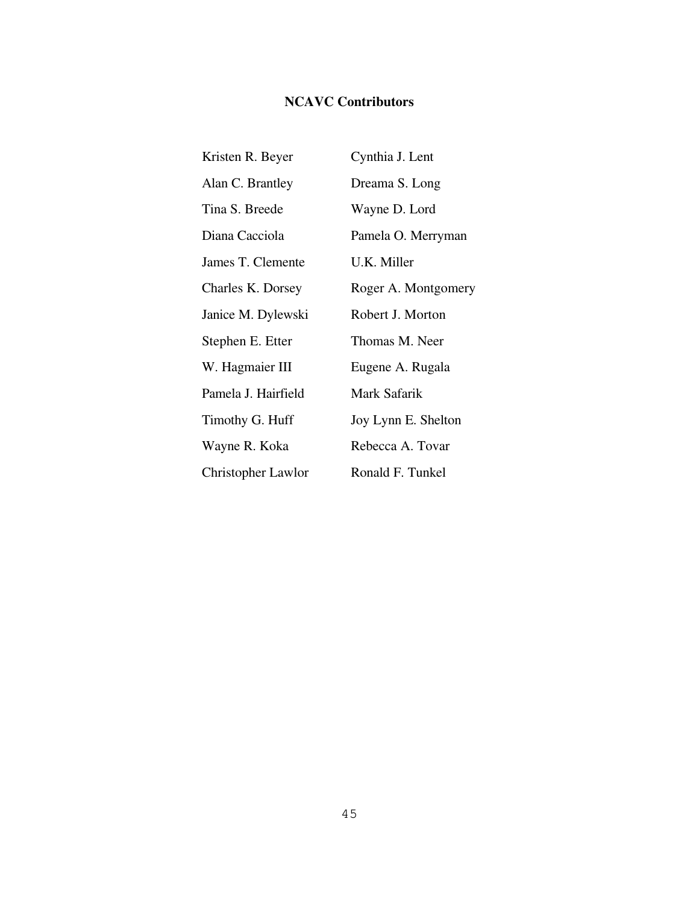## NCAVC Contributors

Kristen R. Beyer
Alan C. Brantley
Tina S. Breede
Diana Cacciola
James T. Clemente
Charles K. Dorsey
Janice M. Dylewski
Stephen E. Etter
W. Hagmaier III
Pamela J. Hairfield
Timothy G. Huff
Wayne R. Koka
Christopher Lawlor
Cynthia J. Lent
Dreama S. Long
Wayne D. Lord
Pamela O. Merryman
U.K. Miller
Roger A. Montgomery
Robert J. Morton
Thomas M. Neer
Eugene A. Rugala
Mark Safarik
Joy Lynn E. Shelton
Rebecca A. Tovar
Ronald F. Tunkel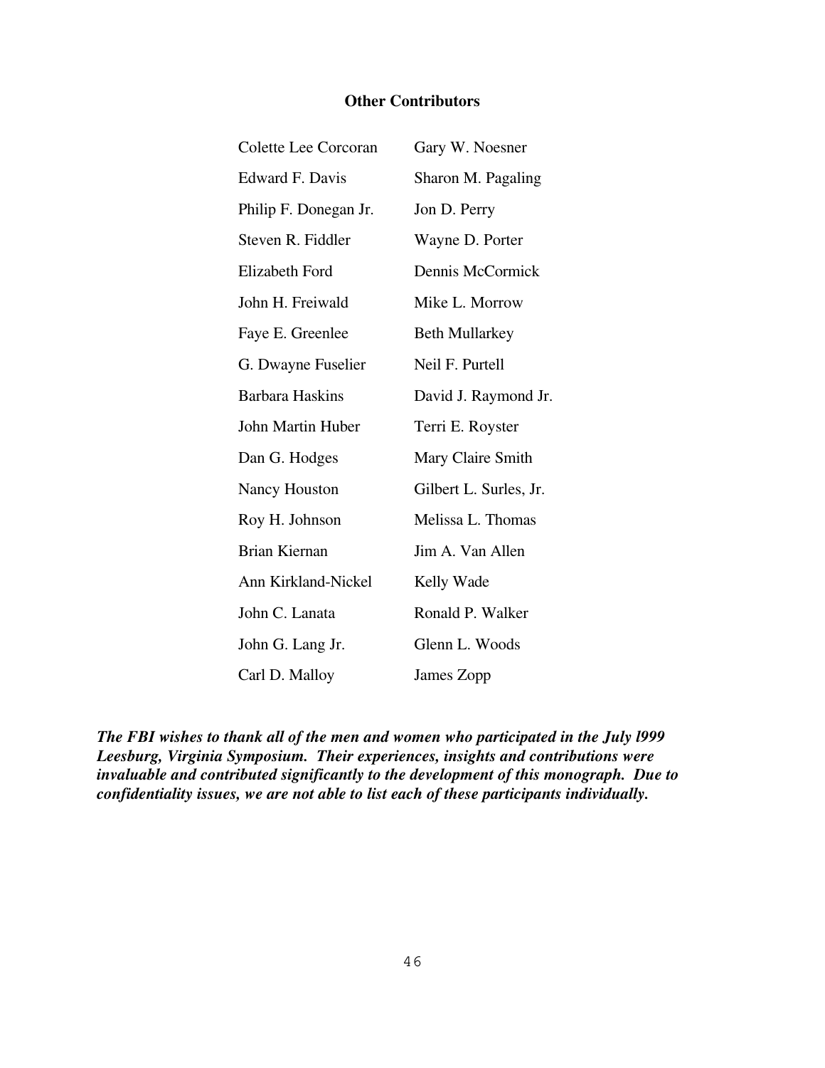## Other Contributors

| | |
|---|---|
| Colette Lee Corcoran | Gary W. Noesner |
| Edward F. Davis | Sharon M. Pagaling |
| Philip F. Donegan Jr. | Jon D. Perry |
| Steven R. Fiddler | Wayne D. Porter |
| Elizabeth Ford | Dennis McCormick |
| John H. Freiwald | Mike L. Morrow |
| Faye E. Greenlee | Beth Mullarkey |
| G. Dwayne Fuselier | Neil F. Purtell |
| Barbara Haskins | David J. Raymond Jr. |
| John Martin Huber | Terri E. Royster |
| Dan G. Hodges | Mary Claire Smith |
| Nancy Houston | Gilbert L. Surles, Jr. |
| Roy H. Johnson | Melissa L. Thomas |
| Brian Kiernan | Jim A. Van Allen |
| Ann Kirkland-Nickel | Kelly Wade |
| John C. Lanata | Ronald P. Walker |
| John G. Lang Jr. | Glenn L. Woods |
| Carl D. Malloy | James Zopp |

***The FBI wishes to thank all of the men and women who participated in the July l999 Leesburg, Virginia Symposium. Their experiences, insights and contributions were invaluable and contributed significantly to the development of this monograph. Due to confidentiality issues, we are not able to list each of these participants individually.***